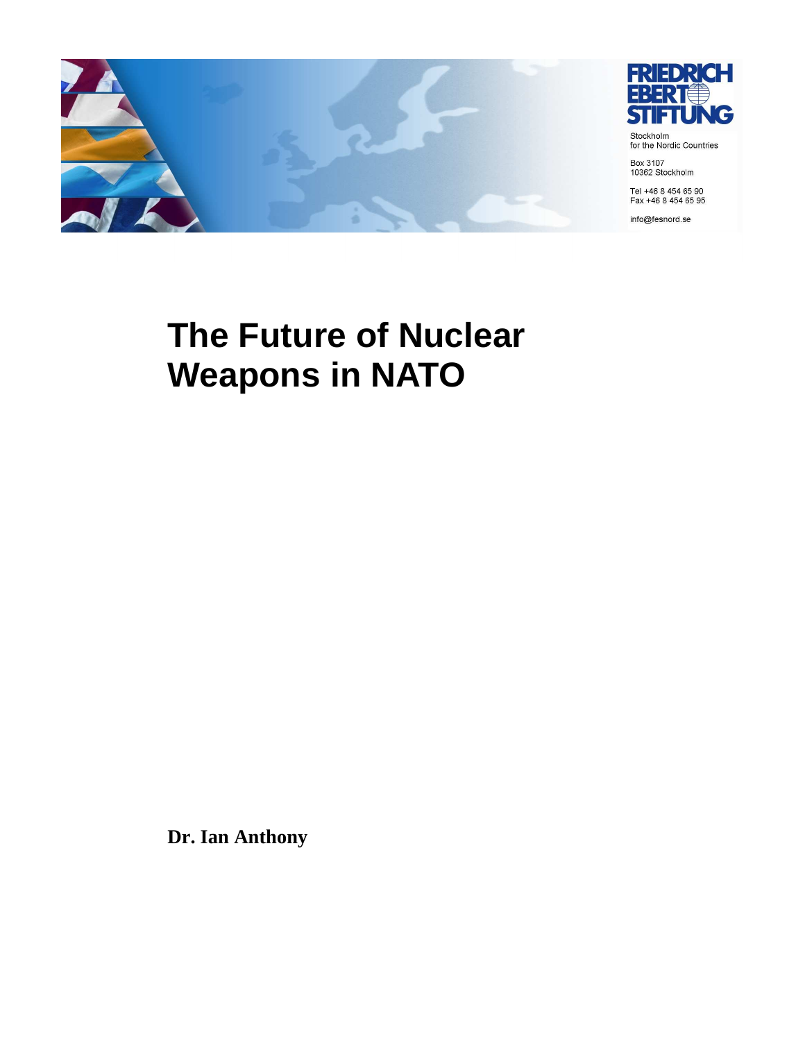FRIEDRICH EBERT STIFTUNG

Stockholm
for the Nordic Countries

Box 3107
10362 Stockholm

Tel +46 8 454 65 90
Fax +46 8 454 65 95

info@fesnord.se

# The Future of Nuclear Weapons in NATO

**Dr. Ian Anthony**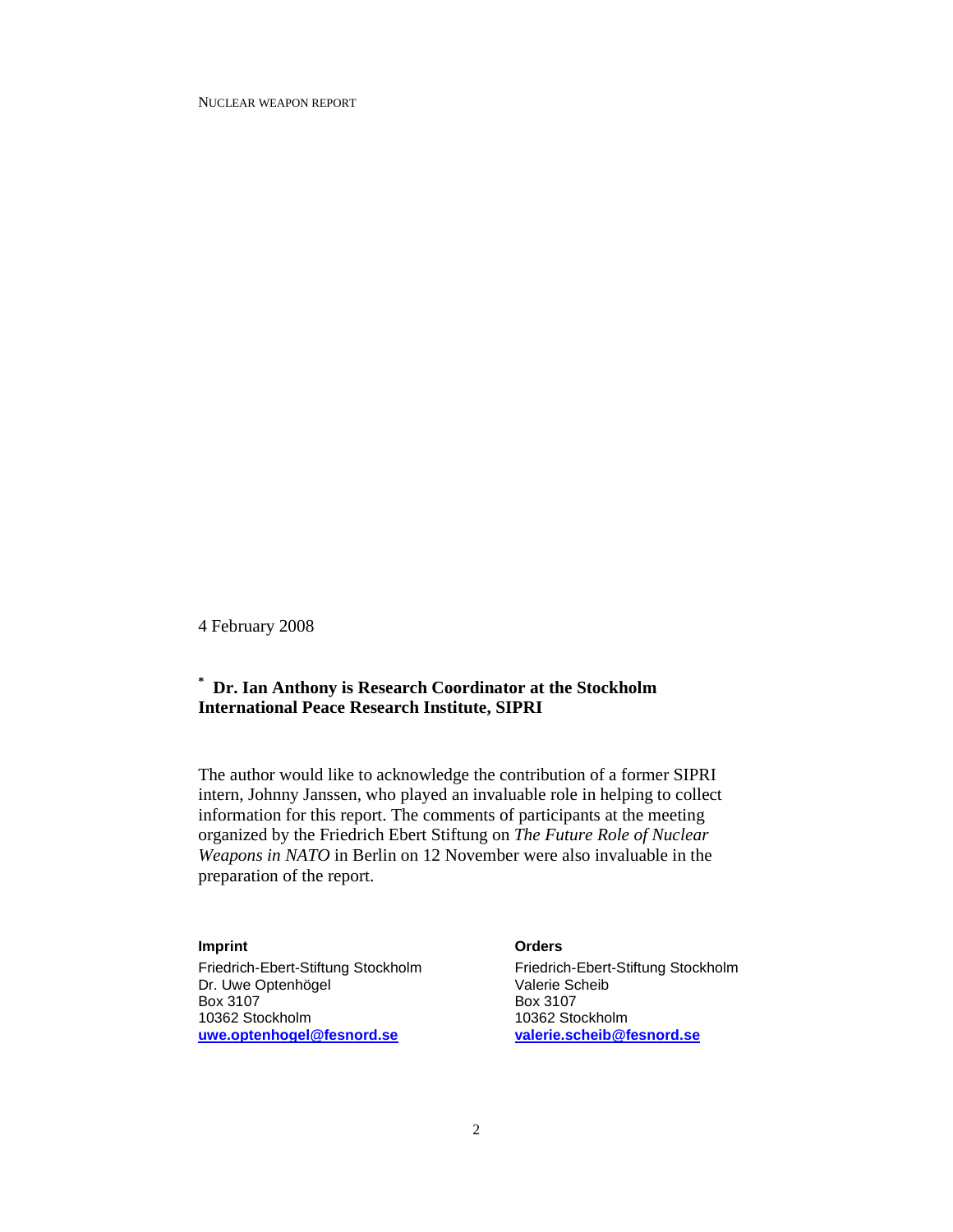4 February 2008

**[*] Dr. Ian Anthony is Research Coordinator at the Stockholm International Peace Research Institute, SIPRI**

The author would like to acknowledge the contribution of a former SIPRI intern, Johnny Janssen, who played an invaluable role in helping to collect information for this report. The comments of participants at the meeting organized by the Friedrich Ebert Stiftung on *The Future Role of Nuclear Weapons in NATO* in Berlin on 12 November were also invaluable in the preparation of the report.

**Imprint**

Friedrich-Ebert-Stiftung Stockholm
Dr. Uwe Optenhögel
Box 3107
10362 Stockholm
**uwe.optenhogel@fesnord.se**

**Orders**

Friedrich-Ebert-Stiftung Stockholm
Valerie Scheib
Box 3107
10362 Stockholm
**valerie.scheib@fesnord.se**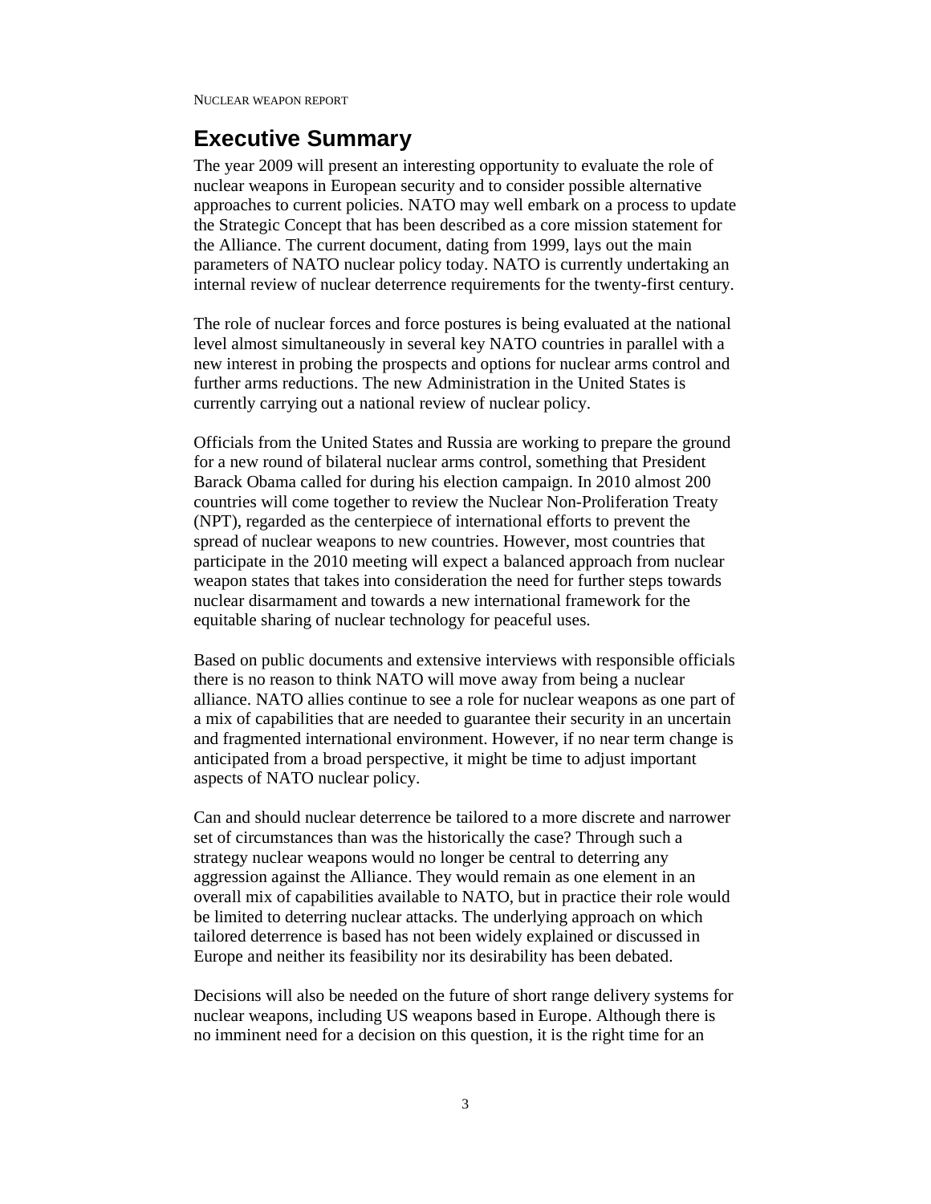## Executive Summary

The year 2009 will present an interesting opportunity to evaluate the role of nuclear weapons in European security and to consider possible alternative approaches to current policies. NATO may well embark on a process to update the Strategic Concept that has been described as a core mission statement for the Alliance. The current document, dating from 1999, lays out the main parameters of NATO nuclear policy today. NATO is currently undertaking an internal review of nuclear deterrence requirements for the twenty-first century.

The role of nuclear forces and force postures is being evaluated at the national level almost simultaneously in several key NATO countries in parallel with a new interest in probing the prospects and options for nuclear arms control and further arms reductions. The new Administration in the United States is currently carrying out a national review of nuclear policy.

Officials from the United States and Russia are working to prepare the ground for a new round of bilateral nuclear arms control, something that President Barack Obama called for during his election campaign. In 2010 almost 200 countries will come together to review the Nuclear Non-Proliferation Treaty (NPT), regarded as the centerpiece of international efforts to prevent the spread of nuclear weapons to new countries. However, most countries that participate in the 2010 meeting will expect a balanced approach from nuclear weapon states that takes into consideration the need for further steps towards nuclear disarmament and towards a new international framework for the equitable sharing of nuclear technology for peaceful uses.

Based on public documents and extensive interviews with responsible officials there is no reason to think NATO will move away from being a nuclear alliance. NATO allies continue to see a role for nuclear weapons as one part of a mix of capabilities that are needed to guarantee their security in an uncertain and fragmented international environment. However, if no near term change is anticipated from a broad perspective, it might be time to adjust important aspects of NATO nuclear policy.

Can and should nuclear deterrence be tailored to a more discrete and narrower set of circumstances than was the historically the case? Through such a strategy nuclear weapons would no longer be central to deterring any aggression against the Alliance. They would remain as one element in an overall mix of capabilities available to NATO, but in practice their role would be limited to deterring nuclear attacks. The underlying approach on which tailored deterrence is based has not been widely explained or discussed in Europe and neither its feasibility nor its desirability has been debated.

Decisions will also be needed on the future of short range delivery systems for nuclear weapons, including US weapons based in Europe. Although there is no imminent need for a decision on this question, it is the right time for an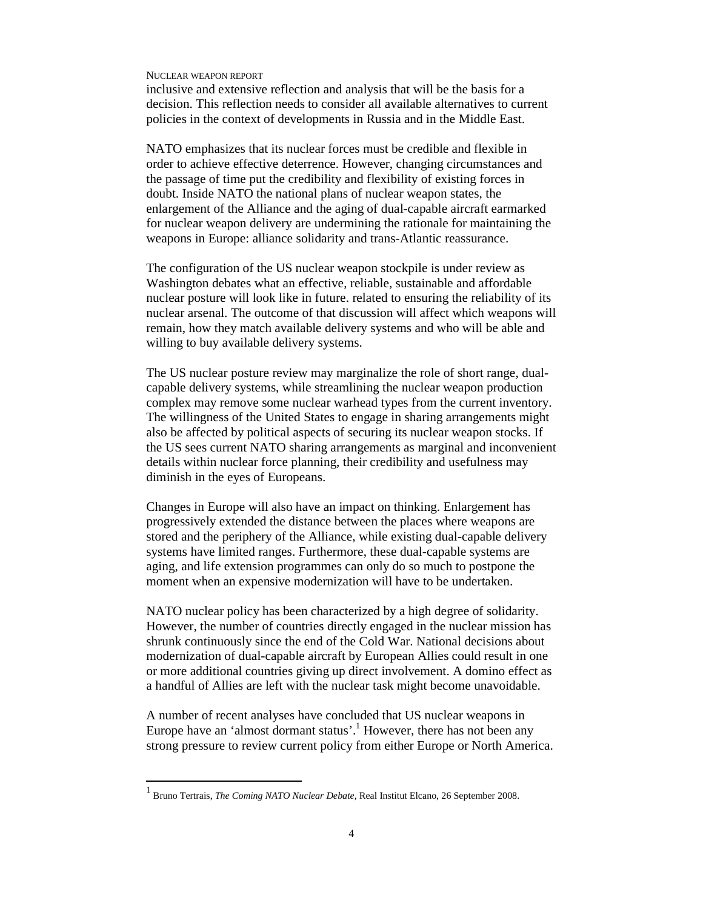inclusive and extensive reflection and analysis that will be the basis for a decision. This reflection needs to consider all available alternatives to current policies in the context of developments in Russia and in the Middle East.

NATO emphasizes that its nuclear forces must be credible and flexible in order to achieve effective deterrence. However, changing circumstances and the passage of time put the credibility and flexibility of existing forces in doubt. Inside NATO the national plans of nuclear weapon states, the enlargement of the Alliance and the aging of dual-capable aircraft earmarked for nuclear weapon delivery are undermining the rationale for maintaining the weapons in Europe: alliance solidarity and trans-Atlantic reassurance.

The configuration of the US nuclear weapon stockpile is under review as Washington debates what an effective, reliable, sustainable and affordable nuclear posture will look like in future. related to ensuring the reliability of its nuclear arsenal. The outcome of that discussion will affect which weapons will remain, how they match available delivery systems and who will be able and willing to buy available delivery systems.

The US nuclear posture review may marginalize the role of short range, dual-capable delivery systems, while streamlining the nuclear weapon production complex may remove some nuclear warhead types from the current inventory. The willingness of the United States to engage in sharing arrangements might also be affected by political aspects of securing its nuclear weapon stocks. If the US sees current NATO sharing arrangements as marginal and inconvenient details within nuclear force planning, their credibility and usefulness may diminish in the eyes of Europeans.

Changes in Europe will also have an impact on thinking. Enlargement has progressively extended the distance between the places where weapons are stored and the periphery of the Alliance, while existing dual-capable delivery systems have limited ranges. Furthermore, these dual-capable systems are aging, and life extension programmes can only do so much to postpone the moment when an expensive modernization will have to be undertaken.

NATO nuclear policy has been characterized by a high degree of solidarity. However, the number of countries directly engaged in the nuclear mission has shrunk continuously since the end of the Cold War. National decisions about modernization of dual-capable aircraft by European Allies could result in one or more additional countries giving up direct involvement. A domino effect as a handful of Allies are left with the nuclear task might become unavoidable.

A number of recent analyses have concluded that US nuclear weapons in Europe have an 'almost dormant status'.[1] However, there has not been any strong pressure to review current policy from either Europe or North America.

---

[1] Bruno Tertrais, *The Coming NATO Nuclear Debate*, Real Institut Elcano, 26 September 2008.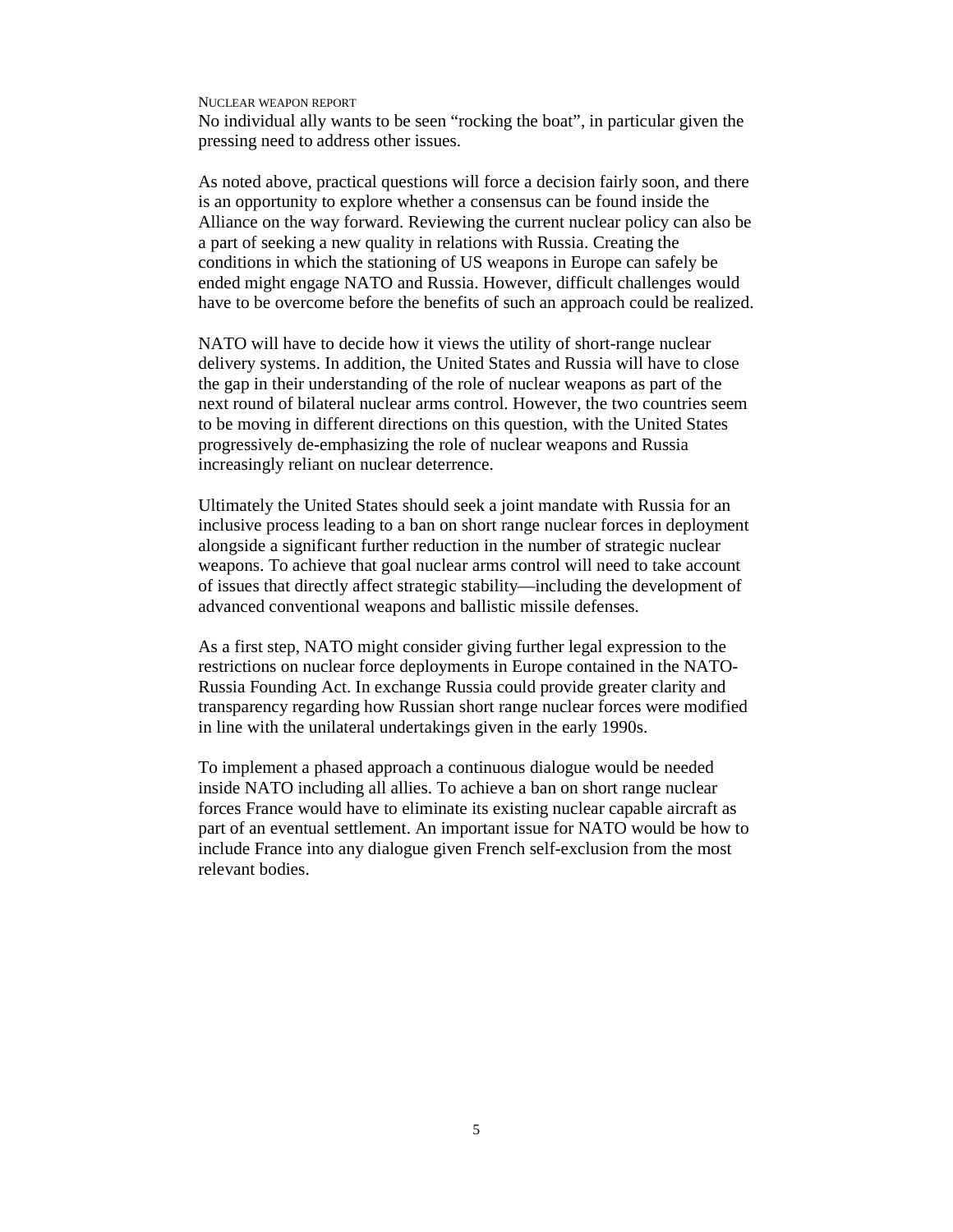No individual ally wants to be seen “rocking the boat”, in particular given the pressing need to address other issues.

As noted above, practical questions will force a decision fairly soon, and there is an opportunity to explore whether a consensus can be found inside the Alliance on the way forward. Reviewing the current nuclear policy can also be a part of seeking a new quality in relations with Russia. Creating the conditions in which the stationing of US weapons in Europe can safely be ended might engage NATO and Russia. However, difficult challenges would have to be overcome before the benefits of such an approach could be realized.

NATO will have to decide how it views the utility of short-range nuclear delivery systems. In addition, the United States and Russia will have to close the gap in their understanding of the role of nuclear weapons as part of the next round of bilateral nuclear arms control. However, the two countries seem to be moving in different directions on this question, with the United States progressively de-emphasizing the role of nuclear weapons and Russia increasingly reliant on nuclear deterrence.

Ultimately the United States should seek a joint mandate with Russia for an inclusive process leading to a ban on short range nuclear forces in deployment alongside a significant further reduction in the number of strategic nuclear weapons. To achieve that goal nuclear arms control will need to take account of issues that directly affect strategic stability—including the development of advanced conventional weapons and ballistic missile defenses.

As a first step, NATO might consider giving further legal expression to the restrictions on nuclear force deployments in Europe contained in the NATO-Russia Founding Act. In exchange Russia could provide greater clarity and transparency regarding how Russian short range nuclear forces were modified in line with the unilateral undertakings given in the early 1990s.

To implement a phased approach a continuous dialogue would be needed inside NATO including all allies. To achieve a ban on short range nuclear forces France would have to eliminate its existing nuclear capable aircraft as part of an eventual settlement. An important issue for NATO would be how to include France into any dialogue given French self-exclusion from the most relevant bodies.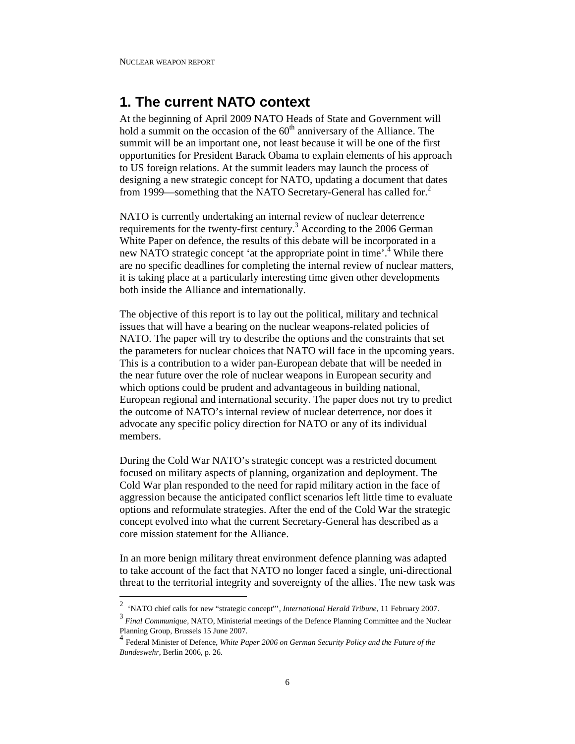## 1. The current NATO context

At the beginning of April 2009 NATO Heads of State and Government will hold a summit on the occasion of the 60th anniversary of the Alliance. The summit will be an important one, not least because it will be one of the first opportunities for President Barack Obama to explain elements of his approach to US foreign relations. At the summit leaders may launch the process of designing a new strategic concept for NATO, updating a document that dates from 1999—something that the NATO Secretary-General has called for.[2]

NATO is currently undertaking an internal review of nuclear deterrence requirements for the twenty-first century.[3] According to the 2006 German White Paper on defence, the results of this debate will be incorporated in a new NATO strategic concept 'at the appropriate point in time'.[4] While there are no specific deadlines for completing the internal review of nuclear matters, it is taking place at a particularly interesting time given other developments both inside the Alliance and internationally.

The objective of this report is to lay out the political, military and technical issues that will have a bearing on the nuclear weapons-related policies of NATO. The paper will try to describe the options and the constraints that set the parameters for nuclear choices that NATO will face in the upcoming years. This is a contribution to a wider pan-European debate that will be needed in the near future over the role of nuclear weapons in European security and which options could be prudent and advantageous in building national, European regional and international security. The paper does not try to predict the outcome of NATO's internal review of nuclear deterrence, nor does it advocate any specific policy direction for NATO or any of its individual members.

During the Cold War NATO's strategic concept was a restricted document focused on military aspects of planning, organization and deployment. The Cold War plan responded to the need for rapid military action in the face of aggression because the anticipated conflict scenarios left little time to evaluate options and reformulate strategies. After the end of the Cold War the strategic concept evolved into what the current Secretary-General has described as a core mission statement for the Alliance.

In an more benign military threat environment defence planning was adapted to take account of the fact that NATO no longer faced a single, uni-directional threat to the territorial integrity and sovereignty of the allies. The new task was

---

[2] 'NATO chief calls for new "strategic concept"', *International Herald Tribune*, 11 February 2007.

[3] *Final Communique*, NATO, Ministerial meetings of the Defence Planning Committee and the Nuclear Planning Group, Brussels 15 June 2007.

[4] Federal Minister of Defence, *White Paper 2006 on German Security Policy and the Future of the Bundeswehr*, Berlin 2006, p. 26.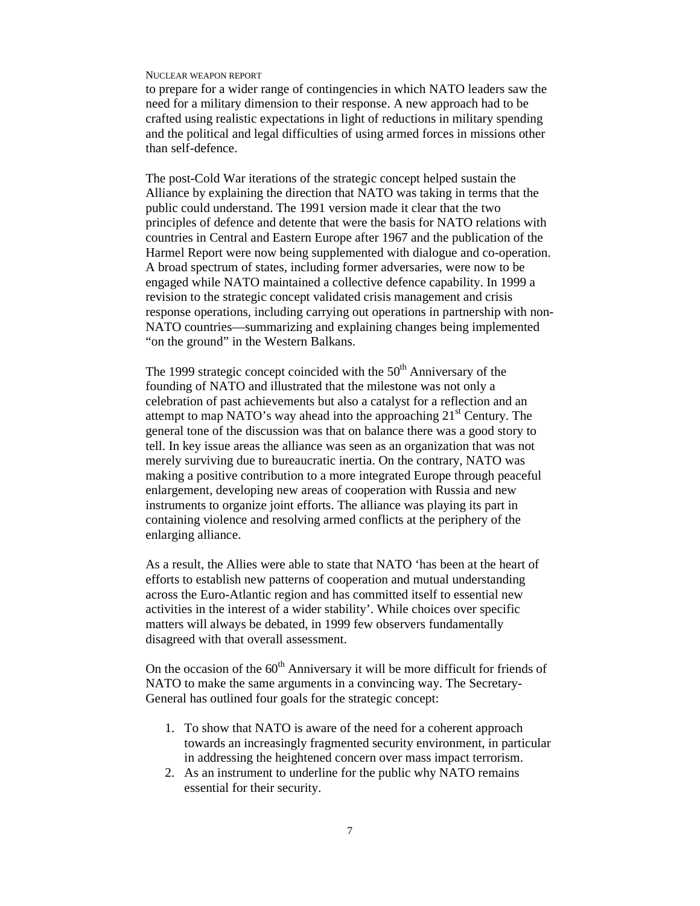to prepare for a wider range of contingencies in which NATO leaders saw the need for a military dimension to their response. A new approach had to be crafted using realistic expectations in light of reductions in military spending and the political and legal difficulties of using armed forces in missions other than self-defence.

The post-Cold War iterations of the strategic concept helped sustain the Alliance by explaining the direction that NATO was taking in terms that the public could understand. The 1991 version made it clear that the two principles of defence and detente that were the basis for NATO relations with countries in Central and Eastern Europe after 1967 and the publication of the Harmel Report were now being supplemented with dialogue and co-operation. A broad spectrum of states, including former adversaries, were now to be engaged while NATO maintained a collective defence capability. In 1999 a revision to the strategic concept validated crisis management and crisis response operations, including carrying out operations in partnership with non-NATO countries—summarizing and explaining changes being implemented "on the ground" in the Western Balkans.

The 1999 strategic concept coincided with the 50th Anniversary of the founding of NATO and illustrated that the milestone was not only a celebration of past achievements but also a catalyst for a reflection and an attempt to map NATO's way ahead into the approaching 21st Century. The general tone of the discussion was that on balance there was a good story to tell. In key issue areas the alliance was seen as an organization that was not merely surviving due to bureaucratic inertia. On the contrary, NATO was making a positive contribution to a more integrated Europe through peaceful enlargement, developing new areas of cooperation with Russia and new instruments to organize joint efforts. The alliance was playing its part in containing violence and resolving armed conflicts at the periphery of the enlarging alliance.

As a result, the Allies were able to state that NATO 'has been at the heart of efforts to establish new patterns of cooperation and mutual understanding across the Euro-Atlantic region and has committed itself to essential new activities in the interest of a wider stability'. While choices over specific matters will always be debated, in 1999 few observers fundamentally disagreed with that overall assessment.

On the occasion of the 60th Anniversary it will be more difficult for friends of NATO to make the same arguments in a convincing way. The Secretary-General has outlined four goals for the strategic concept:

1. To show that NATO is aware of the need for a coherent approach towards an increasingly fragmented security environment, in particular in addressing the heightened concern over mass impact terrorism.
2. As an instrument to underline for the public why NATO remains essential for their security.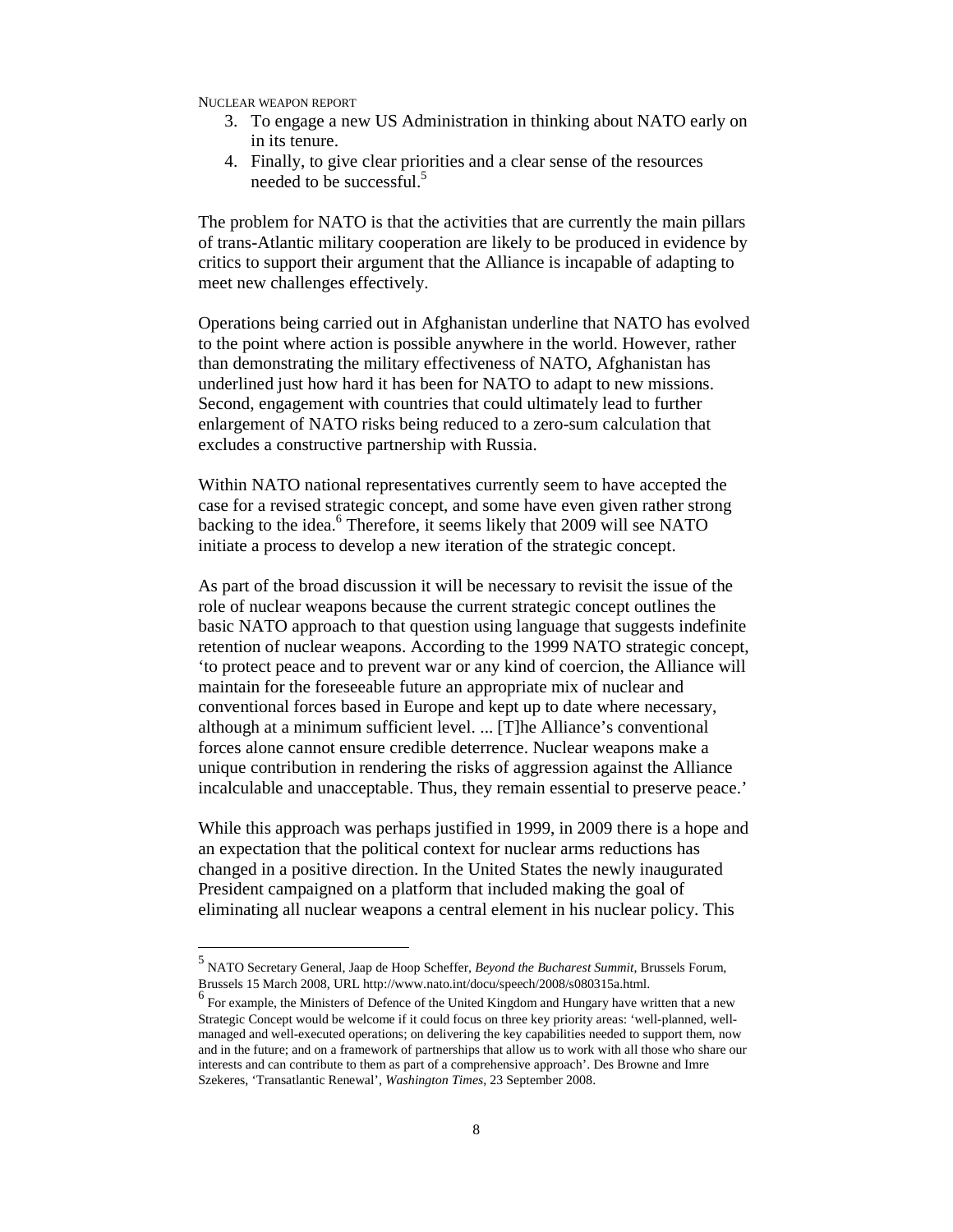3. To engage a new US Administration in thinking about NATO early on in its tenure.
4. Finally, to give clear priorities and a clear sense of the resources needed to be successful.[5]

The problem for NATO is that the activities that are currently the main pillars of trans-Atlantic military cooperation are likely to be produced in evidence by critics to support their argument that the Alliance is incapable of adapting to meet new challenges effectively.

Operations being carried out in Afghanistan underline that NATO has evolved to the point where action is possible anywhere in the world. However, rather than demonstrating the military effectiveness of NATO, Afghanistan has underlined just how hard it has been for NATO to adapt to new missions. Second, engagement with countries that could ultimately lead to further enlargement of NATO risks being reduced to a zero-sum calculation that excludes a constructive partnership with Russia.

Within NATO national representatives currently seem to have accepted the case for a revised strategic concept, and some have even given rather strong backing to the idea.[6] Therefore, it seems likely that 2009 will see NATO initiate a process to develop a new iteration of the strategic concept.

As part of the broad discussion it will be necessary to revisit the issue of the role of nuclear weapons because the current strategic concept outlines the basic NATO approach to that question using language that suggests indefinite retention of nuclear weapons. According to the 1999 NATO strategic concept, 'to protect peace and to prevent war or any kind of coercion, the Alliance will maintain for the foreseeable future an appropriate mix of nuclear and conventional forces based in Europe and kept up to date where necessary, although at a minimum sufficient level. ... [T]he Alliance's conventional forces alone cannot ensure credible deterrence. Nuclear weapons make a unique contribution in rendering the risks of aggression against the Alliance incalculable and unacceptable. Thus, they remain essential to preserve peace.'

While this approach was perhaps justified in 1999, in 2009 there is a hope and an expectation that the political context for nuclear arms reductions has changed in a positive direction. In the United States the newly inaugurated President campaigned on a platform that included making the goal of eliminating all nuclear weapons a central element in his nuclear policy. This

---

[5] NATO Secretary General, Jaap de Hoop Scheffer, *Beyond the Bucharest Summit*, Brussels Forum, Brussels 15 March 2008, URL http://www.nato.int/docu/speech/2008/s080315a.html.

[6] For example, the Ministers of Defence of the United Kingdom and Hungary have written that a new Strategic Concept would be welcome if it could focus on three key priority areas: 'well-planned, well-managed and well-executed operations; on delivering the key capabilities needed to support them, now and in the future; and on a framework of partnerships that allow us to work with all those who share our interests and can contribute to them as part of a comprehensive approach'. Des Browne and Imre Szekeres, 'Transatlantic Renewal', *Washington Times*, 23 September 2008.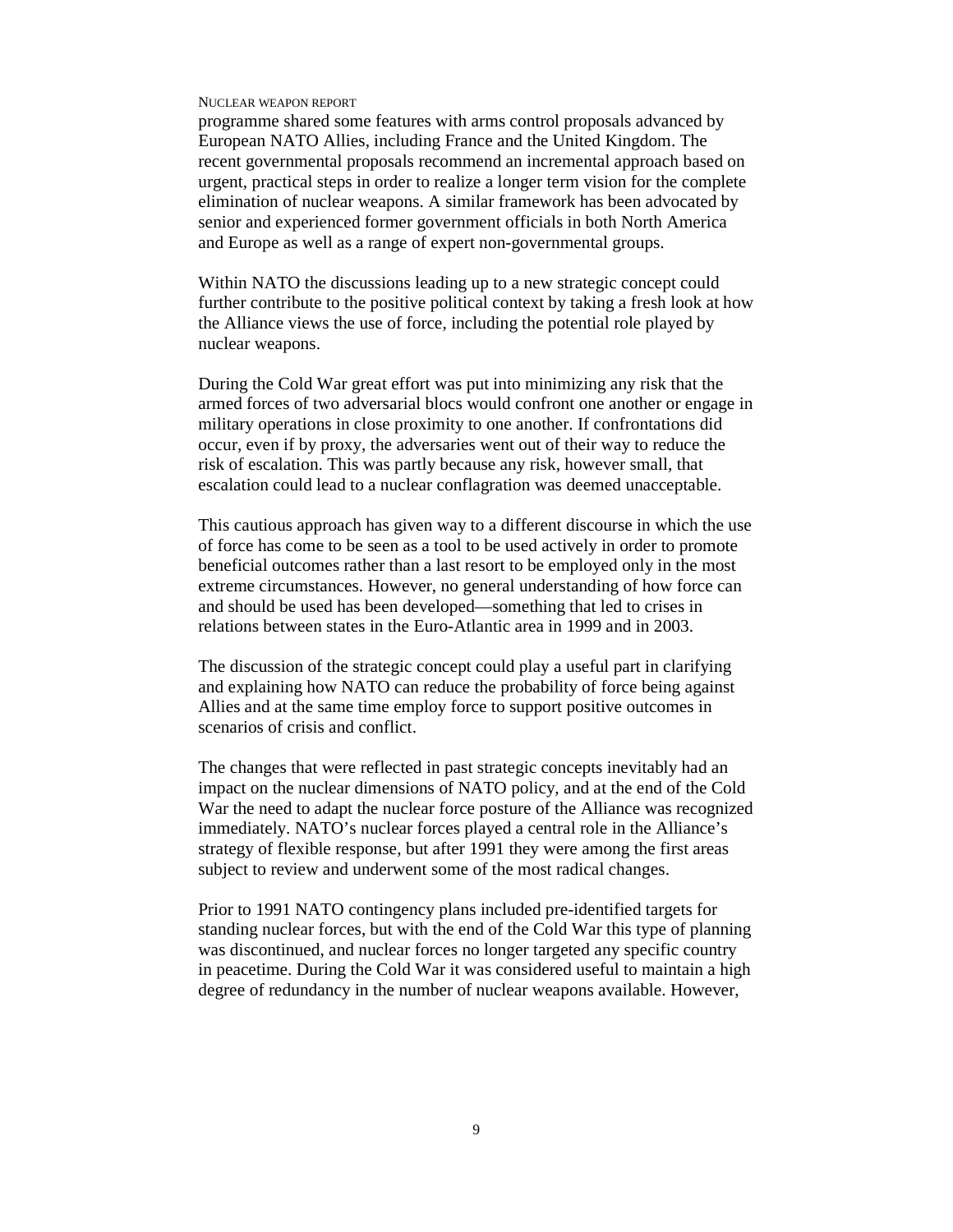programme shared some features with arms control proposals advanced by European NATO Allies, including France and the United Kingdom. The recent governmental proposals recommend an incremental approach based on urgent, practical steps in order to realize a longer term vision for the complete elimination of nuclear weapons. A similar framework has been advocated by senior and experienced former government officials in both North America and Europe as well as a range of expert non-governmental groups.

Within NATO the discussions leading up to a new strategic concept could further contribute to the positive political context by taking a fresh look at how the Alliance views the use of force, including the potential role played by nuclear weapons.

During the Cold War great effort was put into minimizing any risk that the armed forces of two adversarial blocs would confront one another or engage in military operations in close proximity to one another. If confrontations did occur, even if by proxy, the adversaries went out of their way to reduce the risk of escalation. This was partly because any risk, however small, that escalation could lead to a nuclear conflagration was deemed unacceptable.

This cautious approach has given way to a different discourse in which the use of force has come to be seen as a tool to be used actively in order to promote beneficial outcomes rather than a last resort to be employed only in the most extreme circumstances. However, no general understanding of how force can and should be used has been developed—something that led to crises in relations between states in the Euro-Atlantic area in 1999 and in 2003.

The discussion of the strategic concept could play a useful part in clarifying and explaining how NATO can reduce the probability of force being against Allies and at the same time employ force to support positive outcomes in scenarios of crisis and conflict.

The changes that were reflected in past strategic concepts inevitably had an impact on the nuclear dimensions of NATO policy, and at the end of the Cold War the need to adapt the nuclear force posture of the Alliance was recognized immediately. NATO's nuclear forces played a central role in the Alliance's strategy of flexible response, but after 1991 they were among the first areas subject to review and underwent some of the most radical changes.

Prior to 1991 NATO contingency plans included pre-identified targets for standing nuclear forces, but with the end of the Cold War this type of planning was discontinued, and nuclear forces no longer targeted any specific country in peacetime. During the Cold War it was considered useful to maintain a high degree of redundancy in the number of nuclear weapons available. However,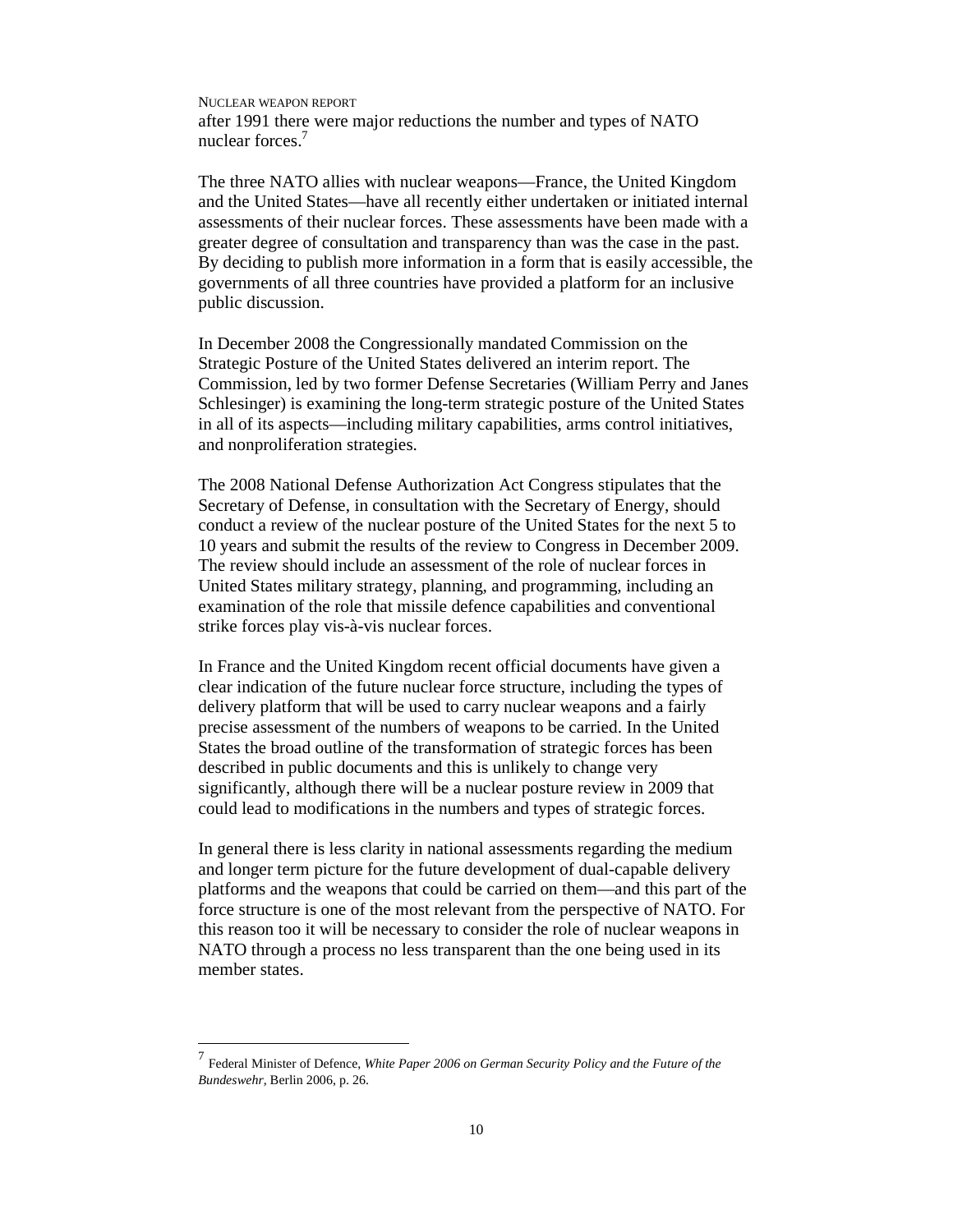after 1991 there were major reductions the number and types of NATO nuclear forces.[7]

The three NATO allies with nuclear weapons—France, the United Kingdom and the United States—have all recently either undertaken or initiated internal assessments of their nuclear forces. These assessments have been made with a greater degree of consultation and transparency than was the case in the past. By deciding to publish more information in a form that is easily accessible, the governments of all three countries have provided a platform for an inclusive public discussion.

In December 2008 the Congressionally mandated Commission on the Strategic Posture of the United States delivered an interim report. The Commission, led by two former Defense Secretaries (William Perry and Janes Schlesinger) is examining the long-term strategic posture of the United States in all of its aspects—including military capabilities, arms control initiatives, and nonproliferation strategies.

The 2008 National Defense Authorization Act Congress stipulates that the Secretary of Defense, in consultation with the Secretary of Energy, should conduct a review of the nuclear posture of the United States for the next 5 to 10 years and submit the results of the review to Congress in December 2009. The review should include an assessment of the role of nuclear forces in United States military strategy, planning, and programming, including an examination of the role that missile defence capabilities and conventional strike forces play vis-à-vis nuclear forces.

In France and the United Kingdom recent official documents have given a clear indication of the future nuclear force structure, including the types of delivery platform that will be used to carry nuclear weapons and a fairly precise assessment of the numbers of weapons to be carried. In the United States the broad outline of the transformation of strategic forces has been described in public documents and this is unlikely to change very significantly, although there will be a nuclear posture review in 2009 that could lead to modifications in the numbers and types of strategic forces.

In general there is less clarity in national assessments regarding the medium and longer term picture for the future development of dual-capable delivery platforms and the weapons that could be carried on them—and this part of the force structure is one of the most relevant from the perspective of NATO. For this reason too it will be necessary to consider the role of nuclear weapons in NATO through a process no less transparent than the one being used in its member states.

---

[7] Federal Minister of Defence, *White Paper 2006 on German Security Policy and the Future of the Bundeswehr*, Berlin 2006, p. 26.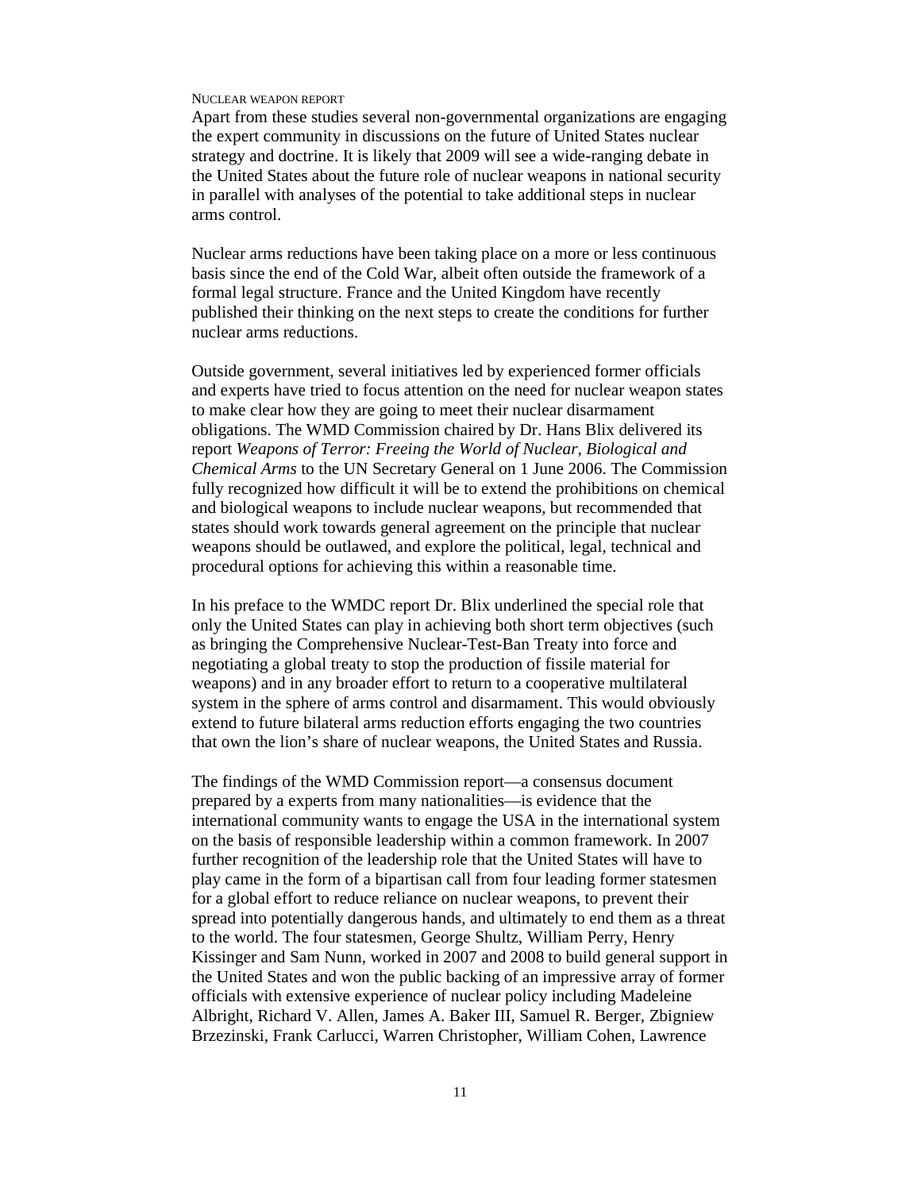Apart from these studies several non-governmental organizations are engaging the expert community in discussions on the future of United States nuclear strategy and doctrine. It is likely that 2009 will see a wide-ranging debate in the United States about the future role of nuclear weapons in national security in parallel with analyses of the potential to take additional steps in nuclear arms control.

Nuclear arms reductions have been taking place on a more or less continuous basis since the end of the Cold War, albeit often outside the framework of a formal legal structure. France and the United Kingdom have recently published their thinking on the next steps to create the conditions for further nuclear arms reductions.

Outside government, several initiatives led by experienced former officials and experts have tried to focus attention on the need for nuclear weapon states to make clear how they are going to meet their nuclear disarmament obligations. The WMD Commission chaired by Dr. Hans Blix delivered its report *Weapons of Terror: Freeing the World of Nuclear, Biological and Chemical Arms* to the UN Secretary General on 1 June 2006. The Commission fully recognized how difficult it will be to extend the prohibitions on chemical and biological weapons to include nuclear weapons, but recommended that states should work towards general agreement on the principle that nuclear weapons should be outlawed, and explore the political, legal, technical and procedural options for achieving this within a reasonable time.

In his preface to the WMDC report Dr. Blix underlined the special role that only the United States can play in achieving both short term objectives (such as bringing the Comprehensive Nuclear-Test-Ban Treaty into force and negotiating a global treaty to stop the production of fissile material for weapons) and in any broader effort to return to a cooperative multilateral system in the sphere of arms control and disarmament. This would obviously extend to future bilateral arms reduction efforts engaging the two countries that own the lion's share of nuclear weapons, the United States and Russia.

The findings of the WMD Commission report—a consensus document prepared by a experts from many nationalities—is evidence that the international community wants to engage the USA in the international system on the basis of responsible leadership within a common framework. In 2007 further recognition of the leadership role that the United States will have to play came in the form of a bipartisan call from four leading former statesmen for a global effort to reduce reliance on nuclear weapons, to prevent their spread into potentially dangerous hands, and ultimately to end them as a threat to the world. The four statesmen, George Shultz, William Perry, Henry Kissinger and Sam Nunn, worked in 2007 and 2008 to build general support in the United States and won the public backing of an impressive array of former officials with extensive experience of nuclear policy including Madeleine Albright, Richard V. Allen, James A. Baker III, Samuel R. Berger, Zbigniew Brzezinski, Frank Carlucci, Warren Christopher, William Cohen, Lawrence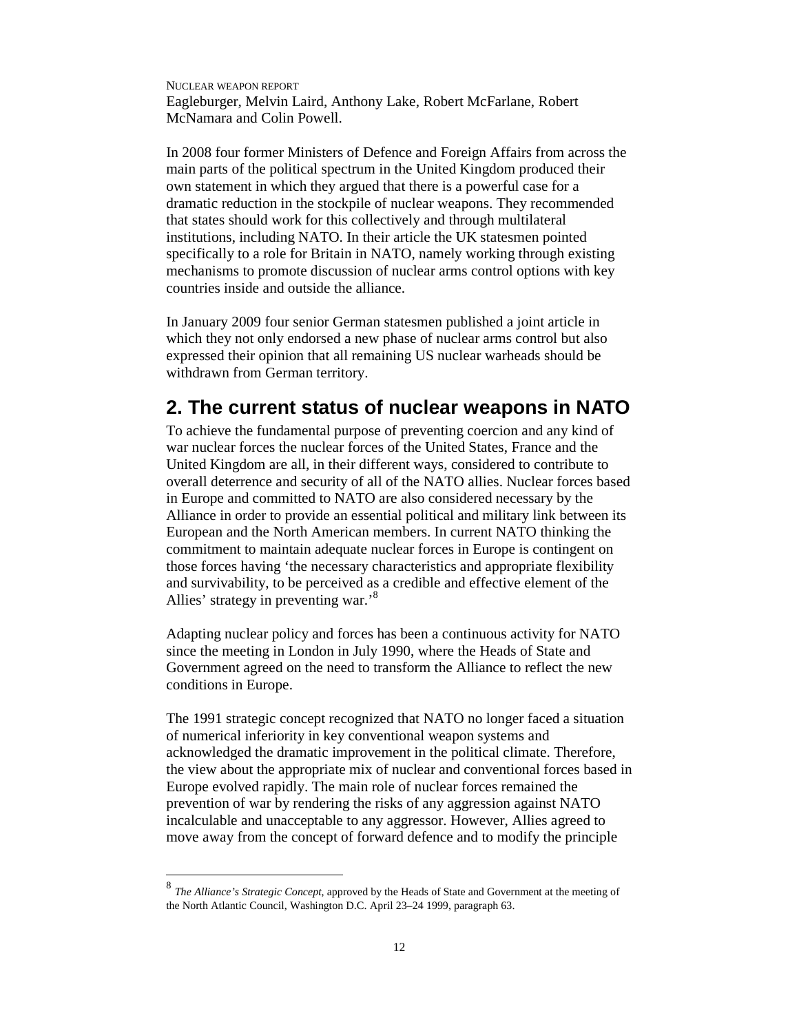Eagleburger, Melvin Laird, Anthony Lake, Robert McFarlane, Robert McNamara and Colin Powell.

In 2008 four former Ministers of Defence and Foreign Affairs from across the main parts of the political spectrum in the United Kingdom produced their own statement in which they argued that there is a powerful case for a dramatic reduction in the stockpile of nuclear weapons. They recommended that states should work for this collectively and through multilateral institutions, including NATO. In their article the UK statesmen pointed specifically to a role for Britain in NATO, namely working through existing mechanisms to promote discussion of nuclear arms control options with key countries inside and outside the alliance.

In January 2009 four senior German statesmen published a joint article in which they not only endorsed a new phase of nuclear arms control but also expressed their opinion that all remaining US nuclear warheads should be withdrawn from German territory.

## 2. The current status of nuclear weapons in NATO

To achieve the fundamental purpose of preventing coercion and any kind of war nuclear forces the nuclear forces of the United States, France and the United Kingdom are all, in their different ways, considered to contribute to overall deterrence and security of all of the NATO allies. Nuclear forces based in Europe and committed to NATO are also considered necessary by the Alliance in order to provide an essential political and military link between its European and the North American members. In current NATO thinking the commitment to maintain adequate nuclear forces in Europe is contingent on those forces having 'the necessary characteristics and appropriate flexibility and survivability, to be perceived as a credible and effective element of the Allies' strategy in preventing war.'[8]

Adapting nuclear policy and forces has been a continuous activity for NATO since the meeting in London in July 1990, where the Heads of State and Government agreed on the need to transform the Alliance to reflect the new conditions in Europe.

The 1991 strategic concept recognized that NATO no longer faced a situation of numerical inferiority in key conventional weapon systems and acknowledged the dramatic improvement in the political climate. Therefore, the view about the appropriate mix of nuclear and conventional forces based in Europe evolved rapidly. The main role of nuclear forces remained the prevention of war by rendering the risks of any aggression against NATO incalculable and unacceptable to any aggressor. However, Allies agreed to move away from the concept of forward defence and to modify the principle

---

[8] *The Alliance's Strategic Concept*, approved by the Heads of State and Government at the meeting of the North Atlantic Council, Washington D.C. April 23–24 1999, paragraph 63.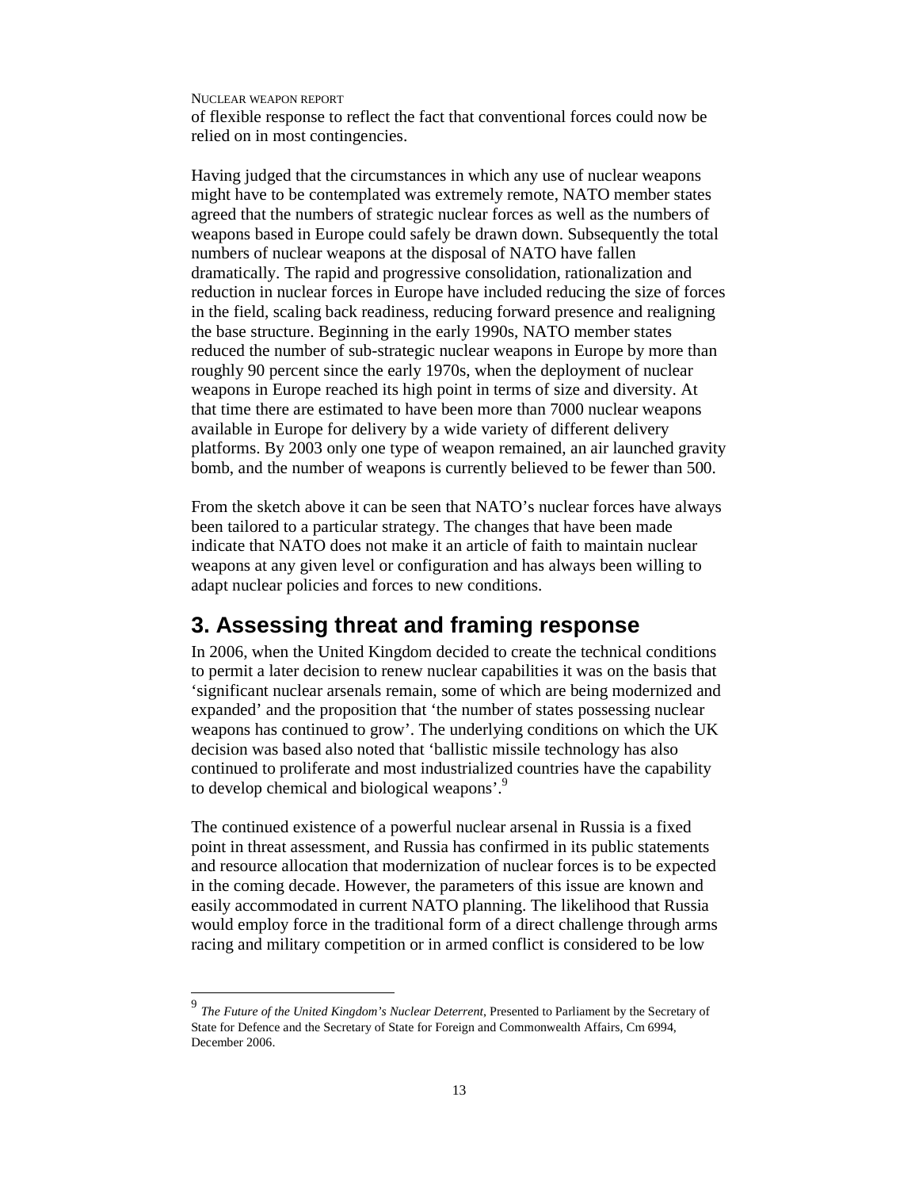of flexible response to reflect the fact that conventional forces could now be relied on in most contingencies.

Having judged that the circumstances in which any use of nuclear weapons might have to be contemplated was extremely remote, NATO member states agreed that the numbers of strategic nuclear forces as well as the numbers of weapons based in Europe could safely be drawn down. Subsequently the total numbers of nuclear weapons at the disposal of NATO have fallen dramatically. The rapid and progressive consolidation, rationalization and reduction in nuclear forces in Europe have included reducing the size of forces in the field, scaling back readiness, reducing forward presence and realigning the base structure. Beginning in the early 1990s, NATO member states reduced the number of sub-strategic nuclear weapons in Europe by more than roughly 90 percent since the early 1970s, when the deployment of nuclear weapons in Europe reached its high point in terms of size and diversity. At that time there are estimated to have been more than 7000 nuclear weapons available in Europe for delivery by a wide variety of different delivery platforms. By 2003 only one type of weapon remained, an air launched gravity bomb, and the number of weapons is currently believed to be fewer than 500.

From the sketch above it can be seen that NATO's nuclear forces have always been tailored to a particular strategy. The changes that have been made indicate that NATO does not make it an article of faith to maintain nuclear weapons at any given level or configuration and has always been willing to adapt nuclear policies and forces to new conditions.

## 3. Assessing threat and framing response

In 2006, when the United Kingdom decided to create the technical conditions to permit a later decision to renew nuclear capabilities it was on the basis that 'significant nuclear arsenals remain, some of which are being modernized and expanded' and the proposition that 'the number of states possessing nuclear weapons has continued to grow'. The underlying conditions on which the UK decision was based also noted that 'ballistic missile technology has also continued to proliferate and most industrialized countries have the capability to develop chemical and biological weapons'.[9]

The continued existence of a powerful nuclear arsenal in Russia is a fixed point in threat assessment, and Russia has confirmed in its public statements and resource allocation that modernization of nuclear forces is to be expected in the coming decade. However, the parameters of this issue are known and easily accommodated in current NATO planning. The likelihood that Russia would employ force in the traditional form of a direct challenge through arms racing and military competition or in armed conflict is considered to be low

---

[9] *The Future of the United Kingdom's Nuclear Deterrent*, Presented to Parliament by the Secretary of State for Defence and the Secretary of State for Foreign and Commonwealth Affairs, Cm 6994, December 2006.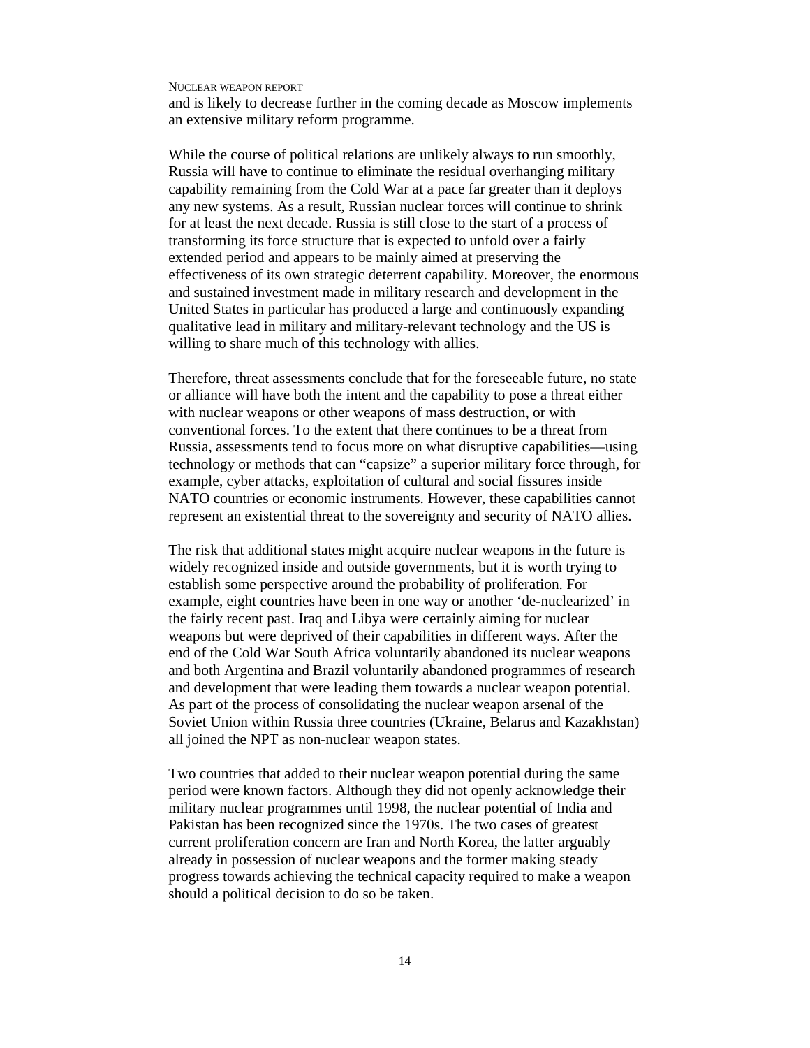and is likely to decrease further in the coming decade as Moscow implements an extensive military reform programme.

While the course of political relations are unlikely always to run smoothly, Russia will have to continue to eliminate the residual overhanging military capability remaining from the Cold War at a pace far greater than it deploys any new systems. As a result, Russian nuclear forces will continue to shrink for at least the next decade. Russia is still close to the start of a process of transforming its force structure that is expected to unfold over a fairly extended period and appears to be mainly aimed at preserving the effectiveness of its own strategic deterrent capability. Moreover, the enormous and sustained investment made in military research and development in the United States in particular has produced a large and continuously expanding qualitative lead in military and military-relevant technology and the US is willing to share much of this technology with allies.

Therefore, threat assessments conclude that for the foreseeable future, no state or alliance will have both the intent and the capability to pose a threat either with nuclear weapons or other weapons of mass destruction, or with conventional forces. To the extent that there continues to be a threat from Russia, assessments tend to focus more on what disruptive capabilities—using technology or methods that can “capsize” a superior military force through, for example, cyber attacks, exploitation of cultural and social fissures inside NATO countries or economic instruments. However, these capabilities cannot represent an existential threat to the sovereignty and security of NATO allies.

The risk that additional states might acquire nuclear weapons in the future is widely recognized inside and outside governments, but it is worth trying to establish some perspective around the probability of proliferation. For example, eight countries have been in one way or another ‘de-nuclearized’ in the fairly recent past. Iraq and Libya were certainly aiming for nuclear weapons but were deprived of their capabilities in different ways. After the end of the Cold War South Africa voluntarily abandoned its nuclear weapons and both Argentina and Brazil voluntarily abandoned programmes of research and development that were leading them towards a nuclear weapon potential. As part of the process of consolidating the nuclear weapon arsenal of the Soviet Union within Russia three countries (Ukraine, Belarus and Kazakhstan) all joined the NPT as non-nuclear weapon states.

Two countries that added to their nuclear weapon potential during the same period were known factors. Although they did not openly acknowledge their military nuclear programmes until 1998, the nuclear potential of India and Pakistan has been recognized since the 1970s. The two cases of greatest current proliferation concern are Iran and North Korea, the latter arguably already in possession of nuclear weapons and the former making steady progress towards achieving the technical capacity required to make a weapon should a political decision to do so be taken.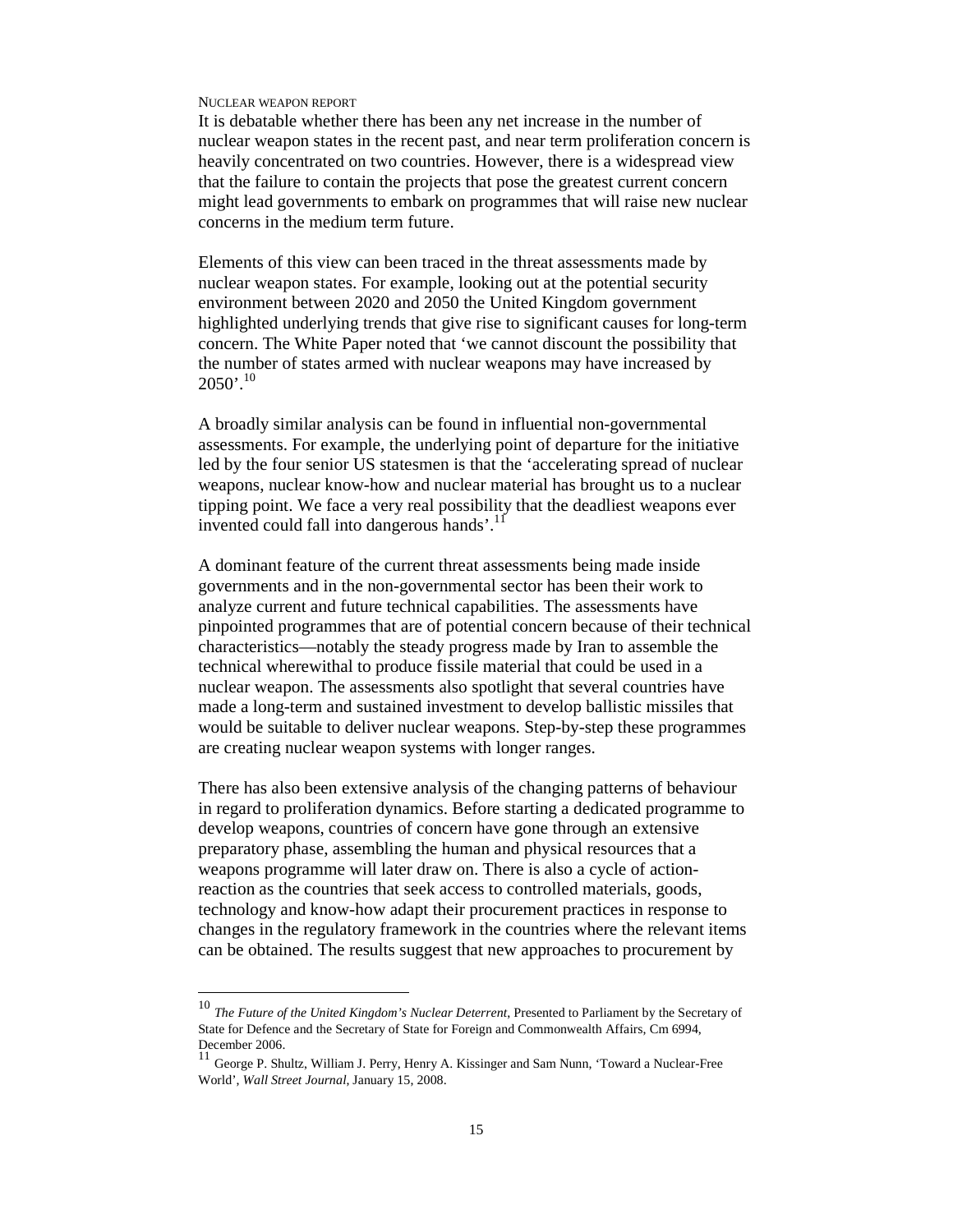It is debatable whether there has been any net increase in the number of nuclear weapon states in the recent past, and near term proliferation concern is heavily concentrated on two countries. However, there is a widespread view that the failure to contain the projects that pose the greatest current concern might lead governments to embark on programmes that will raise new nuclear concerns in the medium term future.

Elements of this view can been traced in the threat assessments made by nuclear weapon states. For example, looking out at the potential security environment between 2020 and 2050 the United Kingdom government highlighted underlying trends that give rise to significant causes for long-term concern. The White Paper noted that 'we cannot discount the possibility that the number of states armed with nuclear weapons may have increased by 2050'.[10]

A broadly similar analysis can be found in influential non-governmental assessments. For example, the underlying point of departure for the initiative led by the four senior US statesmen is that the 'accelerating spread of nuclear weapons, nuclear know-how and nuclear material has brought us to a nuclear tipping point. We face a very real possibility that the deadliest weapons ever invented could fall into dangerous hands'.[11]

A dominant feature of the current threat assessments being made inside governments and in the non-governmental sector has been their work to analyze current and future technical capabilities. The assessments have pinpointed programmes that are of potential concern because of their technical characteristics—notably the steady progress made by Iran to assemble the technical wherewithal to produce fissile material that could be used in a nuclear weapon. The assessments also spotlight that several countries have made a long-term and sustained investment to develop ballistic missiles that would be suitable to deliver nuclear weapons. Step-by-step these programmes are creating nuclear weapon systems with longer ranges.

There has also been extensive analysis of the changing patterns of behaviour in regard to proliferation dynamics. Before starting a dedicated programme to develop weapons, countries of concern have gone through an extensive preparatory phase, assembling the human and physical resources that a weapons programme will later draw on. There is also a cycle of action-reaction as the countries that seek access to controlled materials, goods, technology and know-how adapt their procurement practices in response to changes in the regulatory framework in the countries where the relevant items can be obtained. The results suggest that new approaches to procurement by

---

[10] *The Future of the United Kingdom's Nuclear Deterrent*, Presented to Parliament by the Secretary of State for Defence and the Secretary of State for Foreign and Commonwealth Affairs, Cm 6994, December 2006.

[11] George P. Shultz, William J. Perry, Henry A. Kissinger and Sam Nunn, 'Toward a Nuclear-Free World', *Wall Street Journal*, January 15, 2008.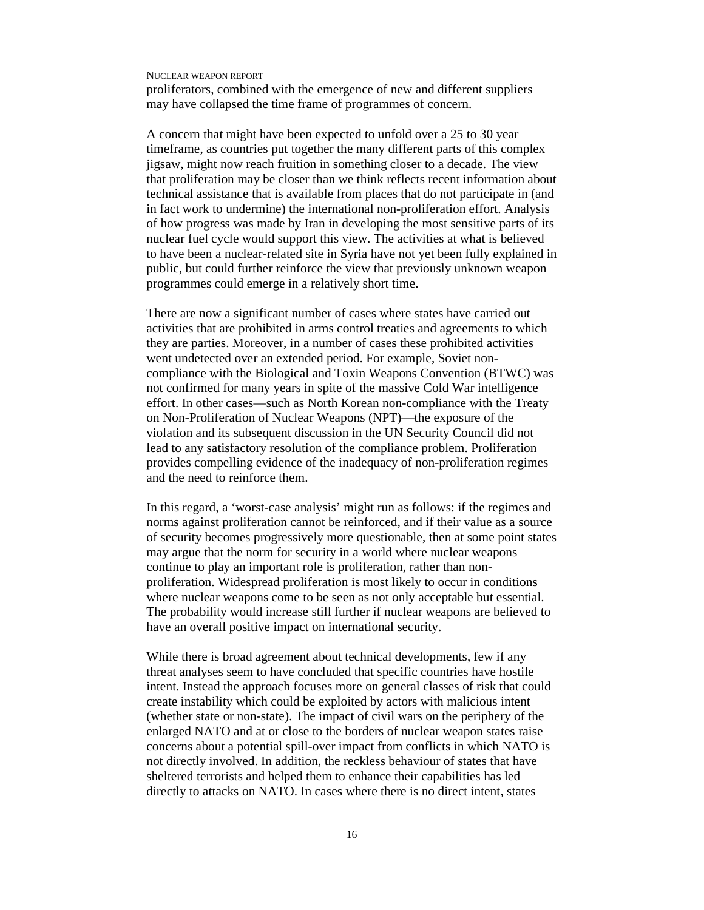proliferators, combined with the emergence of new and different suppliers may have collapsed the time frame of programmes of concern.

A concern that might have been expected to unfold over a 25 to 30 year timeframe, as countries put together the many different parts of this complex jigsaw, might now reach fruition in something closer to a decade. The view that proliferation may be closer than we think reflects recent information about technical assistance that is available from places that do not participate in (and in fact work to undermine) the international non-proliferation effort. Analysis of how progress was made by Iran in developing the most sensitive parts of its nuclear fuel cycle would support this view. The activities at what is believed to have been a nuclear-related site in Syria have not yet been fully explained in public, but could further reinforce the view that previously unknown weapon programmes could emerge in a relatively short time.

There are now a significant number of cases where states have carried out activities that are prohibited in arms control treaties and agreements to which they are parties. Moreover, in a number of cases these prohibited activities went undetected over an extended period. For example, Soviet non-compliance with the Biological and Toxin Weapons Convention (BTWC) was not confirmed for many years in spite of the massive Cold War intelligence effort. In other cases—such as North Korean non-compliance with the Treaty on Non-Proliferation of Nuclear Weapons (NPT)—the exposure of the violation and its subsequent discussion in the UN Security Council did not lead to any satisfactory resolution of the compliance problem. Proliferation provides compelling evidence of the inadequacy of non-proliferation regimes and the need to reinforce them.

In this regard, a 'worst-case analysis' might run as follows: if the regimes and norms against proliferation cannot be reinforced, and if their value as a source of security becomes progressively more questionable, then at some point states may argue that the norm for security in a world where nuclear weapons continue to play an important role is proliferation, rather than non-proliferation. Widespread proliferation is most likely to occur in conditions where nuclear weapons come to be seen as not only acceptable but essential. The probability would increase still further if nuclear weapons are believed to have an overall positive impact on international security.

While there is broad agreement about technical developments, few if any threat analyses seem to have concluded that specific countries have hostile intent. Instead the approach focuses more on general classes of risk that could create instability which could be exploited by actors with malicious intent (whether state or non-state). The impact of civil wars on the periphery of the enlarged NATO and at or close to the borders of nuclear weapon states raise concerns about a potential spill-over impact from conflicts in which NATO is not directly involved. In addition, the reckless behaviour of states that have sheltered terrorists and helped them to enhance their capabilities has led directly to attacks on NATO. In cases where there is no direct intent, states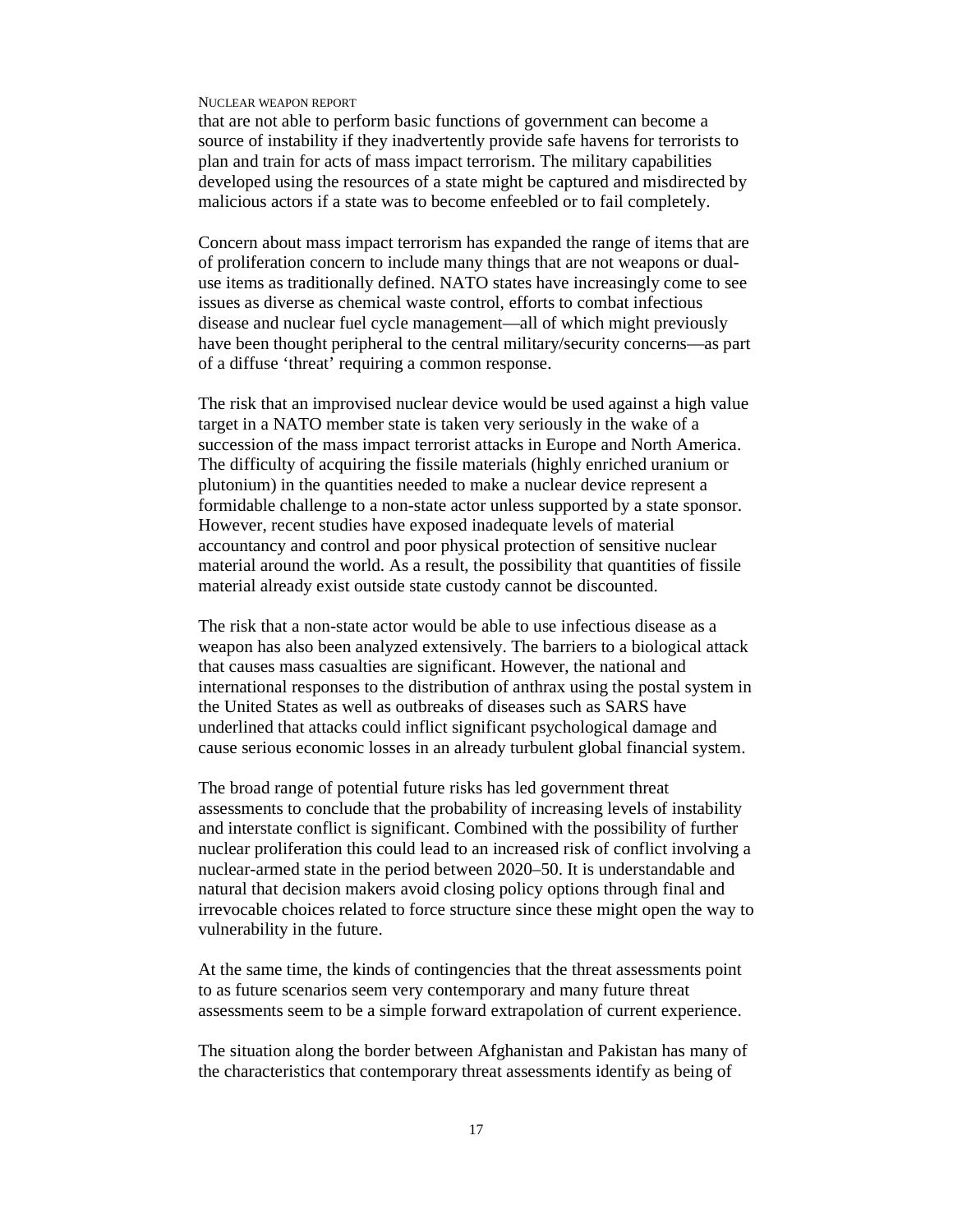that are not able to perform basic functions of government can become a source of instability if they inadvertently provide safe havens for terrorists to plan and train for acts of mass impact terrorism. The military capabilities developed using the resources of a state might be captured and misdirected by malicious actors if a state was to become enfeebled or to fail completely.

Concern about mass impact terrorism has expanded the range of items that are of proliferation concern to include many things that are not weapons or dual-use items as traditionally defined. NATO states have increasingly come to see issues as diverse as chemical waste control, efforts to combat infectious disease and nuclear fuel cycle management—all of which might previously have been thought peripheral to the central military/security concerns—as part of a diffuse 'threat' requiring a common response.

The risk that an improvised nuclear device would be used against a high value target in a NATO member state is taken very seriously in the wake of a succession of the mass impact terrorist attacks in Europe and North America. The difficulty of acquiring the fissile materials (highly enriched uranium or plutonium) in the quantities needed to make a nuclear device represent a formidable challenge to a non-state actor unless supported by a state sponsor. However, recent studies have exposed inadequate levels of material accountancy and control and poor physical protection of sensitive nuclear material around the world. As a result, the possibility that quantities of fissile material already exist outside state custody cannot be discounted.

The risk that a non-state actor would be able to use infectious disease as a weapon has also been analyzed extensively. The barriers to a biological attack that causes mass casualties are significant. However, the national and international responses to the distribution of anthrax using the postal system in the United States as well as outbreaks of diseases such as SARS have underlined that attacks could inflict significant psychological damage and cause serious economic losses in an already turbulent global financial system.

The broad range of potential future risks has led government threat assessments to conclude that the probability of increasing levels of instability and interstate conflict is significant. Combined with the possibility of further nuclear proliferation this could lead to an increased risk of conflict involving a nuclear-armed state in the period between 2020–50. It is understandable and natural that decision makers avoid closing policy options through final and irrevocable choices related to force structure since these might open the way to vulnerability in the future.

At the same time, the kinds of contingencies that the threat assessments point to as future scenarios seem very contemporary and many future threat assessments seem to be a simple forward extrapolation of current experience.

The situation along the border between Afghanistan and Pakistan has many of the characteristics that contemporary threat assessments identify as being of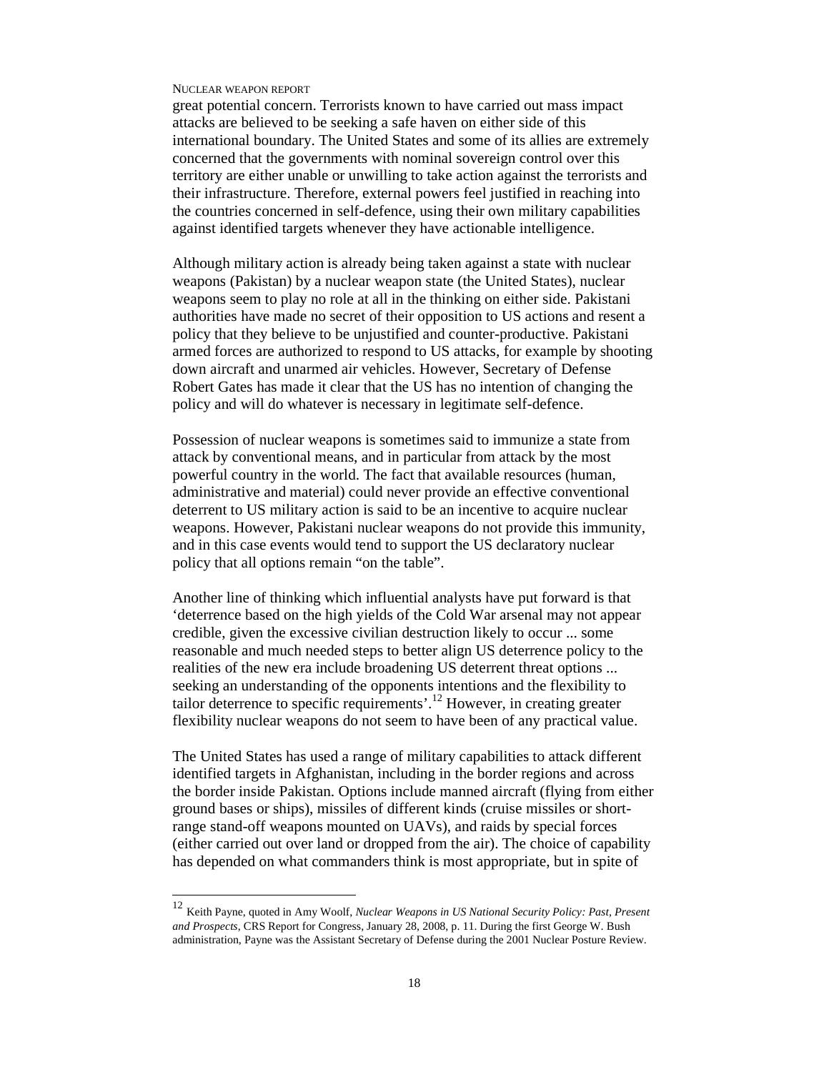great potential concern. Terrorists known to have carried out mass impact attacks are believed to be seeking a safe haven on either side of this international boundary. The United States and some of its allies are extremely concerned that the governments with nominal sovereign control over this territory are either unable or unwilling to take action against the terrorists and their infrastructure. Therefore, external powers feel justified in reaching into the countries concerned in self-defence, using their own military capabilities against identified targets whenever they have actionable intelligence.

Although military action is already being taken against a state with nuclear weapons (Pakistan) by a nuclear weapon state (the United States), nuclear weapons seem to play no role at all in the thinking on either side. Pakistani authorities have made no secret of their opposition to US actions and resent a policy that they believe to be unjustified and counter-productive. Pakistani armed forces are authorized to respond to US attacks, for example by shooting down aircraft and unarmed air vehicles. However, Secretary of Defense Robert Gates has made it clear that the US has no intention of changing the policy and will do whatever is necessary in legitimate self-defence.

Possession of nuclear weapons is sometimes said to immunize a state from attack by conventional means, and in particular from attack by the most powerful country in the world. The fact that available resources (human, administrative and material) could never provide an effective conventional deterrent to US military action is said to be an incentive to acquire nuclear weapons. However, Pakistani nuclear weapons do not provide this immunity, and in this case events would tend to support the US declaratory nuclear policy that all options remain "on the table".

Another line of thinking which influential analysts have put forward is that 'deterrence based on the high yields of the Cold War arsenal may not appear credible, given the excessive civilian destruction likely to occur ... some reasonable and much needed steps to better align US deterrence policy to the realities of the new era include broadening US deterrent threat options ... seeking an understanding of the opponents intentions and the flexibility to tailor deterrence to specific requirements'.[12] However, in creating greater flexibility nuclear weapons do not seem to have been of any practical value.

The United States has used a range of military capabilities to attack different identified targets in Afghanistan, including in the border regions and across the border inside Pakistan. Options include manned aircraft (flying from either ground bases or ships), missiles of different kinds (cruise missiles or short-range stand-off weapons mounted on UAVs), and raids by special forces (either carried out over land or dropped from the air). The choice of capability has depended on what commanders think is most appropriate, but in spite of

---

[12] Keith Payne, quoted in Amy Woolf, *Nuclear Weapons in US National Security Policy: Past, Present and Prospects*, CRS Report for Congress, January 28, 2008, p. 11. During the first George W. Bush administration, Payne was the Assistant Secretary of Defense during the 2001 Nuclear Posture Review.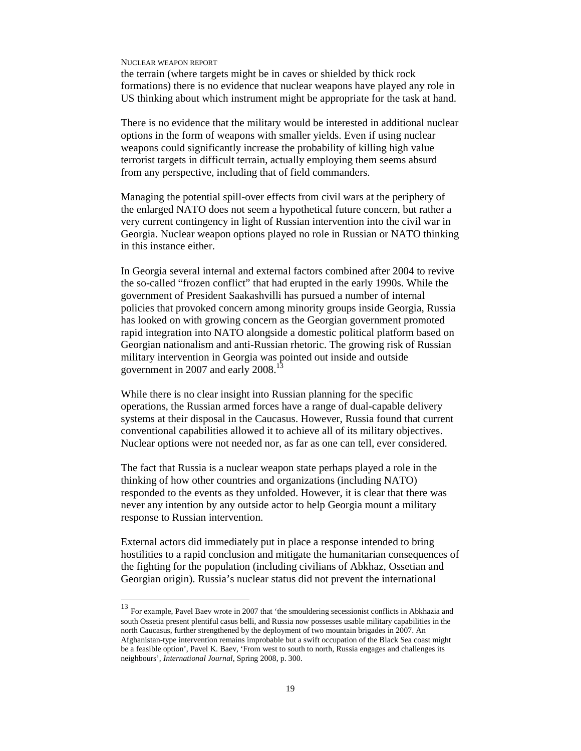the terrain (where targets might be in caves or shielded by thick rock formations) there is no evidence that nuclear weapons have played any role in US thinking about which instrument might be appropriate for the task at hand.

There is no evidence that the military would be interested in additional nuclear options in the form of weapons with smaller yields. Even if using nuclear weapons could significantly increase the probability of killing high value terrorist targets in difficult terrain, actually employing them seems absurd from any perspective, including that of field commanders.

Managing the potential spill-over effects from civil wars at the periphery of the enlarged NATO does not seem a hypothetical future concern, but rather a very current contingency in light of Russian intervention into the civil war in Georgia. Nuclear weapon options played no role in Russian or NATO thinking in this instance either.

In Georgia several internal and external factors combined after 2004 to revive the so-called "frozen conflict" that had erupted in the early 1990s. While the government of President Saakashvilli has pursued a number of internal policies that provoked concern among minority groups inside Georgia, Russia has looked on with growing concern as the Georgian government promoted rapid integration into NATO alongside a domestic political platform based on Georgian nationalism and anti-Russian rhetoric. The growing risk of Russian military intervention in Georgia was pointed out inside and outside government in 2007 and early 2008.[13]

While there is no clear insight into Russian planning for the specific operations, the Russian armed forces have a range of dual-capable delivery systems at their disposal in the Caucasus. However, Russia found that current conventional capabilities allowed it to achieve all of its military objectives. Nuclear options were not needed nor, as far as one can tell, ever considered.

The fact that Russia is a nuclear weapon state perhaps played a role in the thinking of how other countries and organizations (including NATO) responded to the events as they unfolded. However, it is clear that there was never any intention by any outside actor to help Georgia mount a military response to Russian intervention.

External actors did immediately put in place a response intended to bring hostilities to a rapid conclusion and mitigate the humanitarian consequences of the fighting for the population (including civilians of Abkhaz, Ossetian and Georgian origin). Russia's nuclear status did not prevent the international

[13] For example, Pavel Baev wrote in 2007 that 'the smouldering secessionist conflicts in Abkhazia and south Ossetia present plentiful casus belli, and Russia now possesses usable military capabilities in the north Caucasus, further strengthened by the deployment of two mountain brigades in 2007. An Afghanistan-type intervention remains improbable but a swift occupation of the Black Sea coast might be a feasible option', Pavel K. Baev, 'From west to south to north, Russia engages and challenges its neighbours', *International Journal*, Spring 2008, p. 300.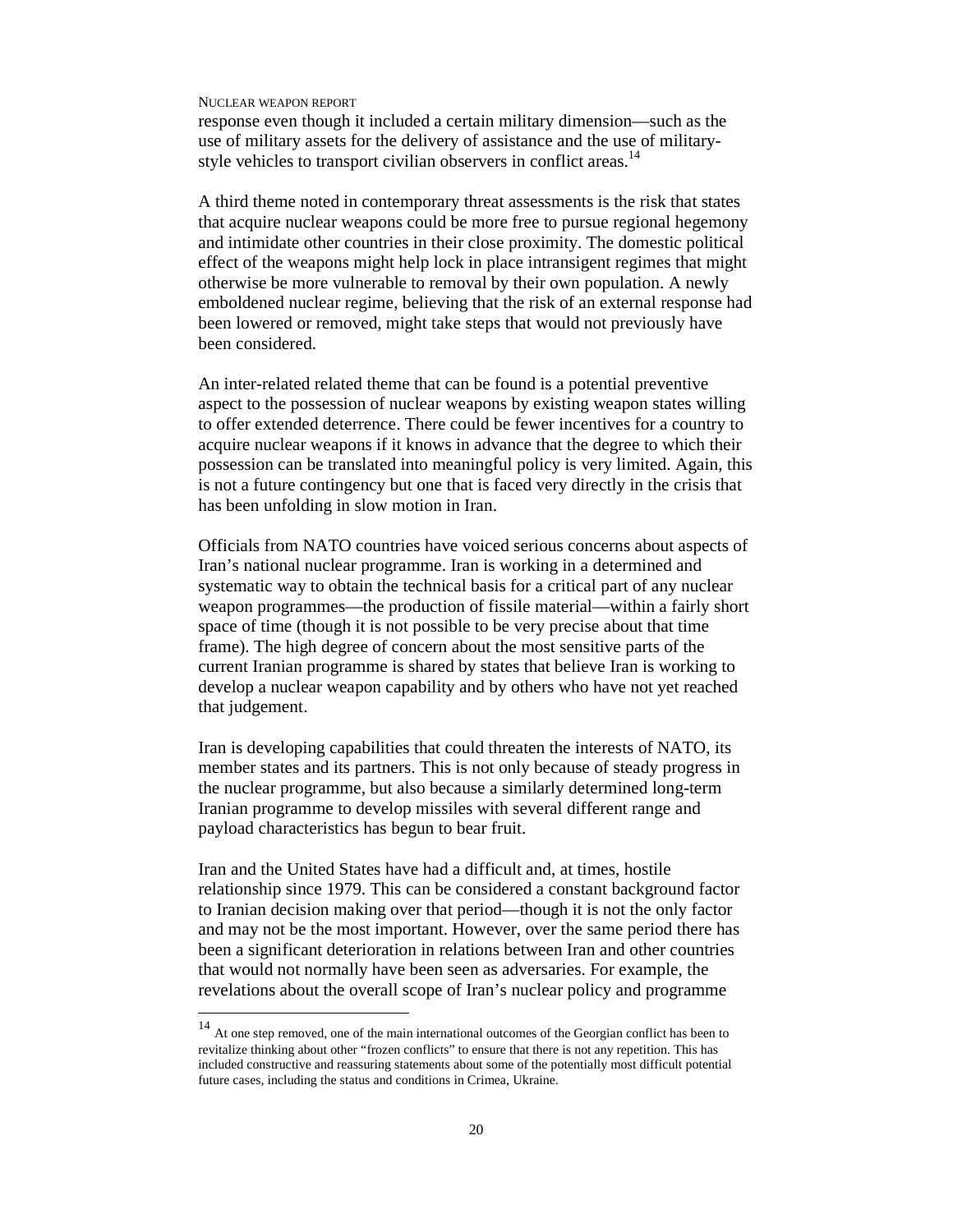response even though it included a certain military dimension—such as the use of military assets for the delivery of assistance and the use of military-style vehicles to transport civilian observers in conflict areas.[14]

A third theme noted in contemporary threat assessments is the risk that states that acquire nuclear weapons could be more free to pursue regional hegemony and intimidate other countries in their close proximity. The domestic political effect of the weapons might help lock in place intransigent regimes that might otherwise be more vulnerable to removal by their own population. A newly emboldened nuclear regime, believing that the risk of an external response had been lowered or removed, might take steps that would not previously have been considered.

An inter-related related theme that can be found is a potential preventive aspect to the possession of nuclear weapons by existing weapon states willing to offer extended deterrence. There could be fewer incentives for a country to acquire nuclear weapons if it knows in advance that the degree to which their possession can be translated into meaningful policy is very limited. Again, this is not a future contingency but one that is faced very directly in the crisis that has been unfolding in slow motion in Iran.

Officials from NATO countries have voiced serious concerns about aspects of Iran's national nuclear programme. Iran is working in a determined and systematic way to obtain the technical basis for a critical part of any nuclear weapon programmes—the production of fissile material—within a fairly short space of time (though it is not possible to be very precise about that time frame). The high degree of concern about the most sensitive parts of the current Iranian programme is shared by states that believe Iran is working to develop a nuclear weapon capability and by others who have not yet reached that judgement.

Iran is developing capabilities that could threaten the interests of NATO, its member states and its partners. This is not only because of steady progress in the nuclear programme, but also because a similarly determined long-term Iranian programme to develop missiles with several different range and payload characteristics has begun to bear fruit.

Iran and the United States have had a difficult and, at times, hostile relationship since 1979. This can be considered a constant background factor to Iranian decision making over that period—though it is not the only factor and may not be the most important. However, over the same period there has been a significant deterioration in relations between Iran and other countries that would not normally have been seen as adversaries. For example, the revelations about the overall scope of Iran's nuclear policy and programme

[14] At one step removed, one of the main international outcomes of the Georgian conflict has been to revitalize thinking about other "frozen conflicts" to ensure that there is not any repetition. This has included constructive and reassuring statements about some of the potentially most difficult potential future cases, including the status and conditions in Crimea, Ukraine.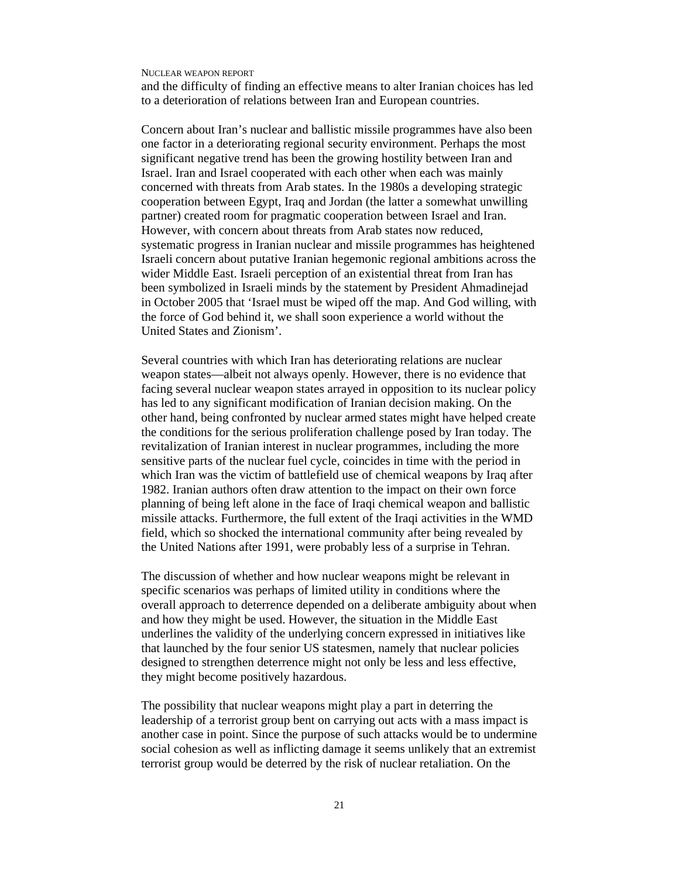and the difficulty of finding an effective means to alter Iranian choices has led to a deterioration of relations between Iran and European countries.

Concern about Iran's nuclear and ballistic missile programmes have also been one factor in a deteriorating regional security environment. Perhaps the most significant negative trend has been the growing hostility between Iran and Israel. Iran and Israel cooperated with each other when each was mainly concerned with threats from Arab states. In the 1980s a developing strategic cooperation between Egypt, Iraq and Jordan (the latter a somewhat unwilling partner) created room for pragmatic cooperation between Israel and Iran. However, with concern about threats from Arab states now reduced, systematic progress in Iranian nuclear and missile programmes has heightened Israeli concern about putative Iranian hegemonic regional ambitions across the wider Middle East. Israeli perception of an existential threat from Iran has been symbolized in Israeli minds by the statement by President Ahmadinejad in October 2005 that 'Israel must be wiped off the map. And God willing, with the force of God behind it, we shall soon experience a world without the United States and Zionism'.

Several countries with which Iran has deteriorating relations are nuclear weapon states—albeit not always openly. However, there is no evidence that facing several nuclear weapon states arrayed in opposition to its nuclear policy has led to any significant modification of Iranian decision making. On the other hand, being confronted by nuclear armed states might have helped create the conditions for the serious proliferation challenge posed by Iran today. The revitalization of Iranian interest in nuclear programmes, including the more sensitive parts of the nuclear fuel cycle, coincides in time with the period in which Iran was the victim of battlefield use of chemical weapons by Iraq after 1982. Iranian authors often draw attention to the impact on their own force planning of being left alone in the face of Iraqi chemical weapon and ballistic missile attacks. Furthermore, the full extent of the Iraqi activities in the WMD field, which so shocked the international community after being revealed by the United Nations after 1991, were probably less of a surprise in Tehran.

The discussion of whether and how nuclear weapons might be relevant in specific scenarios was perhaps of limited utility in conditions where the overall approach to deterrence depended on a deliberate ambiguity about when and how they might be used. However, the situation in the Middle East underlines the validity of the underlying concern expressed in initiatives like that launched by the four senior US statesmen, namely that nuclear policies designed to strengthen deterrence might not only be less and less effective, they might become positively hazardous.

The possibility that nuclear weapons might play a part in deterring the leadership of a terrorist group bent on carrying out acts with a mass impact is another case in point. Since the purpose of such attacks would be to undermine social cohesion as well as inflicting damage it seems unlikely that an extremist terrorist group would be deterred by the risk of nuclear retaliation. On the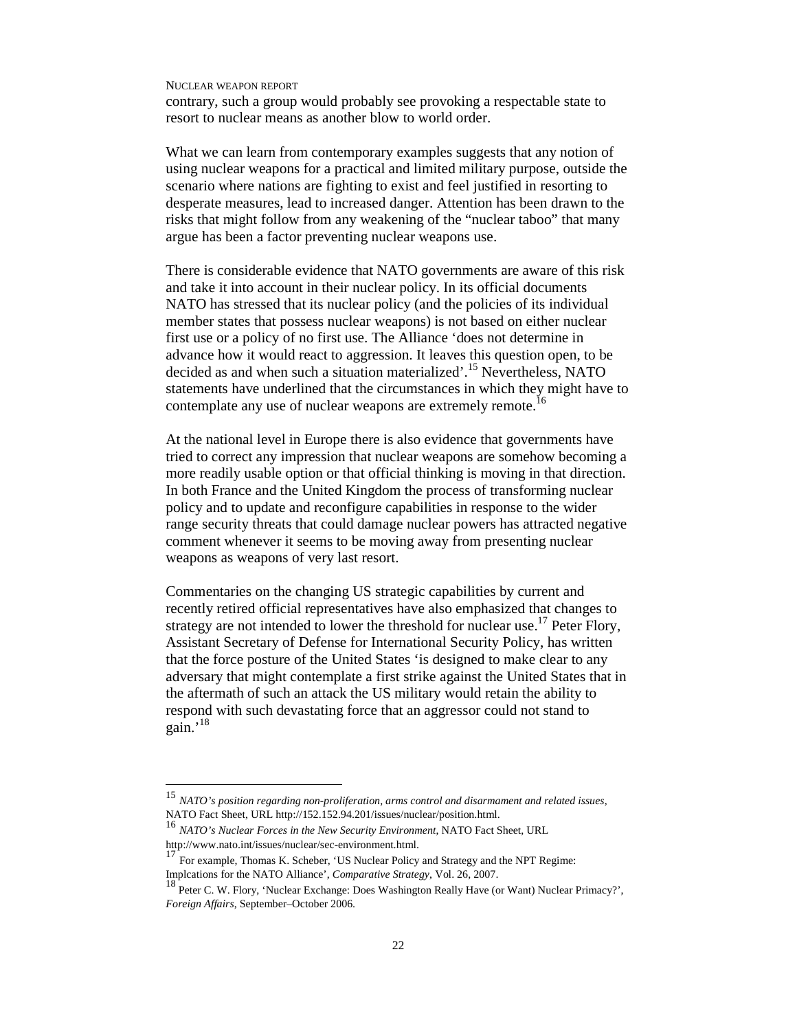contrary, such a group would probably see provoking a respectable state to resort to nuclear means as another blow to world order.

What we can learn from contemporary examples suggests that any notion of using nuclear weapons for a practical and limited military purpose, outside the scenario where nations are fighting to exist and feel justified in resorting to desperate measures, lead to increased danger. Attention has been drawn to the risks that might follow from any weakening of the "nuclear taboo" that many argue has been a factor preventing nuclear weapons use.

There is considerable evidence that NATO governments are aware of this risk and take it into account in their nuclear policy. In its official documents NATO has stressed that its nuclear policy (and the policies of its individual member states that possess nuclear weapons) is not based on either nuclear first use or a policy of no first use. The Alliance 'does not determine in advance how it would react to aggression. It leaves this question open, to be decided as and when such a situation materialized'.[15] Nevertheless, NATO statements have underlined that the circumstances in which they might have to contemplate any use of nuclear weapons are extremely remote.[16]

At the national level in Europe there is also evidence that governments have tried to correct any impression that nuclear weapons are somehow becoming a more readily usable option or that official thinking is moving in that direction. In both France and the United Kingdom the process of transforming nuclear policy and to update and reconfigure capabilities in response to the wider range security threats that could damage nuclear powers has attracted negative comment whenever it seems to be moving away from presenting nuclear weapons as weapons of very last resort.

Commentaries on the changing US strategic capabilities by current and recently retired official representatives have also emphasized that changes to strategy are not intended to lower the threshold for nuclear use.[17] Peter Flory, Assistant Secretary of Defense for International Security Policy, has written that the force posture of the United States 'is designed to make clear to any adversary that might contemplate a first strike against the United States that in the aftermath of such an attack the US military would retain the ability to respond with such devastating force that an aggressor could not stand to gain.'[18]

---

[15] *NATO's position regarding non-proliferation, arms control and disarmament and related issues*, NATO Fact Sheet, URL http://152.152.94.201/issues/nuclear/position.html.

[16] *NATO's Nuclear Forces in the New Security Environment*, NATO Fact Sheet, URL http://www.nato.int/issues/nuclear/sec-environment.html.

[17] For example, Thomas K. Scheber, 'US Nuclear Policy and Strategy and the NPT Regime: Implcations for the NATO Alliance', *Comparative Strategy*, Vol. 26, 2007.

[18] Peter C. W. Flory, 'Nuclear Exchange: Does Washington Really Have (or Want) Nuclear Primacy?', *Foreign Affairs*, September–October 2006.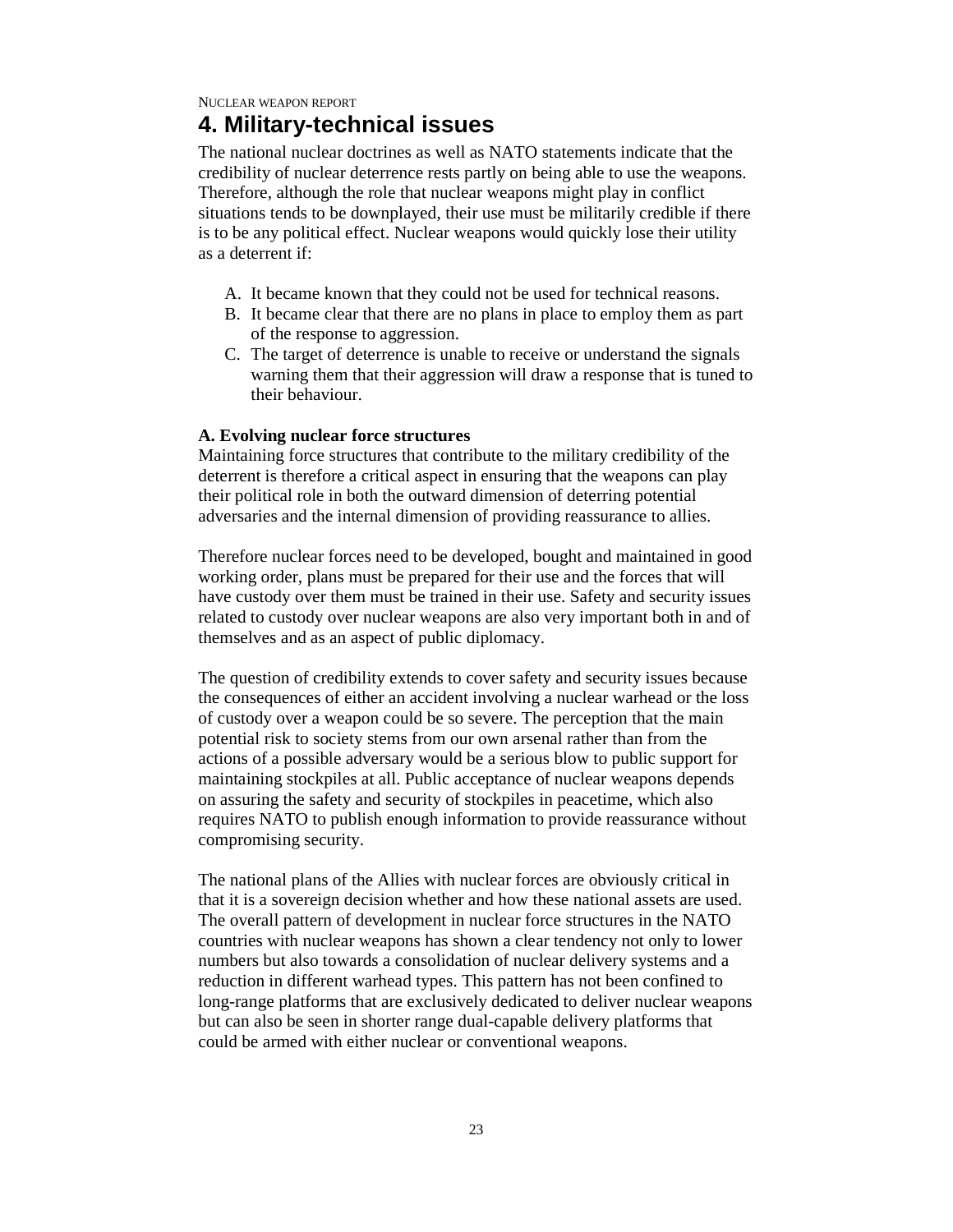# 4. Military-technical issues

The national nuclear doctrines as well as NATO statements indicate that the credibility of nuclear deterrence rests partly on being able to use the weapons. Therefore, although the role that nuclear weapons might play in conflict situations tends to be downplayed, their use must be militarily credible if there is to be any political effect. Nuclear weapons would quickly lose their utility as a deterrent if:

A. It became known that they could not be used for technical reasons.
B. It became clear that there are no plans in place to employ them as part of the response to aggression.
C. The target of deterrence is unable to receive or understand the signals warning them that their aggression will draw a response that is tuned to their behaviour.

**A. Evolving nuclear force structures**

Maintaining force structures that contribute to the military credibility of the deterrent is therefore a critical aspect in ensuring that the weapons can play their political role in both the outward dimension of deterring potential adversaries and the internal dimension of providing reassurance to allies.

Therefore nuclear forces need to be developed, bought and maintained in good working order, plans must be prepared for their use and the forces that will have custody over them must be trained in their use. Safety and security issues related to custody over nuclear weapons are also very important both in and of themselves and as an aspect of public diplomacy.

The question of credibility extends to cover safety and security issues because the consequences of either an accident involving a nuclear warhead or the loss of custody over a weapon could be so severe. The perception that the main potential risk to society stems from our own arsenal rather than from the actions of a possible adversary would be a serious blow to public support for maintaining stockpiles at all. Public acceptance of nuclear weapons depends on assuring the safety and security of stockpiles in peacetime, which also requires NATO to publish enough information to provide reassurance without compromising security.

The national plans of the Allies with nuclear forces are obviously critical in that it is a sovereign decision whether and how these national assets are used. The overall pattern of development in nuclear force structures in the NATO countries with nuclear weapons has shown a clear tendency not only to lower numbers but also towards a consolidation of nuclear delivery systems and a reduction in different warhead types. This pattern has not been confined to long-range platforms that are exclusively dedicated to deliver nuclear weapons but can also be seen in shorter range dual-capable delivery platforms that could be armed with either nuclear or conventional weapons.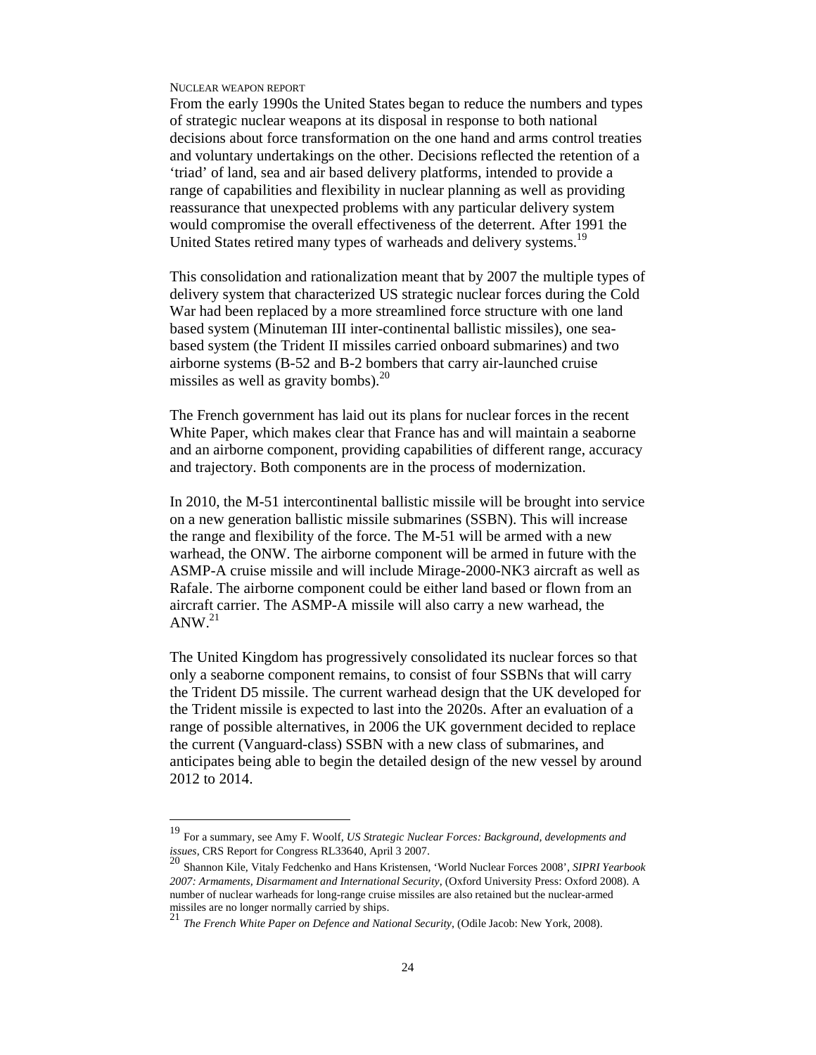From the early 1990s the United States began to reduce the numbers and types of strategic nuclear weapons at its disposal in response to both national decisions about force transformation on the one hand and arms control treaties and voluntary undertakings on the other. Decisions reflected the retention of a 'triad' of land, sea and air based delivery platforms, intended to provide a range of capabilities and flexibility in nuclear planning as well as providing reassurance that unexpected problems with any particular delivery system would compromise the overall effectiveness of the deterrent. After 1991 the United States retired many types of warheads and delivery systems.[19]

This consolidation and rationalization meant that by 2007 the multiple types of delivery system that characterized US strategic nuclear forces during the Cold War had been replaced by a more streamlined force structure with one land based system (Minuteman III inter-continental ballistic missiles), one sea-based system (the Trident II missiles carried onboard submarines) and two airborne systems (B-52 and B-2 bombers that carry air-launched cruise missiles as well as gravity bombs).[20]

The French government has laid out its plans for nuclear forces in the recent White Paper, which makes clear that France has and will maintain a seaborne and an airborne component, providing capabilities of different range, accuracy and trajectory. Both components are in the process of modernization.

In 2010, the M-51 intercontinental ballistic missile will be brought into service on a new generation ballistic missile submarines (SSBN). This will increase the range and flexibility of the force. The M-51 will be armed with a new warhead, the ONW. The airborne component will be armed in future with the ASMP-A cruise missile and will include Mirage-2000-NK3 aircraft as well as Rafale. The airborne component could be either land based or flown from an aircraft carrier. The ASMP-A missile will also carry a new warhead, the ANW.[21]

The United Kingdom has progressively consolidated its nuclear forces so that only a seaborne component remains, to consist of four SSBNs that will carry the Trident D5 missile. The current warhead design that the UK developed for the Trident missile is expected to last into the 2020s. After an evaluation of a range of possible alternatives, in 2006 the UK government decided to replace the current (Vanguard-class) SSBN with a new class of submarines, and anticipates being able to begin the detailed design of the new vessel by around 2012 to 2014.

---

[19] For a summary, see Amy F. Woolf, *US Strategic Nuclear Forces: Background, developments and issues*, CRS Report for Congress RL33640, April 3 2007.

[20] Shannon Kile, Vitaly Fedchenko and Hans Kristensen, 'World Nuclear Forces 2008', *SIPRI Yearbook 2007: Armaments, Disarmament and International Security*, (Oxford University Press: Oxford 2008). A number of nuclear warheads for long-range cruise missiles are also retained but the nuclear-armed missiles are no longer normally carried by ships.

[21] *The French White Paper on Defence and National Security*, (Odile Jacob: New York, 2008).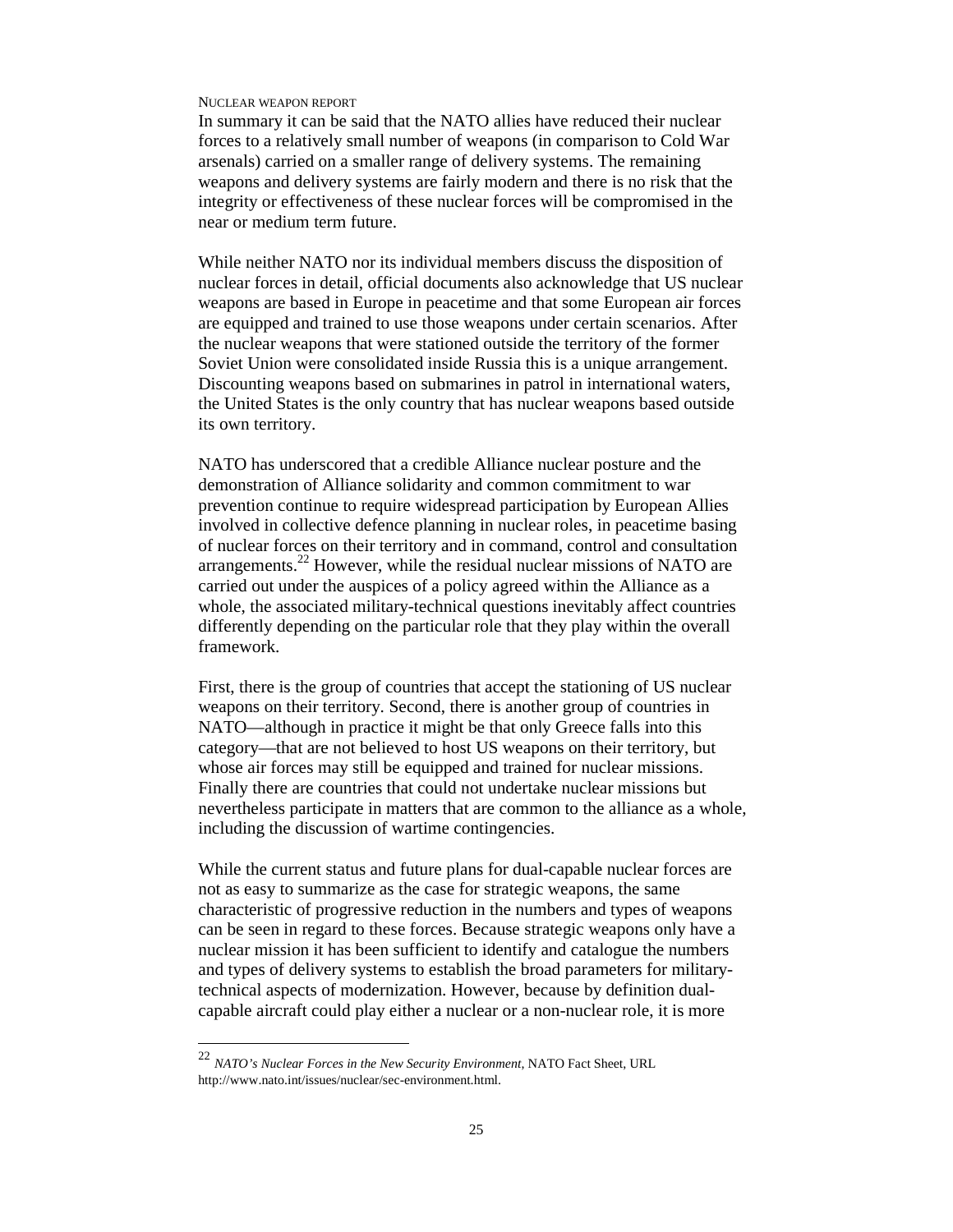In summary it can be said that the NATO allies have reduced their nuclear forces to a relatively small number of weapons (in comparison to Cold War arsenals) carried on a smaller range of delivery systems. The remaining weapons and delivery systems are fairly modern and there is no risk that the integrity or effectiveness of these nuclear forces will be compromised in the near or medium term future.

While neither NATO nor its individual members discuss the disposition of nuclear forces in detail, official documents also acknowledge that US nuclear weapons are based in Europe in peacetime and that some European air forces are equipped and trained to use those weapons under certain scenarios. After the nuclear weapons that were stationed outside the territory of the former Soviet Union were consolidated inside Russia this is a unique arrangement. Discounting weapons based on submarines in patrol in international waters, the United States is the only country that has nuclear weapons based outside its own territory.

NATO has underscored that a credible Alliance nuclear posture and the demonstration of Alliance solidarity and common commitment to war prevention continue to require widespread participation by European Allies involved in collective defence planning in nuclear roles, in peacetime basing of nuclear forces on their territory and in command, control and consultation arrangements.[22] However, while the residual nuclear missions of NATO are carried out under the auspices of a policy agreed within the Alliance as a whole, the associated military-technical questions inevitably affect countries differently depending on the particular role that they play within the overall framework.

First, there is the group of countries that accept the stationing of US nuclear weapons on their territory. Second, there is another group of countries in NATO—although in practice it might be that only Greece falls into this category—that are not believed to host US weapons on their territory, but whose air forces may still be equipped and trained for nuclear missions. Finally there are countries that could not undertake nuclear missions but nevertheless participate in matters that are common to the alliance as a whole, including the discussion of wartime contingencies.

While the current status and future plans for dual-capable nuclear forces are not as easy to summarize as the case for strategic weapons, the same characteristic of progressive reduction in the numbers and types of weapons can be seen in regard to these forces. Because strategic weapons only have a nuclear mission it has been sufficient to identify and catalogue the numbers and types of delivery systems to establish the broad parameters for military-technical aspects of modernization. However, because by definition dual-capable aircraft could play either a nuclear or a non-nuclear role, it is more

---

[22] *NATO's Nuclear Forces in the New Security Environment*, NATO Fact Sheet, URL http://www.nato.int/issues/nuclear/sec-environment.html.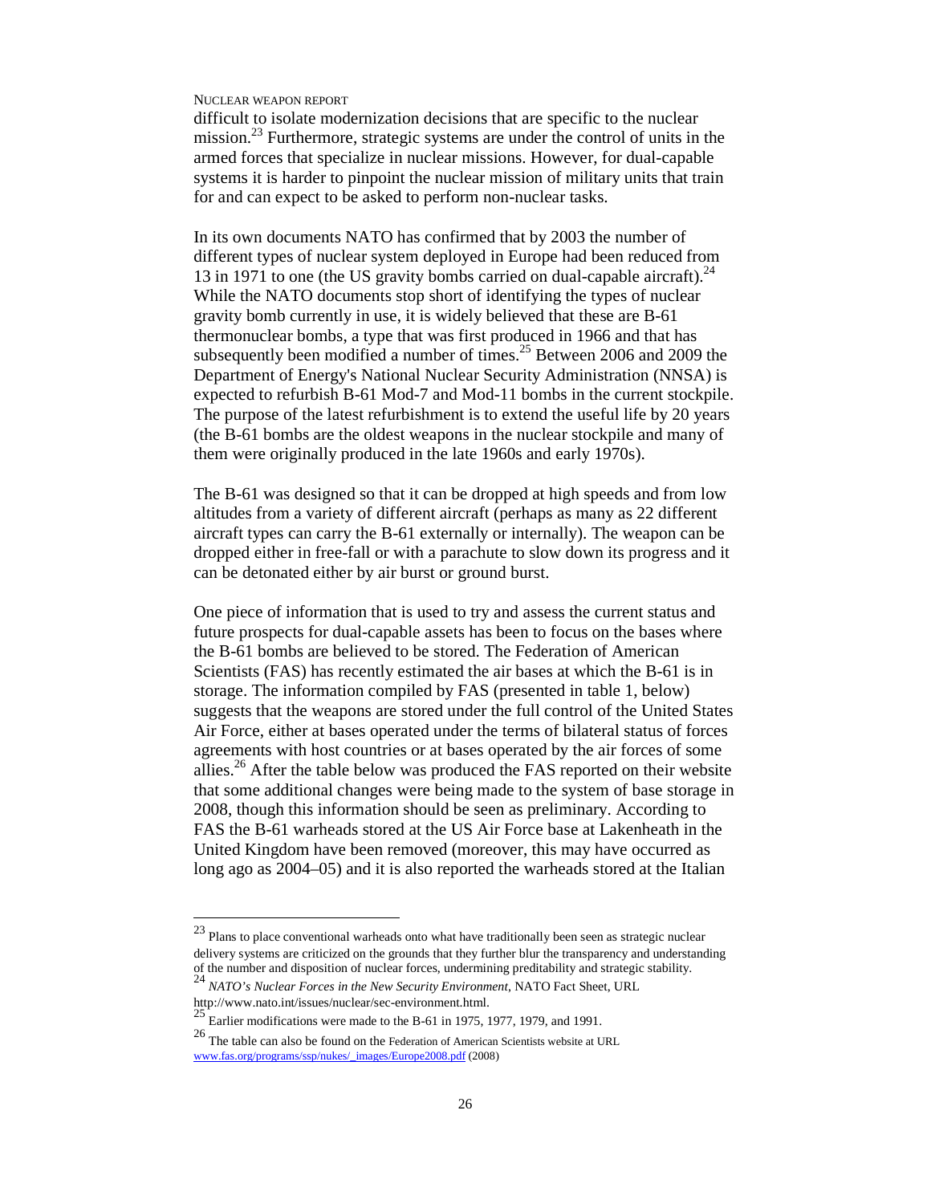difficult to isolate modernization decisions that are specific to the nuclear mission.[23] Furthermore, strategic systems are under the control of units in the armed forces that specialize in nuclear missions. However, for dual-capable systems it is harder to pinpoint the nuclear mission of military units that train for and can expect to be asked to perform non-nuclear tasks.

In its own documents NATO has confirmed that by 2003 the number of different types of nuclear system deployed in Europe had been reduced from 13 in 1971 to one (the US gravity bombs carried on dual-capable aircraft).[24] While the NATO documents stop short of identifying the types of nuclear gravity bomb currently in use, it is widely believed that these are B-61 thermonuclear bombs, a type that was first produced in 1966 and that has subsequently been modified a number of times.[25] Between 2006 and 2009 the Department of Energy's National Nuclear Security Administration (NNSA) is expected to refurbish B-61 Mod-7 and Mod-11 bombs in the current stockpile. The purpose of the latest refurbishment is to extend the useful life by 20 years (the B-61 bombs are the oldest weapons in the nuclear stockpile and many of them were originally produced in the late 1960s and early 1970s).

The B-61 was designed so that it can be dropped at high speeds and from low altitudes from a variety of different aircraft (perhaps as many as 22 different aircraft types can carry the B-61 externally or internally). The weapon can be dropped either in free-fall or with a parachute to slow down its progress and it can be detonated either by air burst or ground burst.

One piece of information that is used to try and assess the current status and future prospects for dual-capable assets has been to focus on the bases where the B-61 bombs are believed to be stored. The Federation of American Scientists (FAS) has recently estimated the air bases at which the B-61 is in storage. The information compiled by FAS (presented in table 1, below) suggests that the weapons are stored under the full control of the United States Air Force, either at bases operated under the terms of bilateral status of forces agreements with host countries or at bases operated by the air forces of some allies.[26] After the table below was produced the FAS reported on their website that some additional changes were being made to the system of base storage in 2008, though this information should be seen as preliminary. According to FAS the B-61 warheads stored at the US Air Force base at Lakenheath in the United Kingdom have been removed (moreover, this may have occurred as long ago as 2004–05) and it is also reported the warheads stored at the Italian

---

[23] Plans to place conventional warheads onto what have traditionally been seen as strategic nuclear delivery systems are criticized on the grounds that they further blur the transparency and understanding of the number and disposition of nuclear forces, undermining preditability and strategic stability.

[24] *NATO's Nuclear Forces in the New Security Environment*, NATO Fact Sheet, URL http://www.nato.int/issues/nuclear/sec-environment.html.

[25] Earlier modifications were made to the B-61 in 1975, 1977, 1979, and 1991.

[26] The table can also be found on the Federation of American Scientists website at URL www.fas.org/programs/ssp/nukes/_images/Europe2008.pdf (2008)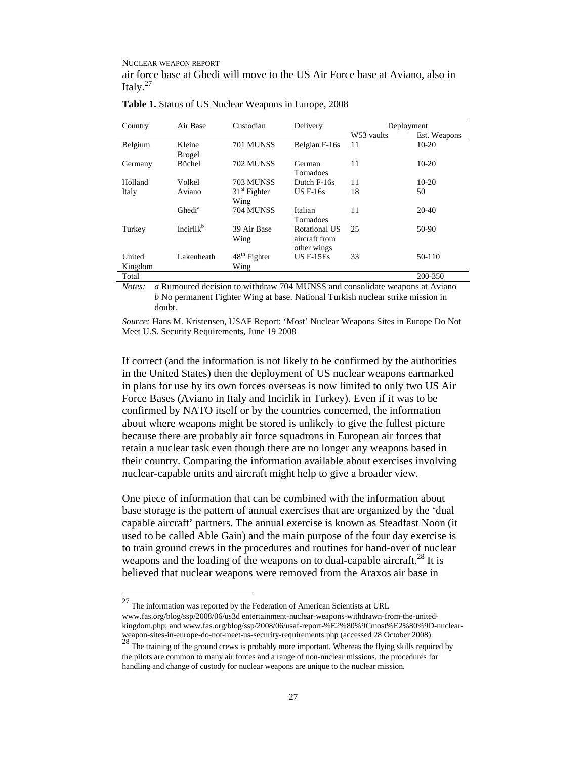air force base at Ghedi will move to the US Air Force base at Aviano, also in Italy.[27]

**Table 1.** Status of US Nuclear Weapons in Europe, 2008

| Country | Air Base | Custodian | Delivery | Deployment | |
|---|---|---|---|---|---|
| | | | | W53 vaults | Est. Weapons |
| Belgium | Kleine Brogel | 701 MUNSS | Belgian F-16s | 11 | 10-20 |
| Germany | Büchel | 702 MUNSS | German Tornadoes | 11 | 10-20 |
| Holland | Volkel | 703 MUNSS | Dutch F-16s | 11 | 10-20 |
| Italy | Aviano | 31[st] Fighter Wing | US F-16s | 18 | 50 |
| | Ghedi[a] | 704 MUNSS | Italian Tornadoes | 11 | 20-40 |
| Turkey | Incirlik[b] | 39 Air Base Wing | Rotational US aircraft from other wings | 25 | 50-90 |
| United Kingdom | Lakenheath | 48[th] Fighter Wing | US F-15Es | 33 | 50-110 |
| Total | | | | | 200-350 |

*Notes:* *a* Rumoured decision to withdraw 704 MUNSS and consolidate weapons at Aviano
*b* No permanent Fighter Wing at base. National Turkish nuclear strike mission in doubt.

*Source:* Hans M. Kristensen, USAF Report: 'Most' Nuclear Weapons Sites in Europe Do Not Meet U.S. Security Requirements, June 19 2008

If correct (and the information is not likely to be confirmed by the authorities in the United States) then the deployment of US nuclear weapons earmarked in plans for use by its own forces overseas is now limited to only two US Air Force Bases (Aviano in Italy and Incirlik in Turkey). Even if it was to be confirmed by NATO itself or by the countries concerned, the information about where weapons might be stored is unlikely to give the fullest picture because there are probably air force squadrons in European air forces that retain a nuclear task even though there are no longer any weapons based in their country. Comparing the information available about exercises involving nuclear-capable units and aircraft might help to give a broader view.

One piece of information that can be combined with the information about base storage is the pattern of annual exercises that are organized by the 'dual capable aircraft' partners. The annual exercise is known as Steadfast Noon (it used to be called Able Gain) and the main purpose of the four day exercise is to train ground crews in the procedures and routines for hand-over of nuclear weapons and the loading of the weapons on to dual-capable aircraft.[28] It is believed that nuclear weapons were removed from the Araxos air base in

---

[27] The information was reported by the Federation of American Scientists at URL www.fas.org/blog/ssp/2008/06/us3d entertainment-nuclear-weapons-withdrawn-from-the-united-kingdom.php; and www.fas.org/blog/ssp/2008/06/usaf-report-%E2%80%9Cmost%E2%80%9D-nuclear-weapon-sites-in-europe-do-not-meet-us-security-requirements.php (accessed 28 October 2008).

[28] The training of the ground crews is probably more important. Whereas the flying skills required by the pilots are common to many air forces and a range of non-nuclear missions, the procedures for handling and change of custody for nuclear weapons are unique to the nuclear mission.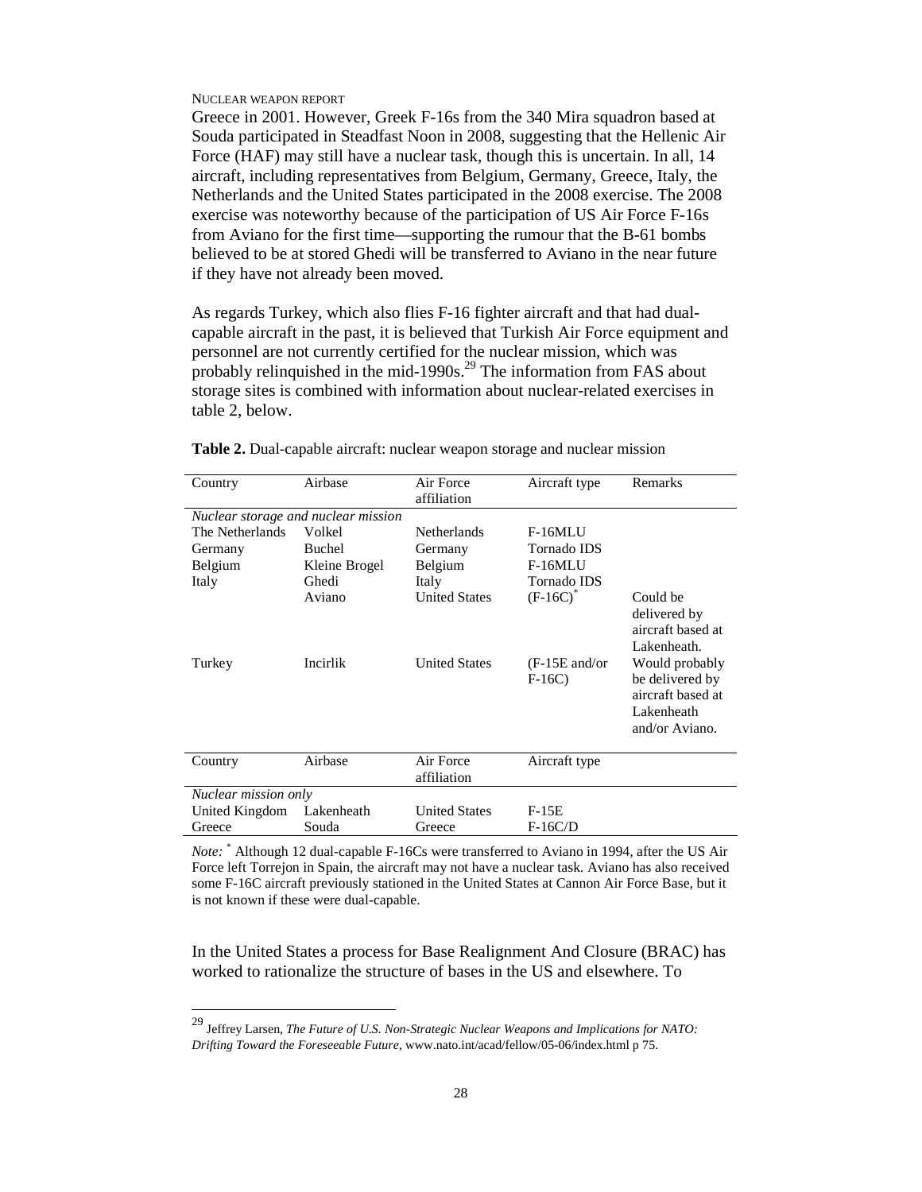Greece in 2001. However, Greek F-16s from the 340 Mira squadron based at Souda participated in Steadfast Noon in 2008, suggesting that the Hellenic Air Force (HAF) may still have a nuclear task, though this is uncertain. In all, 14 aircraft, including representatives from Belgium, Germany, Greece, Italy, the Netherlands and the United States participated in the 2008 exercise. The 2008 exercise was noteworthy because of the participation of US Air Force F-16s from Aviano for the first time—supporting the rumour that the B-61 bombs believed to be at stored Ghedi will be transferred to Aviano in the near future if they have not already been moved.

As regards Turkey, which also flies F-16 fighter aircraft and that had dual-capable aircraft in the past, it is believed that Turkish Air Force equipment and personnel are not currently certified for the nuclear mission, which was probably relinquished in the mid-1990s.[29] The information from FAS about storage sites is combined with information about nuclear-related exercises in table 2, below.

**Table 2.** Dual-capable aircraft: nuclear weapon storage and nuclear mission

| Country | Airbase | Air Force affiliation | Aircraft type | Remarks |
|---|---|---|---|---|
| *Nuclear storage and nuclear mission* | | | | |
| The Netherlands | Volkel | Netherlands | F-16MLU | |
| Germany | Buchel | Germany | Tornado IDS | |
| Belgium | Kleine Brogel | Belgium | F-16MLU | |
| Italy | Ghedi | Italy | Tornado IDS | |
| | Aviano | United States | (F-16C)* | Could be delivered by aircraft based at Lakenheath. |
| Turkey | Incirlik | United States | (F-15E and/or F-16C) | Would probably be delivered by aircraft based at Lakenheath and/or Aviano. |
| **Country** | **Airbase** | **Air Force affiliation** | **Aircraft type** | |
| *Nuclear mission only* | | | | |
| United Kingdom | Lakenheath | United States | F-15E | |
| Greece | Souda | Greece | F-16C/D | |

*Note:* * Although 12 dual-capable F-16Cs were transferred to Aviano in 1994, after the US Air Force left Torrejon in Spain, the aircraft may not have a nuclear task. Aviano has also received some F-16C aircraft previously stationed in the United States at Cannon Air Force Base, but it is not known if these were dual-capable.

In the United States a process for Base Realignment And Closure (BRAC) has worked to rationalize the structure of bases in the US and elsewhere. To

---

[29] Jeffrey Larsen, *The Future of U.S. Non-Strategic Nuclear Weapons and Implications for NATO: Drifting Toward the Foreseeable Future*, www.nato.int/acad/fellow/05-06/index.html p 75.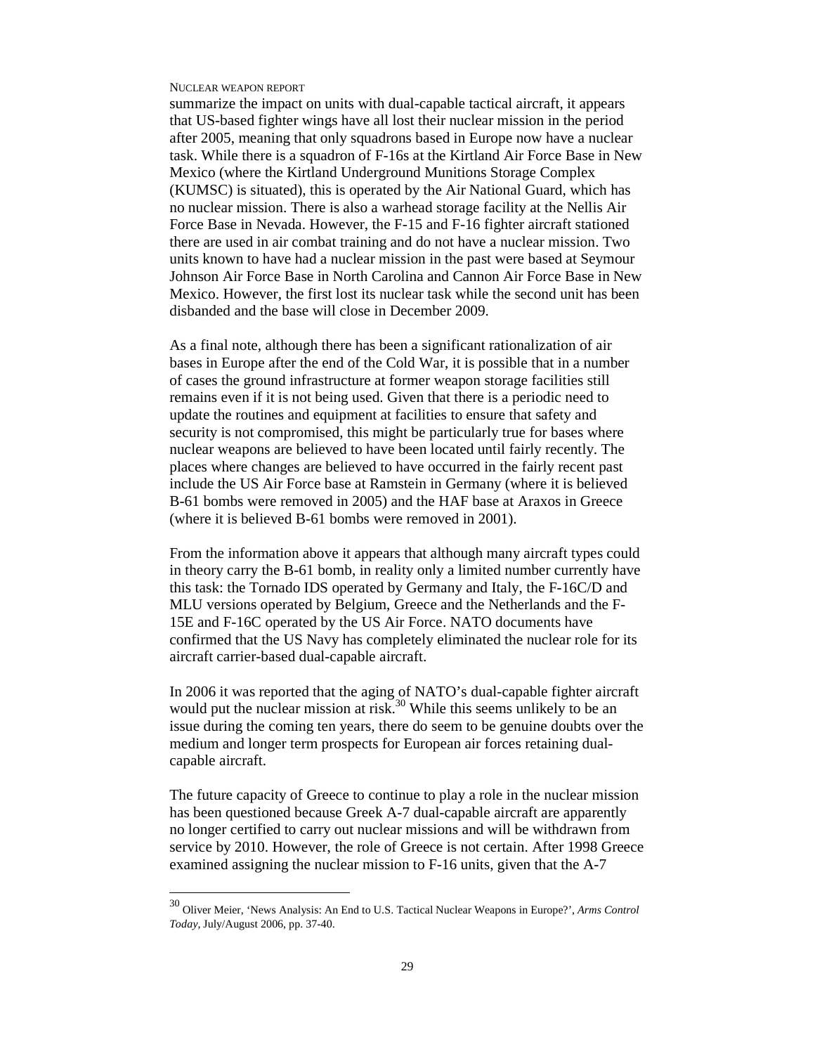summarize the impact on units with dual-capable tactical aircraft, it appears that US-based fighter wings have all lost their nuclear mission in the period after 2005, meaning that only squadrons based in Europe now have a nuclear task. While there is a squadron of F-16s at the Kirtland Air Force Base in New Mexico (where the Kirtland Underground Munitions Storage Complex (KUMSC) is situated), this is operated by the Air National Guard, which has no nuclear mission. There is also a warhead storage facility at the Nellis Air Force Base in Nevada. However, the F-15 and F-16 fighter aircraft stationed there are used in air combat training and do not have a nuclear mission. Two units known to have had a nuclear mission in the past were based at Seymour Johnson Air Force Base in North Carolina and Cannon Air Force Base in New Mexico. However, the first lost its nuclear task while the second unit has been disbanded and the base will close in December 2009.

As a final note, although there has been a significant rationalization of air bases in Europe after the end of the Cold War, it is possible that in a number of cases the ground infrastructure at former weapon storage facilities still remains even if it is not being used. Given that there is a periodic need to update the routines and equipment at facilities to ensure that safety and security is not compromised, this might be particularly true for bases where nuclear weapons are believed to have been located until fairly recently. The places where changes are believed to have occurred in the fairly recent past include the US Air Force base at Ramstein in Germany (where it is believed B-61 bombs were removed in 2005) and the HAF base at Araxos in Greece (where it is believed B-61 bombs were removed in 2001).

From the information above it appears that although many aircraft types could in theory carry the B-61 bomb, in reality only a limited number currently have this task: the Tornado IDS operated by Germany and Italy, the F-16C/D and MLU versions operated by Belgium, Greece and the Netherlands and the F-15E and F-16C operated by the US Air Force. NATO documents have confirmed that the US Navy has completely eliminated the nuclear role for its aircraft carrier-based dual-capable aircraft.

In 2006 it was reported that the aging of NATO's dual-capable fighter aircraft would put the nuclear mission at risk.[30] While this seems unlikely to be an issue during the coming ten years, there do seem to be genuine doubts over the medium and longer term prospects for European air forces retaining dual-capable aircraft.

The future capacity of Greece to continue to play a role in the nuclear mission has been questioned because Greek A-7 dual-capable aircraft are apparently no longer certified to carry out nuclear missions and will be withdrawn from service by 2010. However, the role of Greece is not certain. After 1998 Greece examined assigning the nuclear mission to F-16 units, given that the A-7

---

[30] Oliver Meier, 'News Analysis: An End to U.S. Tactical Nuclear Weapons in Europe?', *Arms Control Today*, July/August 2006, pp. 37-40.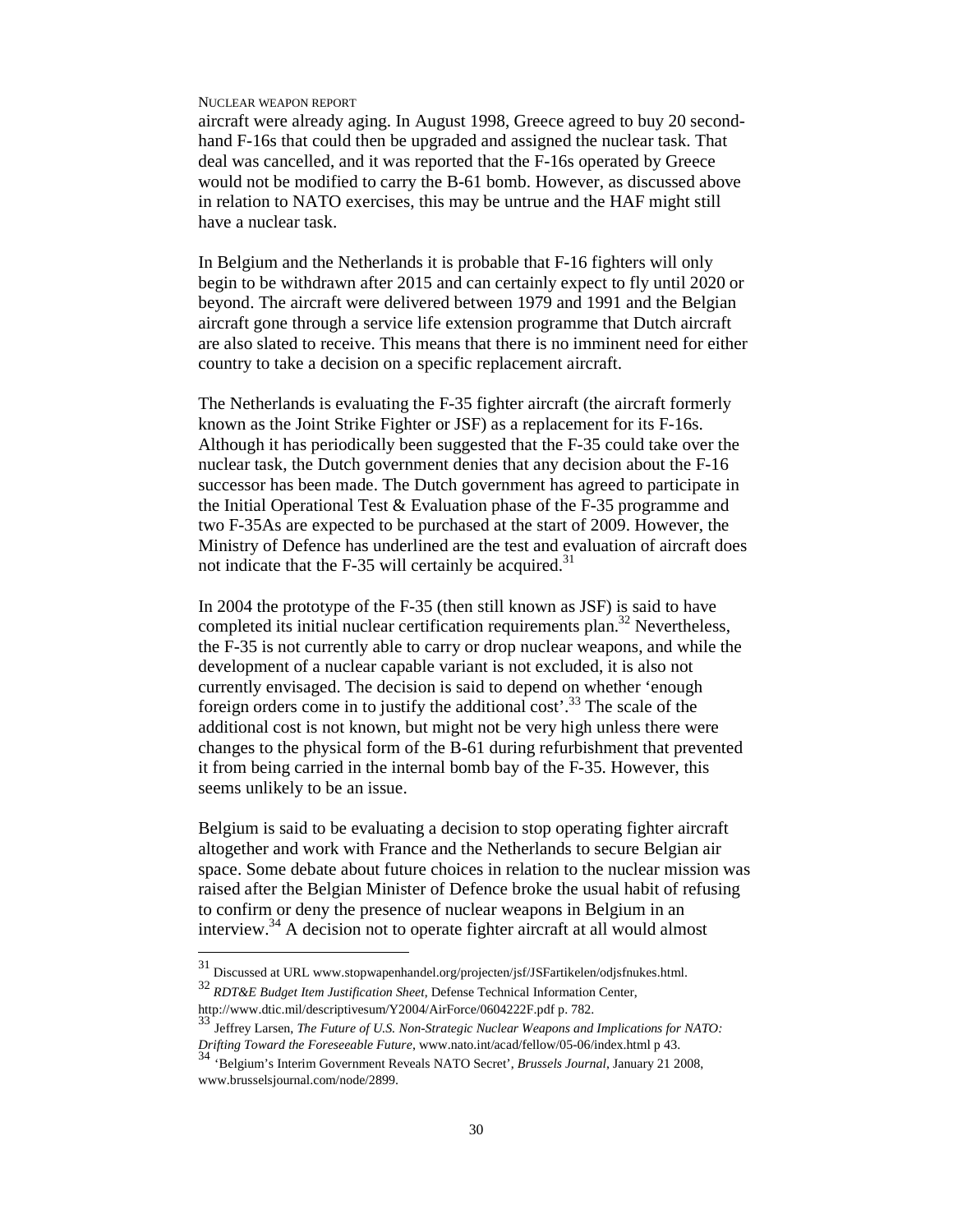aircraft were already aging. In August 1998, Greece agreed to buy 20 second-hand F-16s that could then be upgraded and assigned the nuclear task. That deal was cancelled, and it was reported that the F-16s operated by Greece would not be modified to carry the B-61 bomb. However, as discussed above in relation to NATO exercises, this may be untrue and the HAF might still have a nuclear task.

In Belgium and the Netherlands it is probable that F-16 fighters will only begin to be withdrawn after 2015 and can certainly expect to fly until 2020 or beyond. The aircraft were delivered between 1979 and 1991 and the Belgian aircraft gone through a service life extension programme that Dutch aircraft are also slated to receive. This means that there is no imminent need for either country to take a decision on a specific replacement aircraft.

The Netherlands is evaluating the F-35 fighter aircraft (the aircraft formerly known as the Joint Strike Fighter or JSF) as a replacement for its F-16s. Although it has periodically been suggested that the F-35 could take over the nuclear task, the Dutch government denies that any decision about the F-16 successor has been made. The Dutch government has agreed to participate in the Initial Operational Test & Evaluation phase of the F-35 programme and two F-35As are expected to be purchased at the start of 2009. However, the Ministry of Defence has underlined are the test and evaluation of aircraft does not indicate that the F-35 will certainly be acquired.[31]

In 2004 the prototype of the F-35 (then still known as JSF) is said to have completed its initial nuclear certification requirements plan.[32] Nevertheless, the F-35 is not currently able to carry or drop nuclear weapons, and while the development of a nuclear capable variant is not excluded, it is also not currently envisaged. The decision is said to depend on whether 'enough foreign orders come in to justify the additional cost'.[33] The scale of the additional cost is not known, but might not be very high unless there were changes to the physical form of the B-61 during refurbishment that prevented it from being carried in the internal bomb bay of the F-35. However, this seems unlikely to be an issue.

Belgium is said to be evaluating a decision to stop operating fighter aircraft altogether and work with France and the Netherlands to secure Belgian air space. Some debate about future choices in relation to the nuclear mission was raised after the Belgian Minister of Defence broke the usual habit of refusing to confirm or deny the presence of nuclear weapons in Belgium in an interview.[34] A decision not to operate fighter aircraft at all would almost

---

[31] Discussed at URL www.stopwapenhandel.org/projecten/jsf/JSFartikelen/odjsfnukes.html.

[32] *RDT&E Budget Item Justification Sheet*, Defense Technical Information Center, http://www.dtic.mil/descriptivesum/Y2004/AirForce/0604222F.pdf p. 782.

[33] Jeffrey Larsen, *The Future of U.S. Non-Strategic Nuclear Weapons and Implications for NATO: Drifting Toward the Foreseeable Future*, www.nato.int/acad/fellow/05-06/index.html p 43.

[34] 'Belgium's Interim Government Reveals NATO Secret', *Brussels Journal*, January 21 2008, www.brusselsjournal.com/node/2899.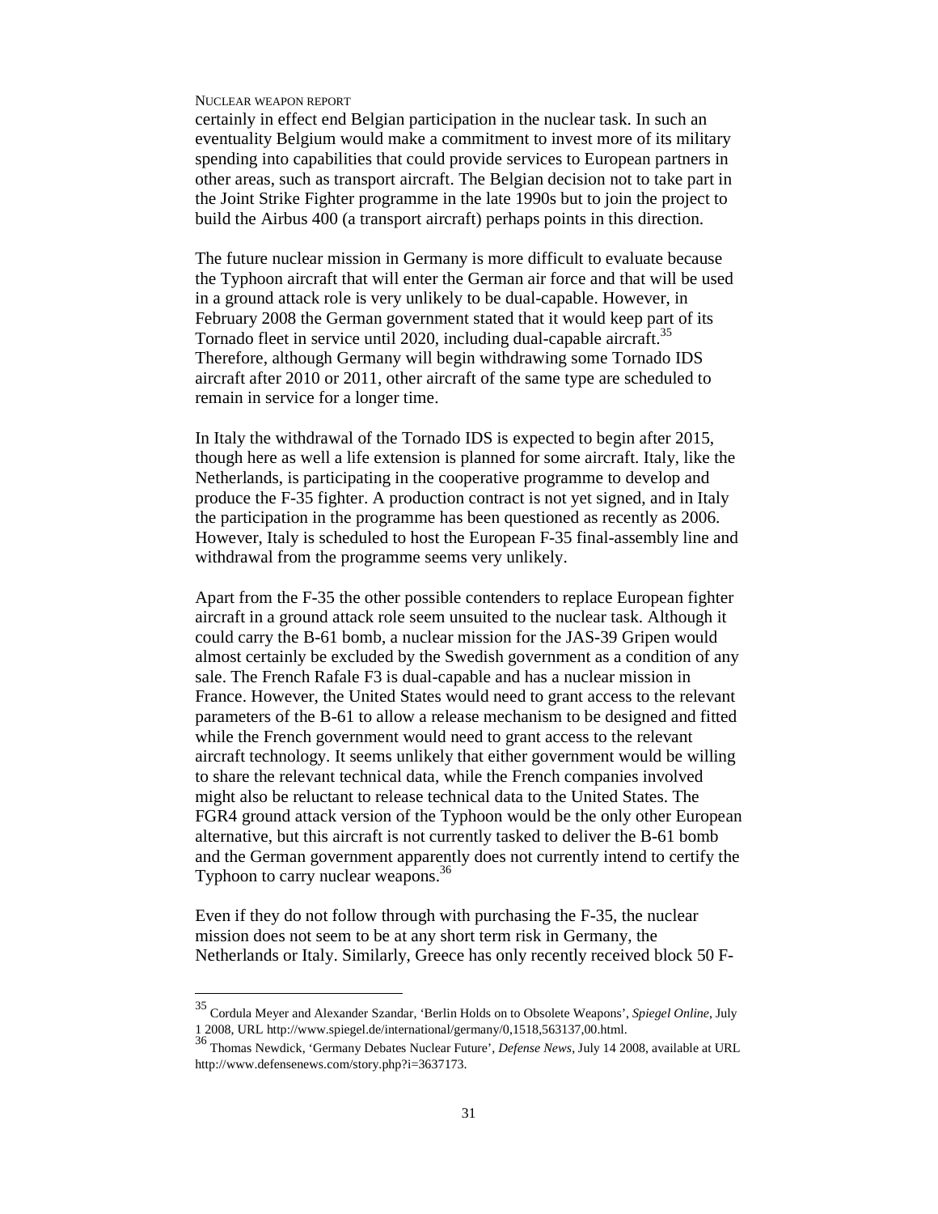certainly in effect end Belgian participation in the nuclear task. In such an eventuality Belgium would make a commitment to invest more of its military spending into capabilities that could provide services to European partners in other areas, such as transport aircraft. The Belgian decision not to take part in the Joint Strike Fighter programme in the late 1990s but to join the project to build the Airbus 400 (a transport aircraft) perhaps points in this direction.

The future nuclear mission in Germany is more difficult to evaluate because the Typhoon aircraft that will enter the German air force and that will be used in a ground attack role is very unlikely to be dual-capable. However, in February 2008 the German government stated that it would keep part of its Tornado fleet in service until 2020, including dual-capable aircraft.[35] Therefore, although Germany will begin withdrawing some Tornado IDS aircraft after 2010 or 2011, other aircraft of the same type are scheduled to remain in service for a longer time.

In Italy the withdrawal of the Tornado IDS is expected to begin after 2015, though here as well a life extension is planned for some aircraft. Italy, like the Netherlands, is participating in the cooperative programme to develop and produce the F-35 fighter. A production contract is not yet signed, and in Italy the participation in the programme has been questioned as recently as 2006. However, Italy is scheduled to host the European F-35 final-assembly line and withdrawal from the programme seems very unlikely.

Apart from the F-35 the other possible contenders to replace European fighter aircraft in a ground attack role seem unsuited to the nuclear task. Although it could carry the B-61 bomb, a nuclear mission for the JAS-39 Gripen would almost certainly be excluded by the Swedish government as a condition of any sale. The French Rafale F3 is dual-capable and has a nuclear mission in France. However, the United States would need to grant access to the relevant parameters of the B-61 to allow a release mechanism to be designed and fitted while the French government would need to grant access to the relevant aircraft technology. It seems unlikely that either government would be willing to share the relevant technical data, while the French companies involved might also be reluctant to release technical data to the United States. The FGR4 ground attack version of the Typhoon would be the only other European alternative, but this aircraft is not currently tasked to deliver the B-61 bomb and the German government apparently does not currently intend to certify the Typhoon to carry nuclear weapons.[36]

Even if they do not follow through with purchasing the F-35, the nuclear mission does not seem to be at any short term risk in Germany, the Netherlands or Italy. Similarly, Greece has only recently received block 50 F-

---

[35] Cordula Meyer and Alexander Szandar, 'Berlin Holds on to Obsolete Weapons', *Spiegel Online*, July 1 2008, URL http://www.spiegel.de/international/germany/0,1518,563137,00.html.

[36] Thomas Newdick, 'Germany Debates Nuclear Future', *Defense News*, July 14 2008, available at URL http://www.defensenews.com/story.php?i=3637173.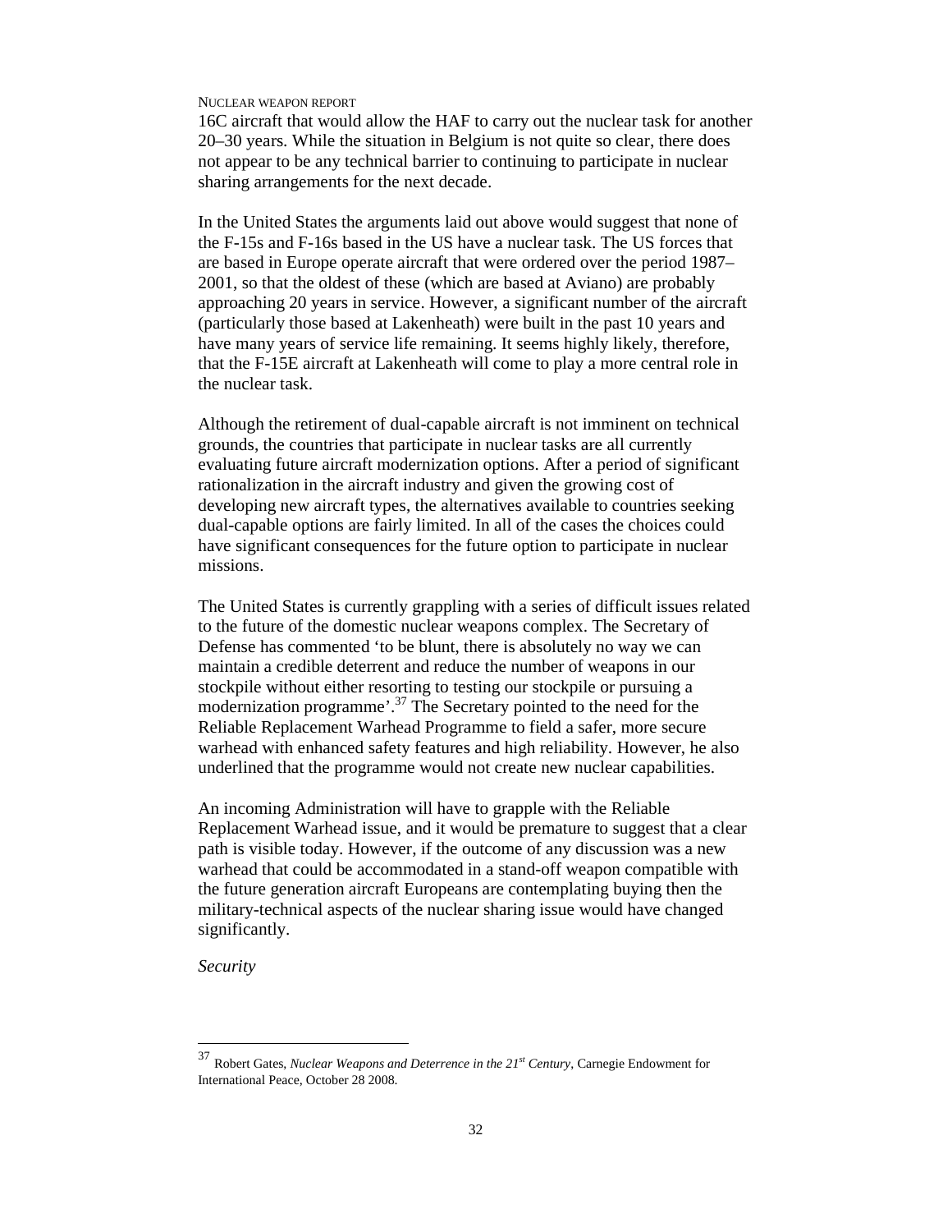16C aircraft that would allow the HAF to carry out the nuclear task for another 20–30 years. While the situation in Belgium is not quite so clear, there does not appear to be any technical barrier to continuing to participate in nuclear sharing arrangements for the next decade.

In the United States the arguments laid out above would suggest that none of the F-15s and F-16s based in the US have a nuclear task. The US forces that are based in Europe operate aircraft that were ordered over the period 1987–2001, so that the oldest of these (which are based at Aviano) are probably approaching 20 years in service. However, a significant number of the aircraft (particularly those based at Lakenheath) were built in the past 10 years and have many years of service life remaining. It seems highly likely, therefore, that the F-15E aircraft at Lakenheath will come to play a more central role in the nuclear task.

Although the retirement of dual-capable aircraft is not imminent on technical grounds, the countries that participate in nuclear tasks are all currently evaluating future aircraft modernization options. After a period of significant rationalization in the aircraft industry and given the growing cost of developing new aircraft types, the alternatives available to countries seeking dual-capable options are fairly limited. In all of the cases the choices could have significant consequences for the future option to participate in nuclear missions.

The United States is currently grappling with a series of difficult issues related to the future of the domestic nuclear weapons complex. The Secretary of Defense has commented ‘to be blunt, there is absolutely no way we can maintain a credible deterrent and reduce the number of weapons in our stockpile without either resorting to testing our stockpile or pursuing a modernization programme’.[37] The Secretary pointed to the need for the Reliable Replacement Warhead Programme to field a safer, more secure warhead with enhanced safety features and high reliability. However, he also underlined that the programme would not create new nuclear capabilities.

An incoming Administration will have to grapple with the Reliable Replacement Warhead issue, and it would be premature to suggest that a clear path is visible today. However, if the outcome of any discussion was a new warhead that could be accommodated in a stand-off weapon compatible with the future generation aircraft Europeans are contemplating buying then the military-technical aspects of the nuclear sharing issue would have changed significantly.

*Security*

---

[37] Robert Gates, *Nuclear Weapons and Deterrence in the 21st Century*, Carnegie Endowment for International Peace, October 28 2008.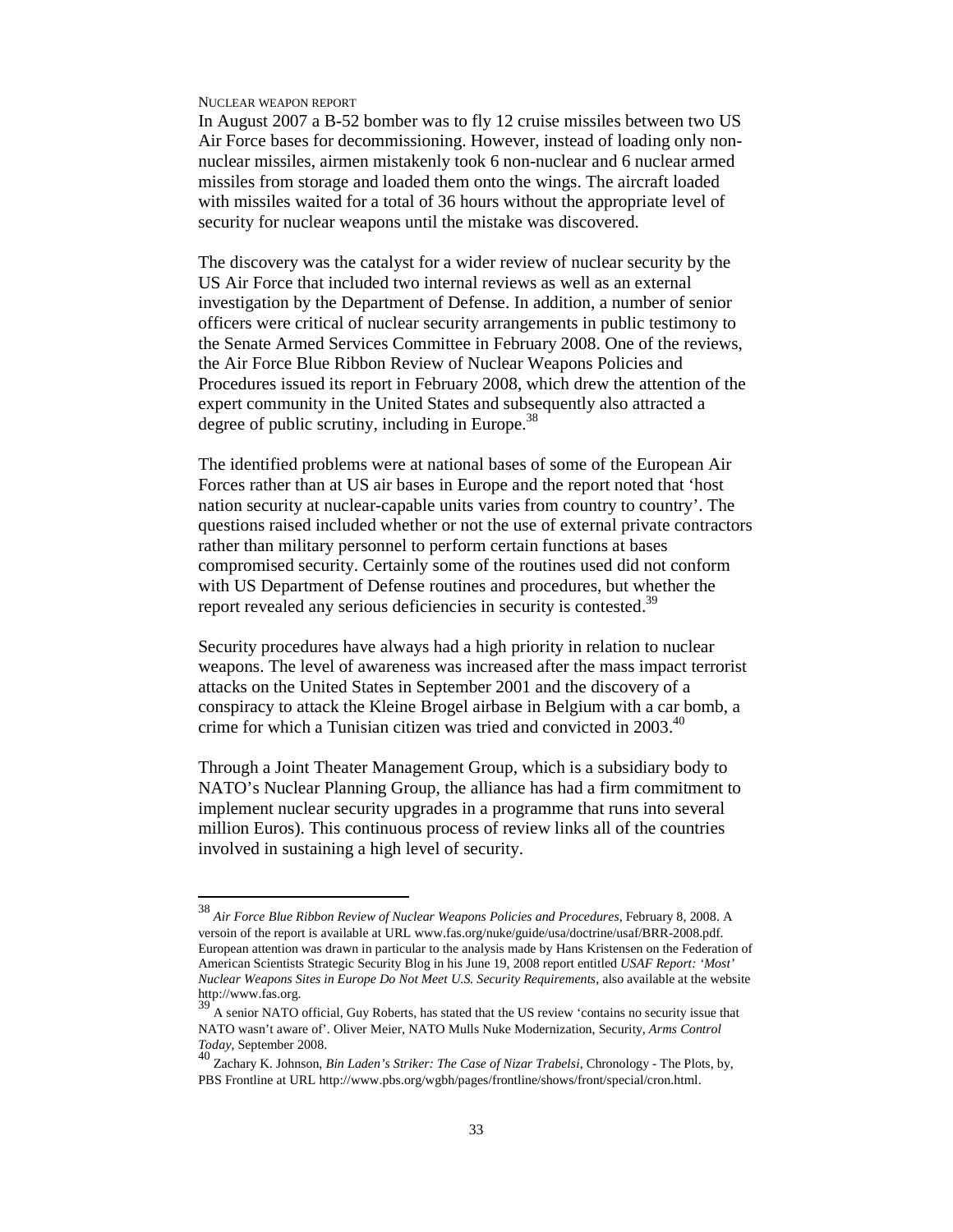NUCLEAR WEAPON REPORT

In August 2007 a B-52 bomber was to fly 12 cruise missiles between two US Air Force bases for decommissioning. However, instead of loading only non-nuclear missiles, airmen mistakenly took 6 non-nuclear and 6 nuclear armed missiles from storage and loaded them onto the wings. The aircraft loaded with missiles waited for a total of 36 hours without the appropriate level of security for nuclear weapons until the mistake was discovered.

The discovery was the catalyst for a wider review of nuclear security by the US Air Force that included two internal reviews as well as an external investigation by the Department of Defense. In addition, a number of senior officers were critical of nuclear security arrangements in public testimony to the Senate Armed Services Committee in February 2008. One of the reviews, the Air Force Blue Ribbon Review of Nuclear Weapons Policies and Procedures issued its report in February 2008, which drew the attention of the expert community in the United States and subsequently also attracted a degree of public scrutiny, including in Europe.[38]

The identified problems were at national bases of some of the European Air Forces rather than at US air bases in Europe and the report noted that 'host nation security at nuclear-capable units varies from country to country'. The questions raised included whether or not the use of external private contractors rather than military personnel to perform certain functions at bases compromised security. Certainly some of the routines used did not conform with US Department of Defense routines and procedures, but whether the report revealed any serious deficiencies in security is contested.[39]

Security procedures have always had a high priority in relation to nuclear weapons. The level of awareness was increased after the mass impact terrorist attacks on the United States in September 2001 and the discovery of a conspiracy to attack the Kleine Brogel airbase in Belgium with a car bomb, a crime for which a Tunisian citizen was tried and convicted in 2003.[40]

Through a Joint Theater Management Group, which is a subsidiary body to NATO's Nuclear Planning Group, the alliance has had a firm commitment to implement nuclear security upgrades in a programme that runs into several million Euros). This continuous process of review links all of the countries involved in sustaining a high level of security.

---

[38] *Air Force Blue Ribbon Review of Nuclear Weapons Policies and Procedures*, February 8, 2008. A versoin of the report is available at URL www.fas.org/nuke/guide/usa/doctrine/usaf/BRR-2008.pdf. European attention was drawn in particular to the analysis made by Hans Kristensen on the Federation of American Scientists Strategic Security Blog in his June 19, 2008 report entitled *USAF Report: 'Most' Nuclear Weapons Sites in Europe Do Not Meet U.S. Security Requirements*, also available at the website http://www.fas.org.

[39] A senior NATO official, Guy Roberts, has stated that the US review 'contains no security issue that NATO wasn't aware of'. Oliver Meier, NATO Mulls Nuke Modernization, Security, *Arms Control Today*, September 2008.

[40] Zachary K. Johnson, *Bin Laden's Striker: The Case of Nizar Trabelsi*, Chronology - The Plots, by, PBS Frontline at URL http://www.pbs.org/wgbh/pages/frontline/shows/front/special/cron.html.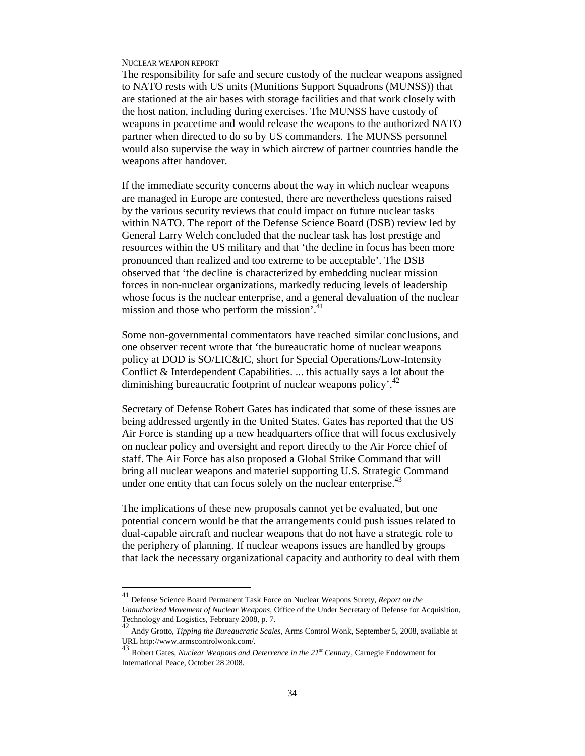The responsibility for safe and secure custody of the nuclear weapons assigned to NATO rests with US units (Munitions Support Squadrons (MUNSS)) that are stationed at the air bases with storage facilities and that work closely with the host nation, including during exercises. The MUNSS have custody of weapons in peacetime and would release the weapons to the authorized NATO partner when directed to do so by US commanders. The MUNSS personnel would also supervise the way in which aircrew of partner countries handle the weapons after handover.

If the immediate security concerns about the way in which nuclear weapons are managed in Europe are contested, there are nevertheless questions raised by the various security reviews that could impact on future nuclear tasks within NATO. The report of the Defense Science Board (DSB) review led by General Larry Welch concluded that the nuclear task has lost prestige and resources within the US military and that 'the decline in focus has been more pronounced than realized and too extreme to be acceptable'. The DSB observed that 'the decline is characterized by embedding nuclear mission forces in non-nuclear organizations, markedly reducing levels of leadership whose focus is the nuclear enterprise, and a general devaluation of the nuclear mission and those who perform the mission'.[41]

Some non-governmental commentators have reached similar conclusions, and one observer recent wrote that 'the bureaucratic home of nuclear weapons policy at DOD is SO/LIC&IC, short for Special Operations/Low-Intensity Conflict & Interdependent Capabilities. ... this actually says a lot about the diminishing bureaucratic footprint of nuclear weapons policy'.[42]

Secretary of Defense Robert Gates has indicated that some of these issues are being addressed urgently in the United States. Gates has reported that the US Air Force is standing up a new headquarters office that will focus exclusively on nuclear policy and oversight and report directly to the Air Force chief of staff. The Air Force has also proposed a Global Strike Command that will bring all nuclear weapons and materiel supporting U.S. Strategic Command under one entity that can focus solely on the nuclear enterprise.[43]

The implications of these new proposals cannot yet be evaluated, but one potential concern would be that the arrangements could push issues related to dual-capable aircraft and nuclear weapons that do not have a strategic role to the periphery of planning. If nuclear weapons issues are handled by groups that lack the necessary organizational capacity and authority to deal with them

---

[41] Defense Science Board Permanent Task Force on Nuclear Weapons Surety, *Report on the Unauthorized Movement of Nuclear Weapons*, Office of the Under Secretary of Defense for Acquisition, Technology and Logistics, February 2008, p. 7.

[42] Andy Grotto, *Tipping the Bureaucratic Scales*, Arms Control Wonk, September 5, 2008, available at URL http://www.armscontrolwonk.com/.

[43] Robert Gates, *Nuclear Weapons and Deterrence in the 21st Century*, Carnegie Endowment for International Peace, October 28 2008.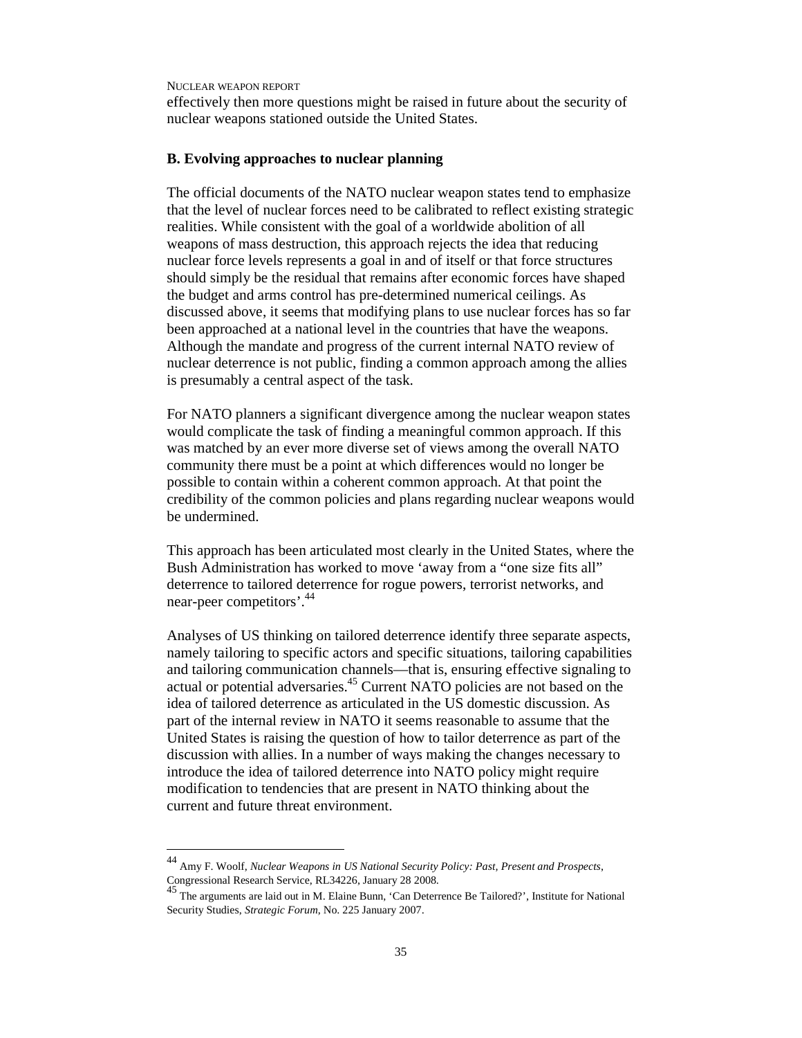effectively then more questions might be raised in future about the security of nuclear weapons stationed outside the United States.

### B. Evolving approaches to nuclear planning

The official documents of the NATO nuclear weapon states tend to emphasize that the level of nuclear forces need to be calibrated to reflect existing strategic realities. While consistent with the goal of a worldwide abolition of all weapons of mass destruction, this approach rejects the idea that reducing nuclear force levels represents a goal in and of itself or that force structures should simply be the residual that remains after economic forces have shaped the budget and arms control has pre-determined numerical ceilings. As discussed above, it seems that modifying plans to use nuclear forces has so far been approached at a national level in the countries that have the weapons. Although the mandate and progress of the current internal NATO review of nuclear deterrence is not public, finding a common approach among the allies is presumably a central aspect of the task.

For NATO planners a significant divergence among the nuclear weapon states would complicate the task of finding a meaningful common approach. If this was matched by an ever more diverse set of views among the overall NATO community there must be a point at which differences would no longer be possible to contain within a coherent common approach. At that point the credibility of the common policies and plans regarding nuclear weapons would be undermined.

This approach has been articulated most clearly in the United States, where the Bush Administration has worked to move 'away from a "one size fits all" deterrence to tailored deterrence for rogue powers, terrorist networks, and near-peer competitors'.[44]

Analyses of US thinking on tailored deterrence identify three separate aspects, namely tailoring to specific actors and specific situations, tailoring capabilities and tailoring communication channels—that is, ensuring effective signaling to actual or potential adversaries.[45] Current NATO policies are not based on the idea of tailored deterrence as articulated in the US domestic discussion. As part of the internal review in NATO it seems reasonable to assume that the United States is raising the question of how to tailor deterrence as part of the discussion with allies. In a number of ways making the changes necessary to introduce the idea of tailored deterrence into NATO policy might require modification to tendencies that are present in NATO thinking about the current and future threat environment.

---

[44] Amy F. Woolf, *Nuclear Weapons in US National Security Policy: Past, Present and Prospects*, Congressional Research Service, RL34226, January 28 2008.

[45] The arguments are laid out in M. Elaine Bunn, 'Can Deterrence Be Tailored?', Institute for National Security Studies, *Strategic Forum*, No. 225 January 2007.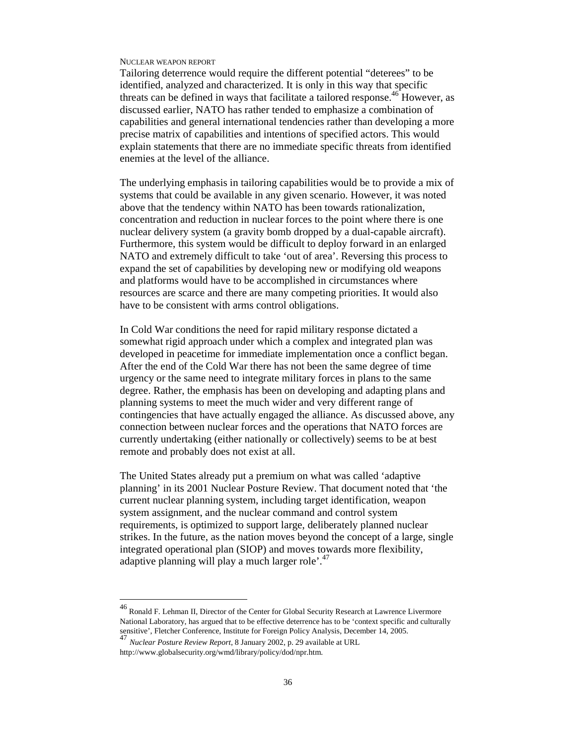Tailoring deterrence would require the different potential "deterees" to be identified, analyzed and characterized. It is only in this way that specific threats can be defined in ways that facilitate a tailored response.[46] However, as discussed earlier, NATO has rather tended to emphasize a combination of capabilities and general international tendencies rather than developing a more precise matrix of capabilities and intentions of specified actors. This would explain statements that there are no immediate specific threats from identified enemies at the level of the alliance.

The underlying emphasis in tailoring capabilities would be to provide a mix of systems that could be available in any given scenario. However, it was noted above that the tendency within NATO has been towards rationalization, concentration and reduction in nuclear forces to the point where there is one nuclear delivery system (a gravity bomb dropped by a dual-capable aircraft). Furthermore, this system would be difficult to deploy forward in an enlarged NATO and extremely difficult to take 'out of area'. Reversing this process to expand the set of capabilities by developing new or modifying old weapons and platforms would have to be accomplished in circumstances where resources are scarce and there are many competing priorities. It would also have to be consistent with arms control obligations.

In Cold War conditions the need for rapid military response dictated a somewhat rigid approach under which a complex and integrated plan was developed in peacetime for immediate implementation once a conflict began. After the end of the Cold War there has not been the same degree of time urgency or the same need to integrate military forces in plans to the same degree. Rather, the emphasis has been on developing and adapting plans and planning systems to meet the much wider and very different range of contingencies that have actually engaged the alliance. As discussed above, any connection between nuclear forces and the operations that NATO forces are currently undertaking (either nationally or collectively) seems to be at best remote and probably does not exist at all.

The United States already put a premium on what was called 'adaptive planning' in its 2001 Nuclear Posture Review. That document noted that 'the current nuclear planning system, including target identification, weapon system assignment, and the nuclear command and control system requirements, is optimized to support large, deliberately planned nuclear strikes. In the future, as the nation moves beyond the concept of a large, single integrated operational plan (SIOP) and moves towards more flexibility, adaptive planning will play a much larger role'.[47]

---

[46] Ronald F. Lehman II, Director of the Center for Global Security Research at Lawrence Livermore National Laboratory, has argued that to be effective deterrence has to be 'context specific and culturally sensitive', Fletcher Conference, Institute for Foreign Policy Analysis, December 14, 2005.

[47] *Nuclear Posture Review Report*, 8 January 2002, p. 29 available at URL http://www.globalsecurity.org/wmd/library/policy/dod/npr.htm.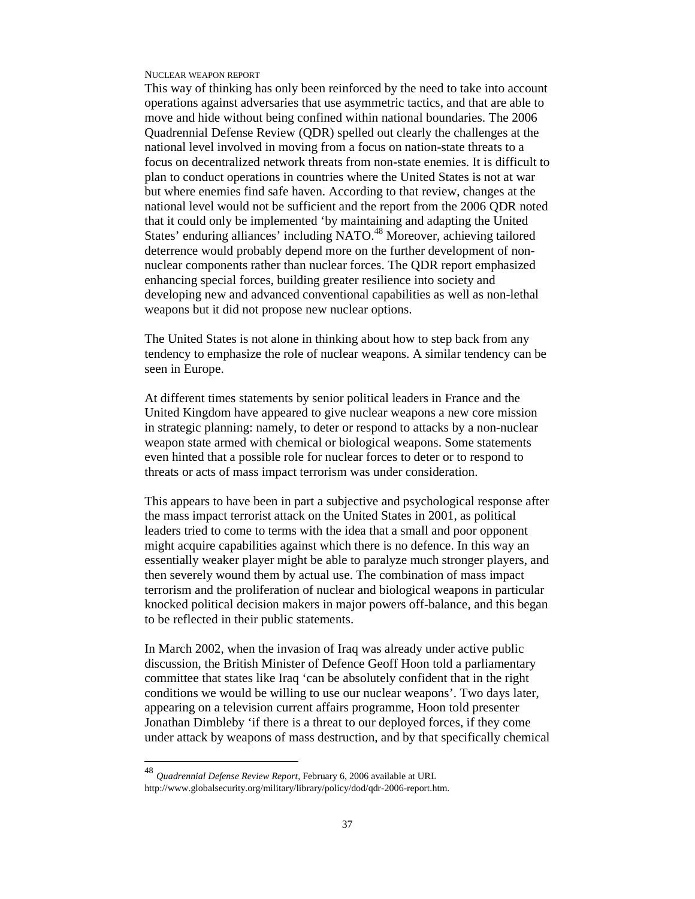This way of thinking has only been reinforced by the need to take into account operations against adversaries that use asymmetric tactics, and that are able to move and hide without being confined within national boundaries. The 2006 Quadrennial Defense Review (QDR) spelled out clearly the challenges at the national level involved in moving from a focus on nation-state threats to a focus on decentralized network threats from non-state enemies. It is difficult to plan to conduct operations in countries where the United States is not at war but where enemies find safe haven. According to that review, changes at the national level would not be sufficient and the report from the 2006 QDR noted that it could only be implemented 'by maintaining and adapting the United States' enduring alliances' including NATO.[48] Moreover, achieving tailored deterrence would probably depend more on the further development of non-nuclear components rather than nuclear forces. The QDR report emphasized enhancing special forces, building greater resilience into society and developing new and advanced conventional capabilities as well as non-lethal weapons but it did not propose new nuclear options.

The United States is not alone in thinking about how to step back from any tendency to emphasize the role of nuclear weapons. A similar tendency can be seen in Europe.

At different times statements by senior political leaders in France and the United Kingdom have appeared to give nuclear weapons a new core mission in strategic planning: namely, to deter or respond to attacks by a non-nuclear weapon state armed with chemical or biological weapons. Some statements even hinted that a possible role for nuclear forces to deter or to respond to threats or acts of mass impact terrorism was under consideration.

This appears to have been in part a subjective and psychological response after the mass impact terrorist attack on the United States in 2001, as political leaders tried to come to terms with the idea that a small and poor opponent might acquire capabilities against which there is no defence. In this way an essentially weaker player might be able to paralyze much stronger players, and then severely wound them by actual use. The combination of mass impact terrorism and the proliferation of nuclear and biological weapons in particular knocked political decision makers in major powers off-balance, and this began to be reflected in their public statements.

In March 2002, when the invasion of Iraq was already under active public discussion, the British Minister of Defence Geoff Hoon told a parliamentary committee that states like Iraq 'can be absolutely confident that in the right conditions we would be willing to use our nuclear weapons'. Two days later, appearing on a television current affairs programme, Hoon told presenter Jonathan Dimbleby 'if there is a threat to our deployed forces, if they come under attack by weapons of mass destruction, and by that specifically chemical

---

[48] *Quadrennial Defense Review Report*, February 6, 2006 available at URL http://www.globalsecurity.org/military/library/policy/dod/qdr-2006-report.htm.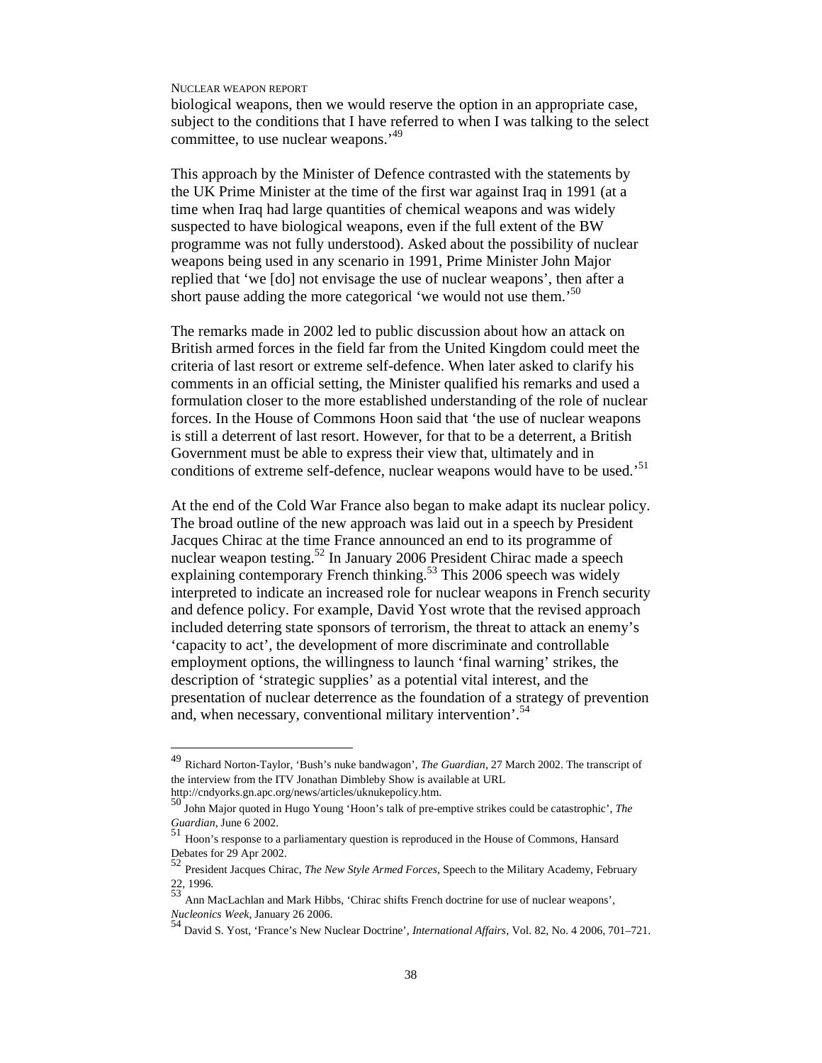biological weapons, then we would reserve the option in an appropriate case, subject to the conditions that I have referred to when I was talking to the select committee, to use nuclear weapons.'[49]

This approach by the Minister of Defence contrasted with the statements by the UK Prime Minister at the time of the first war against Iraq in 1991 (at a time when Iraq had large quantities of chemical weapons and was widely suspected to have biological weapons, even if the full extent of the BW programme was not fully understood). Asked about the possibility of nuclear weapons being used in any scenario in 1991, Prime Minister John Major replied that 'we [do] not envisage the use of nuclear weapons', then after a short pause adding the more categorical 'we would not use them.'[50]

The remarks made in 2002 led to public discussion about how an attack on British armed forces in the field far from the United Kingdom could meet the criteria of last resort or extreme self-defence. When later asked to clarify his comments in an official setting, the Minister qualified his remarks and used a formulation closer to the more established understanding of the role of nuclear forces. In the House of Commons Hoon said that 'the use of nuclear weapons is still a deterrent of last resort. However, for that to be a deterrent, a British Government must be able to express their view that, ultimately and in conditions of extreme self-defence, nuclear weapons would have to be used.'[51]

At the end of the Cold War France also began to make adapt its nuclear policy. The broad outline of the new approach was laid out in a speech by President Jacques Chirac at the time France announced an end to its programme of nuclear weapon testing.[52] In January 2006 President Chirac made a speech explaining contemporary French thinking.[53] This 2006 speech was widely interpreted to indicate an increased role for nuclear weapons in French security and defence policy. For example, David Yost wrote that the revised approach included deterring state sponsors of terrorism, the threat to attack an enemy's 'capacity to act', the development of more discriminate and controllable employment options, the willingness to launch 'final warning' strikes, the description of 'strategic supplies' as a potential vital interest, and the presentation of nuclear deterrence as the foundation of a strategy of prevention and, when necessary, conventional military intervention'.[54]

---

[49] Richard Norton-Taylor, 'Bush's nuke bandwagon', *The Guardian*, 27 March 2002. The transcript of the interview from the ITV Jonathan Dimbleby Show is available at URL http://cndyorks.gn.apc.org/news/articles/uknukepolicy.htm.

[50] John Major quoted in Hugo Young 'Hoon's talk of pre-emptive strikes could be catastrophic', *The Guardian*, June 6 2002.

[51] Hoon's response to a parliamentary question is reproduced in the House of Commons, Hansard Debates for 29 Apr 2002.

[52] President Jacques Chirac, *The New Style Armed Forces*, Speech to the Military Academy, February 22, 1996.

[53] Ann MacLachlan and Mark Hibbs, 'Chirac shifts French doctrine for use of nuclear weapons', *Nucleonics Week*, January 26 2006.

[54] David S. Yost, 'France's New Nuclear Doctrine', *International Affairs*, Vol. 82, No. 4 2006, 701–721.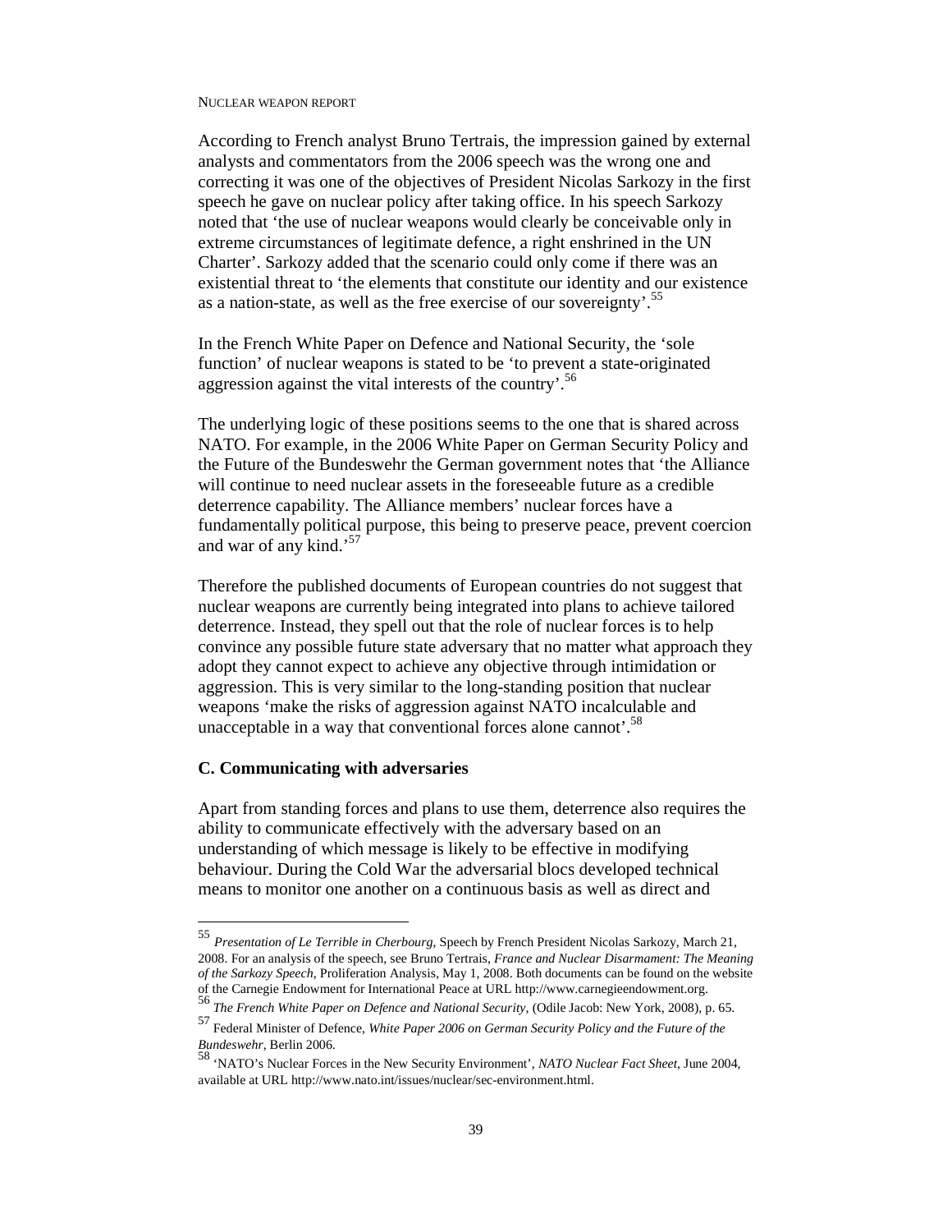According to French analyst Bruno Tertrais, the impression gained by external analysts and commentators from the 2006 speech was the wrong one and correcting it was one of the objectives of President Nicolas Sarkozy in the first speech he gave on nuclear policy after taking office. In his speech Sarkozy noted that 'the use of nuclear weapons would clearly be conceivable only in extreme circumstances of legitimate defence, a right enshrined in the UN Charter'. Sarkozy added that the scenario could only come if there was an existential threat to 'the elements that constitute our identity and our existence as a nation-state, as well as the free exercise of our sovereignty'.[55]

In the French White Paper on Defence and National Security, the 'sole function' of nuclear weapons is stated to be 'to prevent a state-originated aggression against the vital interests of the country'.[56]

The underlying logic of these positions seems to the one that is shared across NATO. For example, in the 2006 White Paper on German Security Policy and the Future of the Bundeswehr the German government notes that 'the Alliance will continue to need nuclear assets in the foreseeable future as a credible deterrence capability. The Alliance members' nuclear forces have a fundamentally political purpose, this being to preserve peace, prevent coercion and war of any kind.'[57]

Therefore the published documents of European countries do not suggest that nuclear weapons are currently being integrated into plans to achieve tailored deterrence. Instead, they spell out that the role of nuclear forces is to help convince any possible future state adversary that no matter what approach they adopt they cannot expect to achieve any objective through intimidation or aggression. This is very similar to the long-standing position that nuclear weapons 'make the risks of aggression against NATO incalculable and unacceptable in a way that conventional forces alone cannot'.[58]

### C. Communicating with adversaries

Apart from standing forces and plans to use them, deterrence also requires the ability to communicate effectively with the adversary based on an understanding of which message is likely to be effective in modifying behaviour. During the Cold War the adversarial blocs developed technical means to monitor one another on a continuous basis as well as direct and

---

[55] *Presentation of Le Terrible in Cherbourg*, Speech by French President Nicolas Sarkozy, March 21, 2008. For an analysis of the speech, see Bruno Tertrais, *France and Nuclear Disarmament: The Meaning of the Sarkozy Speech*, Proliferation Analysis, May 1, 2008. Both documents can be found on the website of the Carnegie Endowment for International Peace at URL http://www.carnegieendowment.org.

[56] *The French White Paper on Defence and National Security*, (Odile Jacob: New York, 2008), p. 65.

[57] Federal Minister of Defence, *White Paper 2006 on German Security Policy and the Future of the Bundeswehr*, Berlin 2006.

[58] 'NATO's Nuclear Forces in the New Security Environment', *NATO Nuclear Fact Sheet*, June 2004, available at URL http://www.nato.int/issues/nuclear/sec-environment.html.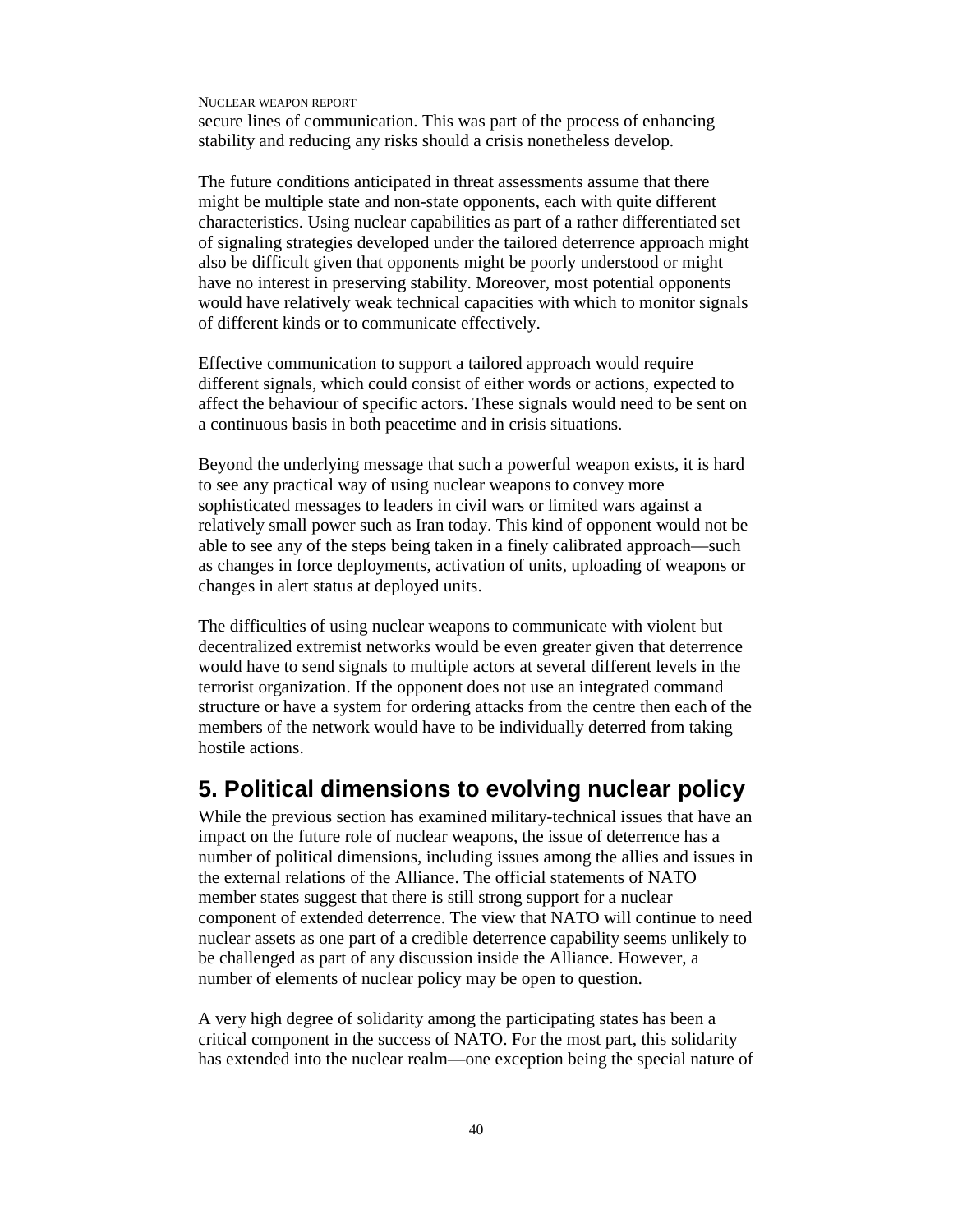secure lines of communication. This was part of the process of enhancing stability and reducing any risks should a crisis nonetheless develop.

The future conditions anticipated in threat assessments assume that there might be multiple state and non-state opponents, each with quite different characteristics. Using nuclear capabilities as part of a rather differentiated set of signaling strategies developed under the tailored deterrence approach might also be difficult given that opponents might be poorly understood or might have no interest in preserving stability. Moreover, most potential opponents would have relatively weak technical capacities with which to monitor signals of different kinds or to communicate effectively.

Effective communication to support a tailored approach would require different signals, which could consist of either words or actions, expected to affect the behaviour of specific actors. These signals would need to be sent on a continuous basis in both peacetime and in crisis situations.

Beyond the underlying message that such a powerful weapon exists, it is hard to see any practical way of using nuclear weapons to convey more sophisticated messages to leaders in civil wars or limited wars against a relatively small power such as Iran today. This kind of opponent would not be able to see any of the steps being taken in a finely calibrated approach—such as changes in force deployments, activation of units, uploading of weapons or changes in alert status at deployed units.

The difficulties of using nuclear weapons to communicate with violent but decentralized extremist networks would be even greater given that deterrence would have to send signals to multiple actors at several different levels in the terrorist organization. If the opponent does not use an integrated command structure or have a system for ordering attacks from the centre then each of the members of the network would have to be individually deterred from taking hostile actions.

## 5. Political dimensions to evolving nuclear policy

While the previous section has examined military-technical issues that have an impact on the future role of nuclear weapons, the issue of deterrence has a number of political dimensions, including issues among the allies and issues in the external relations of the Alliance. The official statements of NATO member states suggest that there is still strong support for a nuclear component of extended deterrence. The view that NATO will continue to need nuclear assets as one part of a credible deterrence capability seems unlikely to be challenged as part of any discussion inside the Alliance. However, a number of elements of nuclear policy may be open to question.

A very high degree of solidarity among the participating states has been a critical component in the success of NATO. For the most part, this solidarity has extended into the nuclear realm—one exception being the special nature of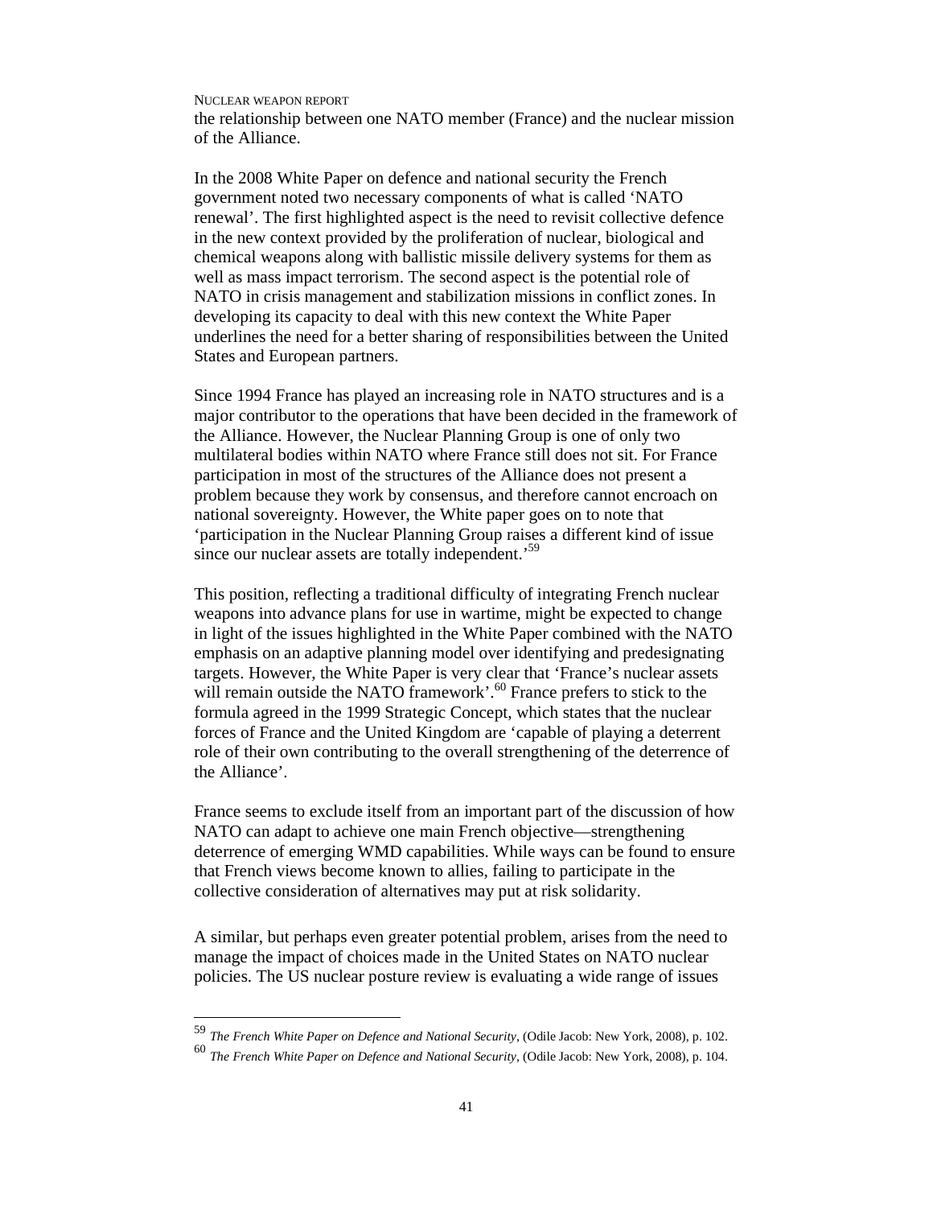the relationship between one NATO member (France) and the nuclear mission of the Alliance.

In the 2008 White Paper on defence and national security the French government noted two necessary components of what is called 'NATO renewal'. The first highlighted aspect is the need to revisit collective defence in the new context provided by the proliferation of nuclear, biological and chemical weapons along with ballistic missile delivery systems for them as well as mass impact terrorism. The second aspect is the potential role of NATO in crisis management and stabilization missions in conflict zones. In developing its capacity to deal with this new context the White Paper underlines the need for a better sharing of responsibilities between the United States and European partners.

Since 1994 France has played an increasing role in NATO structures and is a major contributor to the operations that have been decided in the framework of the Alliance. However, the Nuclear Planning Group is one of only two multilateral bodies within NATO where France still does not sit. For France participation in most of the structures of the Alliance does not present a problem because they work by consensus, and therefore cannot encroach on national sovereignty. However, the White paper goes on to note that 'participation in the Nuclear Planning Group raises a different kind of issue since our nuclear assets are totally independent.'[59]

This position, reflecting a traditional difficulty of integrating French nuclear weapons into advance plans for use in wartime, might be expected to change in light of the issues highlighted in the White Paper combined with the NATO emphasis on an adaptive planning model over identifying and predesignating targets. However, the White Paper is very clear that 'France's nuclear assets will remain outside the NATO framework'.[60] France prefers to stick to the formula agreed in the 1999 Strategic Concept, which states that the nuclear forces of France and the United Kingdom are 'capable of playing a deterrent role of their own contributing to the overall strengthening of the deterrence of the Alliance'.

France seems to exclude itself from an important part of the discussion of how NATO can adapt to achieve one main French objective—strengthening deterrence of emerging WMD capabilities. While ways can be found to ensure that French views become known to allies, failing to participate in the collective consideration of alternatives may put at risk solidarity.

A similar, but perhaps even greater potential problem, arises from the need to manage the impact of choices made in the United States on NATO nuclear policies. The US nuclear posture review is evaluating a wide range of issues

[59] *The French White Paper on Defence and National Security*, (Odile Jacob: New York, 2008), p. 102.

[60] *The French White Paper on Defence and National Security*, (Odile Jacob: New York, 2008), p. 104.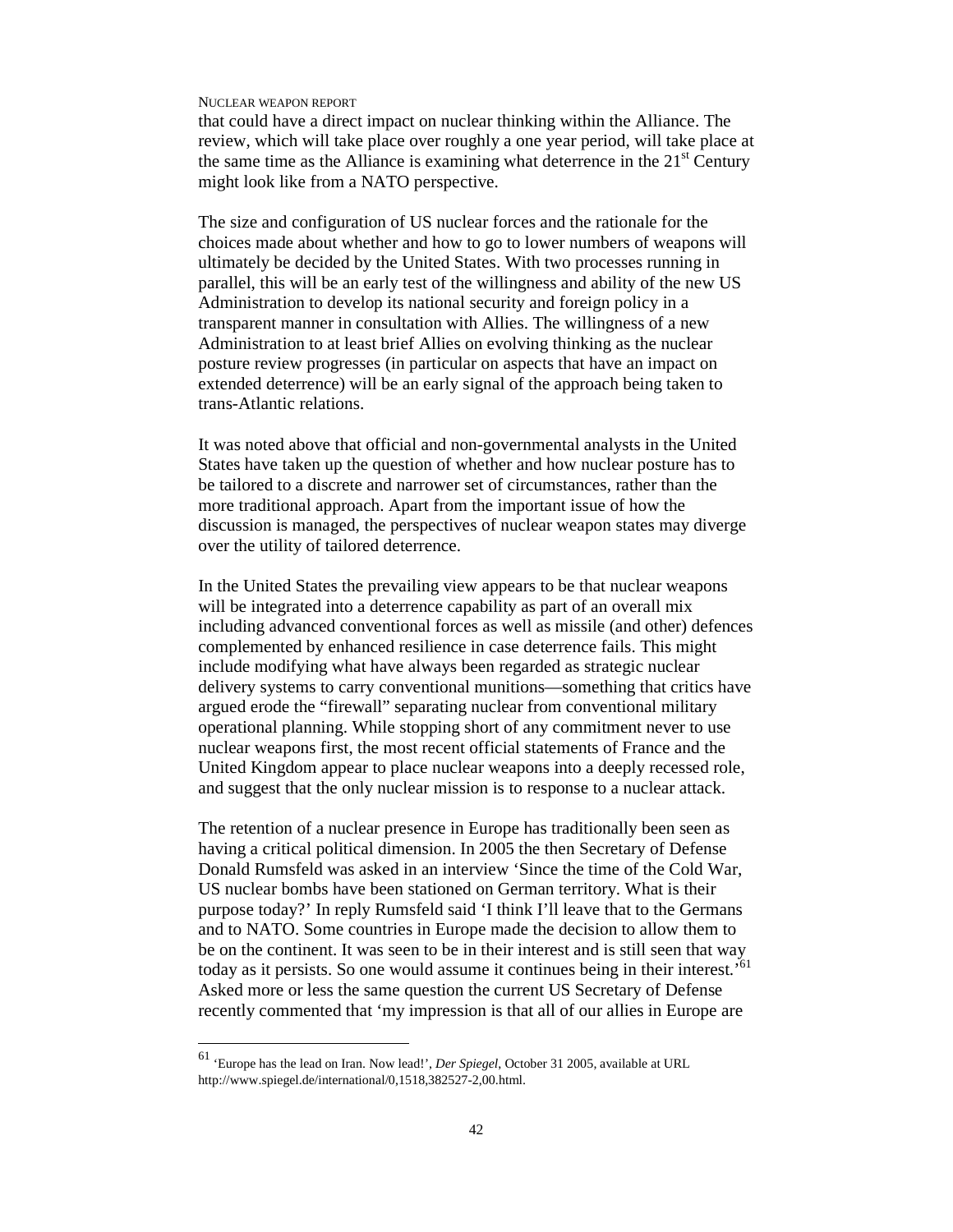that could have a direct impact on nuclear thinking within the Alliance. The review, which will take place over roughly a one year period, will take place at the same time as the Alliance is examining what deterrence in the 21st Century might look like from a NATO perspective.

The size and configuration of US nuclear forces and the rationale for the choices made about whether and how to go to lower numbers of weapons will ultimately be decided by the United States. With two processes running in parallel, this will be an early test of the willingness and ability of the new US Administration to develop its national security and foreign policy in a transparent manner in consultation with Allies. The willingness of a new Administration to at least brief Allies on evolving thinking as the nuclear posture review progresses (in particular on aspects that have an impact on extended deterrence) will be an early signal of the approach being taken to trans-Atlantic relations.

It was noted above that official and non-governmental analysts in the United States have taken up the question of whether and how nuclear posture has to be tailored to a discrete and narrower set of circumstances, rather than the more traditional approach. Apart from the important issue of how the discussion is managed, the perspectives of nuclear weapon states may diverge over the utility of tailored deterrence.

In the United States the prevailing view appears to be that nuclear weapons will be integrated into a deterrence capability as part of an overall mix including advanced conventional forces as well as missile (and other) defences complemented by enhanced resilience in case deterrence fails. This might include modifying what have always been regarded as strategic nuclear delivery systems to carry conventional munitions—something that critics have argued erode the "firewall" separating nuclear from conventional military operational planning. While stopping short of any commitment never to use nuclear weapons first, the most recent official statements of France and the United Kingdom appear to place nuclear weapons into a deeply recessed role, and suggest that the only nuclear mission is to response to a nuclear attack.

The retention of a nuclear presence in Europe has traditionally been seen as having a critical political dimension. In 2005 the then Secretary of Defense Donald Rumsfeld was asked in an interview 'Since the time of the Cold War, US nuclear bombs have been stationed on German territory. What is their purpose today?' In reply Rumsfeld said 'I think I'll leave that to the Germans and to NATO. Some countries in Europe made the decision to allow them to be on the continent. It was seen to be in their interest and is still seen that way today as it persists. So one would assume it continues being in their interest.'[61] Asked more or less the same question the current US Secretary of Defense recently commented that 'my impression is that all of our allies in Europe are

---

[61] 'Europe has the lead on Iran. Now lead!', *Der Spiegel*, October 31 2005, available at URL http://www.spiegel.de/international/0,1518,382527-2,00.html.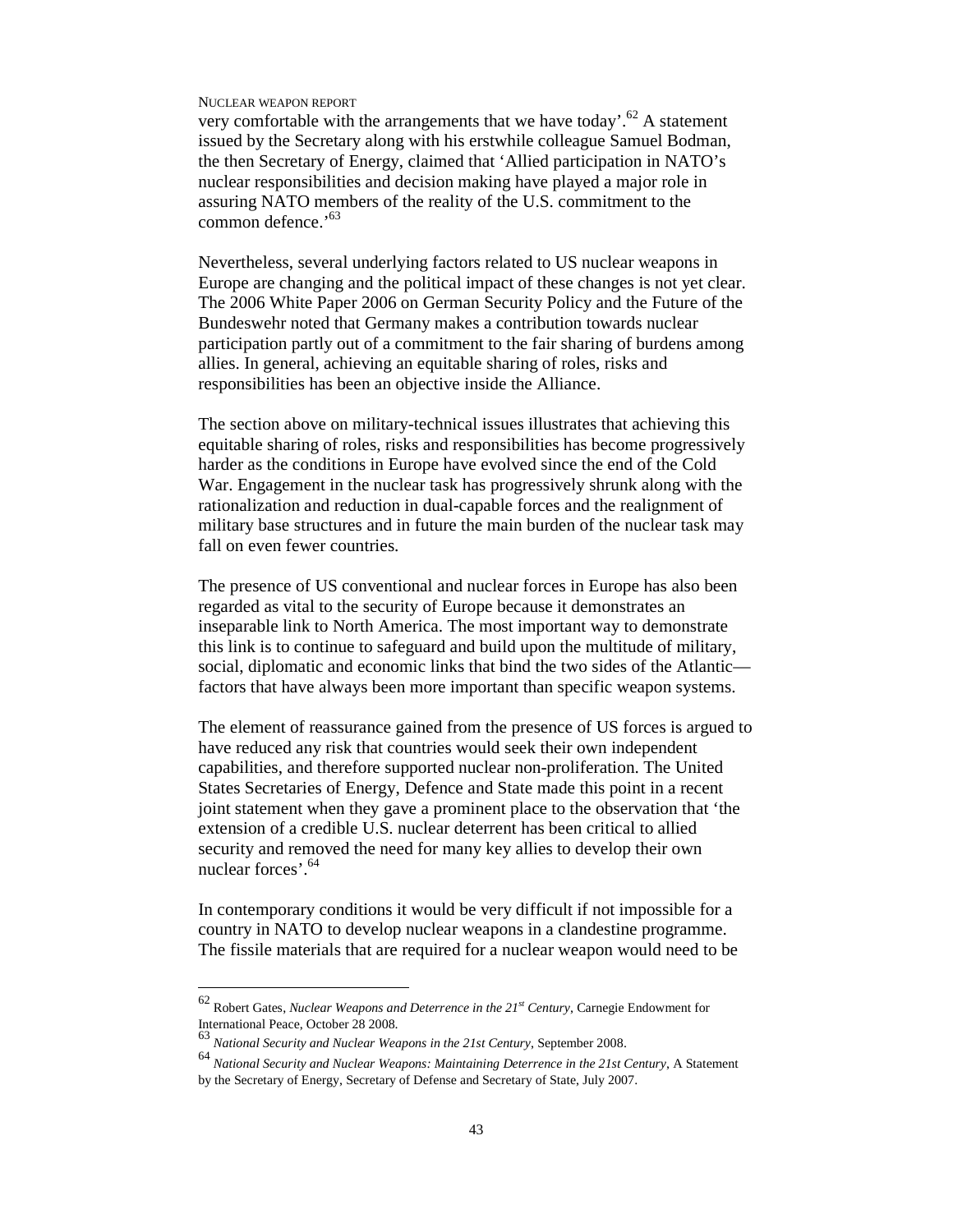very comfortable with the arrangements that we have today'.[62] A statement issued by the Secretary along with his erstwhile colleague Samuel Bodman, the then Secretary of Energy, claimed that 'Allied participation in NATO's nuclear responsibilities and decision making have played a major role in assuring NATO members of the reality of the U.S. commitment to the common defence.'[63]

Nevertheless, several underlying factors related to US nuclear weapons in Europe are changing and the political impact of these changes is not yet clear. The 2006 White Paper 2006 on German Security Policy and the Future of the Bundeswehr noted that Germany makes a contribution towards nuclear participation partly out of a commitment to the fair sharing of burdens among allies. In general, achieving an equitable sharing of roles, risks and responsibilities has been an objective inside the Alliance.

The section above on military-technical issues illustrates that achieving this equitable sharing of roles, risks and responsibilities has become progressively harder as the conditions in Europe have evolved since the end of the Cold War. Engagement in the nuclear task has progressively shrunk along with the rationalization and reduction in dual-capable forces and the realignment of military base structures and in future the main burden of the nuclear task may fall on even fewer countries.

The presence of US conventional and nuclear forces in Europe has also been regarded as vital to the security of Europe because it demonstrates an inseparable link to North America. The most important way to demonstrate this link is to continue to safeguard and build upon the multitude of military, social, diplomatic and economic links that bind the two sides of the Atlantic—factors that have always been more important than specific weapon systems.

The element of reassurance gained from the presence of US forces is argued to have reduced any risk that countries would seek their own independent capabilities, and therefore supported nuclear non-proliferation. The United States Secretaries of Energy, Defence and State made this point in a recent joint statement when they gave a prominent place to the observation that 'the extension of a credible U.S. nuclear deterrent has been critical to allied security and removed the need for many key allies to develop their own nuclear forces'.[64]

In contemporary conditions it would be very difficult if not impossible for a country in NATO to develop nuclear weapons in a clandestine programme. The fissile materials that are required for a nuclear weapon would need to be

---

[62] Robert Gates, *Nuclear Weapons and Deterrence in the 21st Century*, Carnegie Endowment for International Peace, October 28 2008.

[63] *National Security and Nuclear Weapons in the 21st Century*, September 2008.

[64] *National Security and Nuclear Weapons: Maintaining Deterrence in the 21st Century*, A Statement by the Secretary of Energy, Secretary of Defense and Secretary of State, July 2007.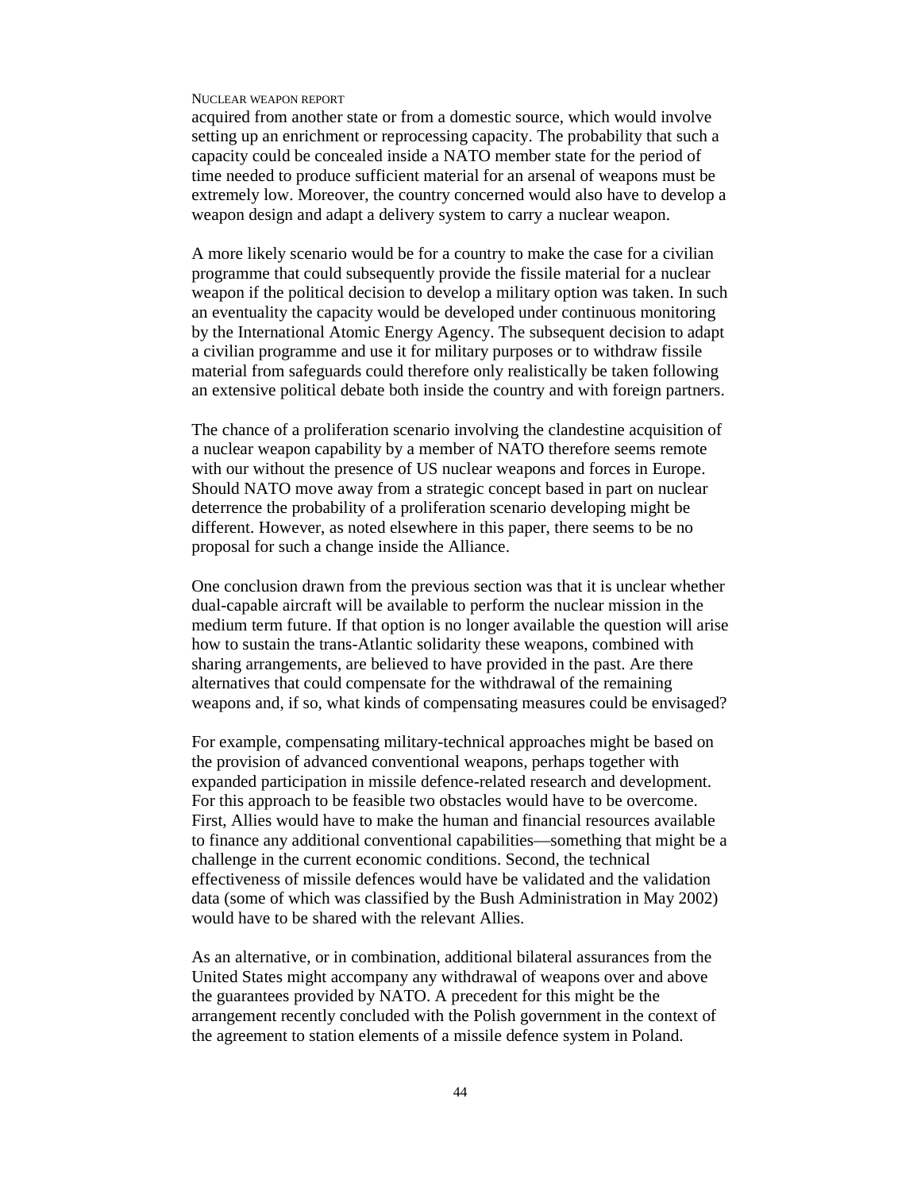acquired from another state or from a domestic source, which would involve setting up an enrichment or reprocessing capacity. The probability that such a capacity could be concealed inside a NATO member state for the period of time needed to produce sufficient material for an arsenal of weapons must be extremely low. Moreover, the country concerned would also have to develop a weapon design and adapt a delivery system to carry a nuclear weapon.

A more likely scenario would be for a country to make the case for a civilian programme that could subsequently provide the fissile material for a nuclear weapon if the political decision to develop a military option was taken. In such an eventuality the capacity would be developed under continuous monitoring by the International Atomic Energy Agency. The subsequent decision to adapt a civilian programme and use it for military purposes or to withdraw fissile material from safeguards could therefore only realistically be taken following an extensive political debate both inside the country and with foreign partners.

The chance of a proliferation scenario involving the clandestine acquisition of a nuclear weapon capability by a member of NATO therefore seems remote with our without the presence of US nuclear weapons and forces in Europe. Should NATO move away from a strategic concept based in part on nuclear deterrence the probability of a proliferation scenario developing might be different. However, as noted elsewhere in this paper, there seems to be no proposal for such a change inside the Alliance.

One conclusion drawn from the previous section was that it is unclear whether dual-capable aircraft will be available to perform the nuclear mission in the medium term future. If that option is no longer available the question will arise how to sustain the trans-Atlantic solidarity these weapons, combined with sharing arrangements, are believed to have provided in the past. Are there alternatives that could compensate for the withdrawal of the remaining weapons and, if so, what kinds of compensating measures could be envisaged?

For example, compensating military-technical approaches might be based on the provision of advanced conventional weapons, perhaps together with expanded participation in missile defence-related research and development. For this approach to be feasible two obstacles would have to be overcome. First, Allies would have to make the human and financial resources available to finance any additional conventional capabilities—something that might be a challenge in the current economic conditions. Second, the technical effectiveness of missile defences would have be validated and the validation data (some of which was classified by the Bush Administration in May 2002) would have to be shared with the relevant Allies.

As an alternative, or in combination, additional bilateral assurances from the United States might accompany any withdrawal of weapons over and above the guarantees provided by NATO. A precedent for this might be the arrangement recently concluded with the Polish government in the context of the agreement to station elements of a missile defence system in Poland.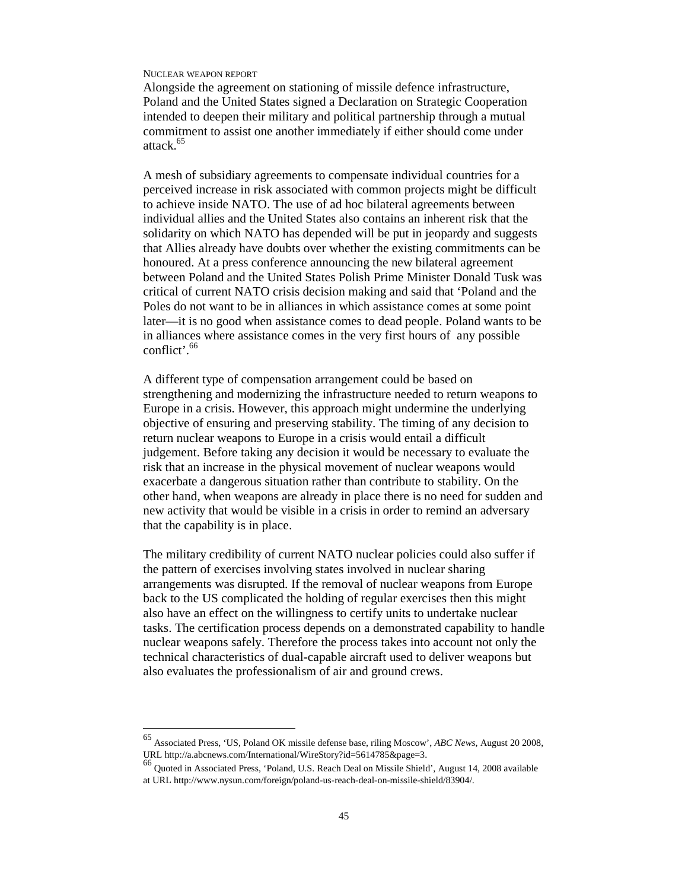Alongside the agreement on stationing of missile defence infrastructure, Poland and the United States signed a Declaration on Strategic Cooperation intended to deepen their military and political partnership through a mutual commitment to assist one another immediately if either should come under attack.[65]

A mesh of subsidiary agreements to compensate individual countries for a perceived increase in risk associated with common projects might be difficult to achieve inside NATO. The use of ad hoc bilateral agreements between individual allies and the United States also contains an inherent risk that the solidarity on which NATO has depended will be put in jeopardy and suggests that Allies already have doubts over whether the existing commitments can be honoured. At a press conference announcing the new bilateral agreement between Poland and the United States Polish Prime Minister Donald Tusk was critical of current NATO crisis decision making and said that 'Poland and the Poles do not want to be in alliances in which assistance comes at some point later—it is no good when assistance comes to dead people. Poland wants to be in alliances where assistance comes in the very first hours of any possible conflict'.[66]

A different type of compensation arrangement could be based on strengthening and modernizing the infrastructure needed to return weapons to Europe in a crisis. However, this approach might undermine the underlying objective of ensuring and preserving stability. The timing of any decision to return nuclear weapons to Europe in a crisis would entail a difficult judgement. Before taking any decision it would be necessary to evaluate the risk that an increase in the physical movement of nuclear weapons would exacerbate a dangerous situation rather than contribute to stability. On the other hand, when weapons are already in place there is no need for sudden and new activity that would be visible in a crisis in order to remind an adversary that the capability is in place.

The military credibility of current NATO nuclear policies could also suffer if the pattern of exercises involving states involved in nuclear sharing arrangements was disrupted. If the removal of nuclear weapons from Europe back to the US complicated the holding of regular exercises then this might also have an effect on the willingness to certify units to undertake nuclear tasks. The certification process depends on a demonstrated capability to handle nuclear weapons safely. Therefore the process takes into account not only the technical characteristics of dual-capable aircraft used to deliver weapons but also evaluates the professionalism of air and ground crews.

---

[65] Associated Press, 'US, Poland OK missile defense base, riling Moscow', *ABC News*, August 20 2008, URL http://a.abcnews.com/International/WireStory?id=5614785&page=3.

[66] Quoted in Associated Press, 'Poland, U.S. Reach Deal on Missile Shield', August 14, 2008 available at URL http://www.nysun.com/foreign/poland-us-reach-deal-on-missile-shield/83904/.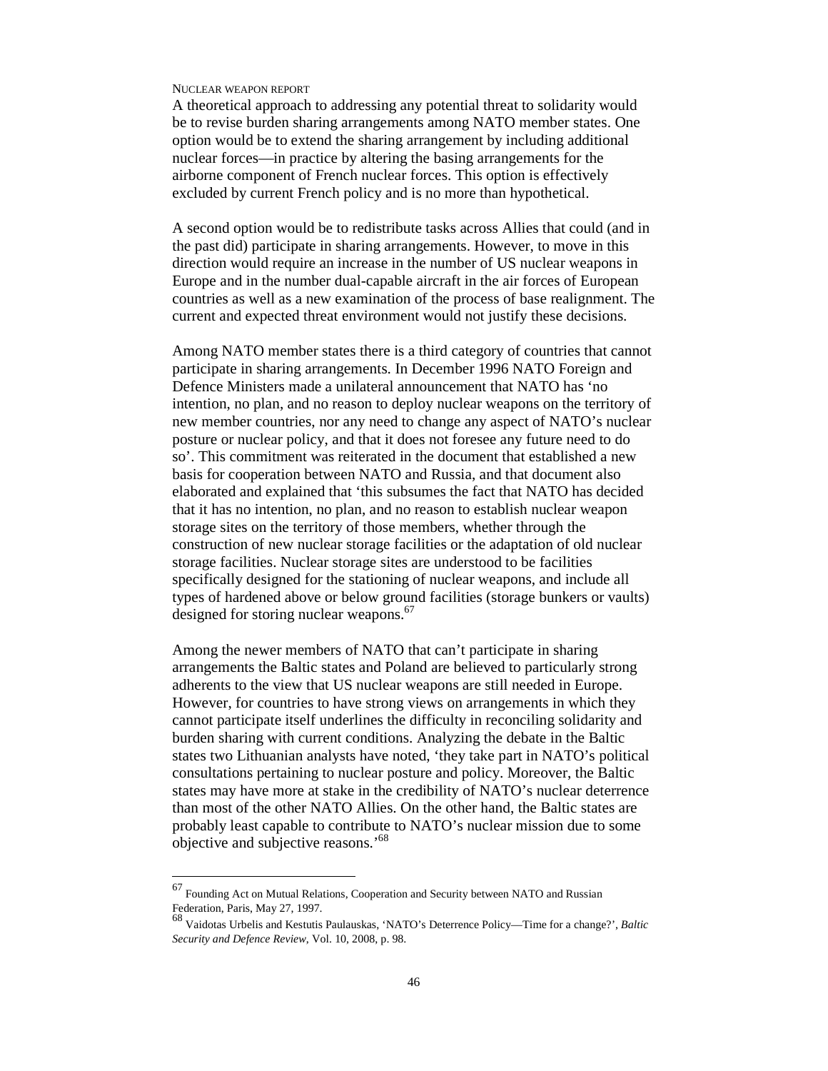A theoretical approach to addressing any potential threat to solidarity would be to revise burden sharing arrangements among NATO member states. One option would be to extend the sharing arrangement by including additional nuclear forces—in practice by altering the basing arrangements for the airborne component of French nuclear forces. This option is effectively excluded by current French policy and is no more than hypothetical.

A second option would be to redistribute tasks across Allies that could (and in the past did) participate in sharing arrangements. However, to move in this direction would require an increase in the number of US nuclear weapons in Europe and in the number dual-capable aircraft in the air forces of European countries as well as a new examination of the process of base realignment. The current and expected threat environment would not justify these decisions.

Among NATO member states there is a third category of countries that cannot participate in sharing arrangements. In December 1996 NATO Foreign and Defence Ministers made a unilateral announcement that NATO has 'no intention, no plan, and no reason to deploy nuclear weapons on the territory of new member countries, nor any need to change any aspect of NATO's nuclear posture or nuclear policy, and that it does not foresee any future need to do so'. This commitment was reiterated in the document that established a new basis for cooperation between NATO and Russia, and that document also elaborated and explained that 'this subsumes the fact that NATO has decided that it has no intention, no plan, and no reason to establish nuclear weapon storage sites on the territory of those members, whether through the construction of new nuclear storage facilities or the adaptation of old nuclear storage facilities. Nuclear storage sites are understood to be facilities specifically designed for the stationing of nuclear weapons, and include all types of hardened above or below ground facilities (storage bunkers or vaults) designed for storing nuclear weapons.[67]

Among the newer members of NATO that can't participate in sharing arrangements the Baltic states and Poland are believed to particularly strong adherents to the view that US nuclear weapons are still needed in Europe. However, for countries to have strong views on arrangements in which they cannot participate itself underlines the difficulty in reconciling solidarity and burden sharing with current conditions. Analyzing the debate in the Baltic states two Lithuanian analysts have noted, 'they take part in NATO's political consultations pertaining to nuclear posture and policy. Moreover, the Baltic states may have more at stake in the credibility of NATO's nuclear deterrence than most of the other NATO Allies. On the other hand, the Baltic states are probably least capable to contribute to NATO's nuclear mission due to some objective and subjective reasons.'[68]

---

[67] Founding Act on Mutual Relations, Cooperation and Security between NATO and Russian Federation, Paris, May 27, 1997.

[68] Vaidotas Urbelis and Kestutis Paulauskas, 'NATO's Deterrence Policy—Time for a change?', *Baltic Security and Defence Review*, Vol. 10, 2008, p. 98.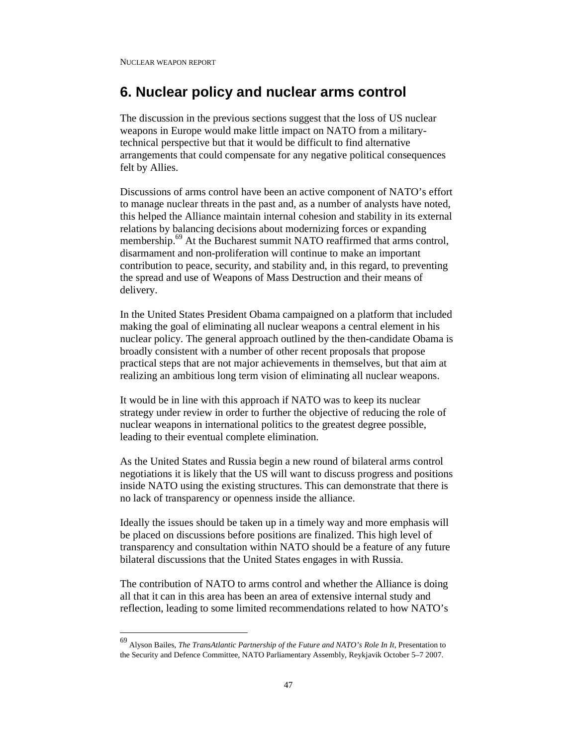## 6. Nuclear policy and nuclear arms control

The discussion in the previous sections suggest that the loss of US nuclear weapons in Europe would make little impact on NATO from a military-technical perspective but that it would be difficult to find alternative arrangements that could compensate for any negative political consequences felt by Allies.

Discussions of arms control have been an active component of NATO's effort to manage nuclear threats in the past and, as a number of analysts have noted, this helped the Alliance maintain internal cohesion and stability in its external relations by balancing decisions about modernizing forces or expanding membership.[69] At the Bucharest summit NATO reaffirmed that arms control, disarmament and non-proliferation will continue to make an important contribution to peace, security, and stability and, in this regard, to preventing the spread and use of Weapons of Mass Destruction and their means of delivery.

In the United States President Obama campaigned on a platform that included making the goal of eliminating all nuclear weapons a central element in his nuclear policy. The general approach outlined by the then-candidate Obama is broadly consistent with a number of other recent proposals that propose practical steps that are not major achievements in themselves, but that aim at realizing an ambitious long term vision of eliminating all nuclear weapons.

It would be in line with this approach if NATO was to keep its nuclear strategy under review in order to further the objective of reducing the role of nuclear weapons in international politics to the greatest degree possible, leading to their eventual complete elimination.

As the United States and Russia begin a new round of bilateral arms control negotiations it is likely that the US will want to discuss progress and positions inside NATO using the existing structures. This can demonstrate that there is no lack of transparency or openness inside the alliance.

Ideally the issues should be taken up in a timely way and more emphasis will be placed on discussions before positions are finalized. This high level of transparency and consultation within NATO should be a feature of any future bilateral discussions that the United States engages in with Russia.

The contribution of NATO to arms control and whether the Alliance is doing all that it can in this area has been an area of extensive internal study and reflection, leading to some limited recommendations related to how NATO's

---

[69] Alyson Bailes, *The TransAtlantic Partnership of the Future and NATO's Role In It*, Presentation to the Security and Defence Committee, NATO Parliamentary Assembly, Reykjavik October 5–7 2007.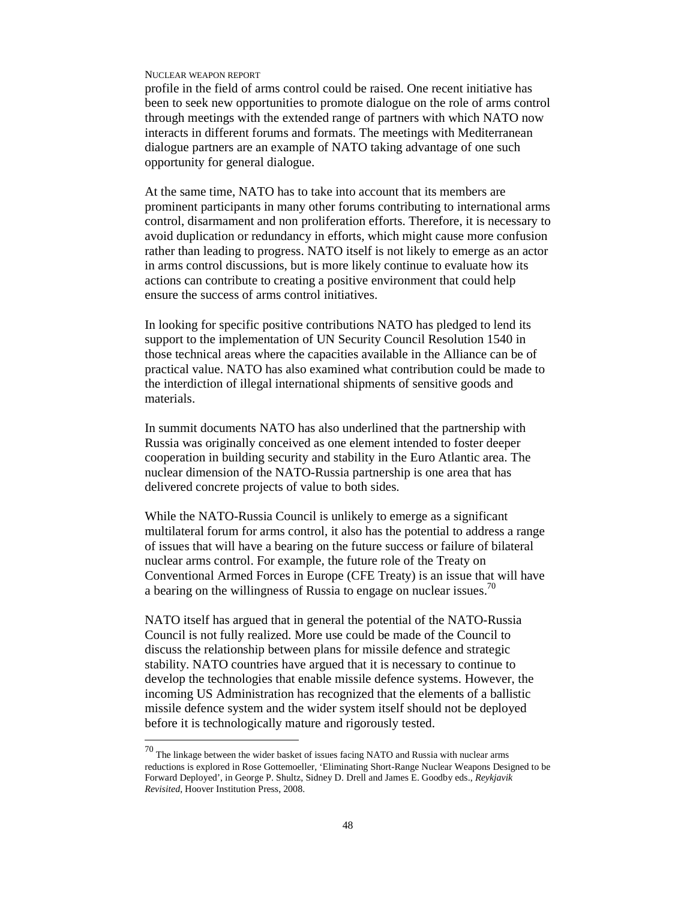profile in the field of arms control could be raised. One recent initiative has been to seek new opportunities to promote dialogue on the role of arms control through meetings with the extended range of partners with which NATO now interacts in different forums and formats. The meetings with Mediterranean dialogue partners are an example of NATO taking advantage of one such opportunity for general dialogue.

At the same time, NATO has to take into account that its members are prominent participants in many other forums contributing to international arms control, disarmament and non proliferation efforts. Therefore, it is necessary to avoid duplication or redundancy in efforts, which might cause more confusion rather than leading to progress. NATO itself is not likely to emerge as an actor in arms control discussions, but is more likely continue to evaluate how its actions can contribute to creating a positive environment that could help ensure the success of arms control initiatives.

In looking for specific positive contributions NATO has pledged to lend its support to the implementation of UN Security Council Resolution 1540 in those technical areas where the capacities available in the Alliance can be of practical value. NATO has also examined what contribution could be made to the interdiction of illegal international shipments of sensitive goods and materials.

In summit documents NATO has also underlined that the partnership with Russia was originally conceived as one element intended to foster deeper cooperation in building security and stability in the Euro Atlantic area. The nuclear dimension of the NATO-Russia partnership is one area that has delivered concrete projects of value to both sides.

While the NATO-Russia Council is unlikely to emerge as a significant multilateral forum for arms control, it also has the potential to address a range of issues that will have a bearing on the future success or failure of bilateral nuclear arms control. For example, the future role of the Treaty on Conventional Armed Forces in Europe (CFE Treaty) is an issue that will have a bearing on the willingness of Russia to engage on nuclear issues.[70]

NATO itself has argued that in general the potential of the NATO-Russia Council is not fully realized. More use could be made of the Council to discuss the relationship between plans for missile defence and strategic stability. NATO countries have argued that it is necessary to continue to develop the technologies that enable missile defence systems. However, the incoming US Administration has recognized that the elements of a ballistic missile defence system and the wider system itself should not be deployed before it is technologically mature and rigorously tested.

---

[70] The linkage between the wider basket of issues facing NATO and Russia with nuclear arms reductions is explored in Rose Gottemoeller, 'Eliminating Short-Range Nuclear Weapons Designed to be Forward Deployed', in George P. Shultz, Sidney D. Drell and James E. Goodby eds., *Reykjavik Revisited*, Hoover Institution Press, 2008.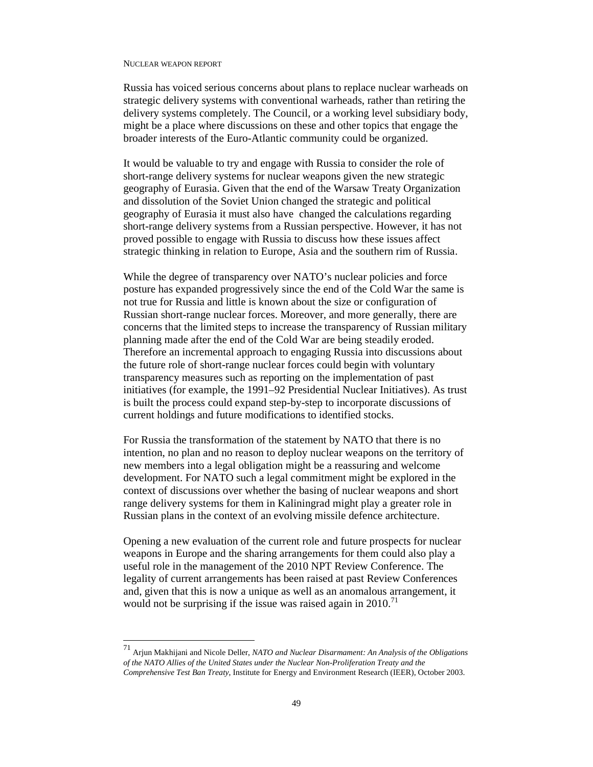Russia has voiced serious concerns about plans to replace nuclear warheads on strategic delivery systems with conventional warheads, rather than retiring the delivery systems completely. The Council, or a working level subsidiary body, might be a place where discussions on these and other topics that engage the broader interests of the Euro-Atlantic community could be organized.

It would be valuable to try and engage with Russia to consider the role of short-range delivery systems for nuclear weapons given the new strategic geography of Eurasia. Given that the end of the Warsaw Treaty Organization and dissolution of the Soviet Union changed the strategic and political geography of Eurasia it must also have changed the calculations regarding short-range delivery systems from a Russian perspective. However, it has not proved possible to engage with Russia to discuss how these issues affect strategic thinking in relation to Europe, Asia and the southern rim of Russia.

While the degree of transparency over NATO's nuclear policies and force posture has expanded progressively since the end of the Cold War the same is not true for Russia and little is known about the size or configuration of Russian short-range nuclear forces. Moreover, and more generally, there are concerns that the limited steps to increase the transparency of Russian military planning made after the end of the Cold War are being steadily eroded. Therefore an incremental approach to engaging Russia into discussions about the future role of short-range nuclear forces could begin with voluntary transparency measures such as reporting on the implementation of past initiatives (for example, the 1991–92 Presidential Nuclear Initiatives). As trust is built the process could expand step-by-step to incorporate discussions of current holdings and future modifications to identified stocks.

For Russia the transformation of the statement by NATO that there is no intention, no plan and no reason to deploy nuclear weapons on the territory of new members into a legal obligation might be a reassuring and welcome development. For NATO such a legal commitment might be explored in the context of discussions over whether the basing of nuclear weapons and short range delivery systems for them in Kaliningrad might play a greater role in Russian plans in the context of an evolving missile defence architecture.

Opening a new evaluation of the current role and future prospects for nuclear weapons in Europe and the sharing arrangements for them could also play a useful role in the management of the 2010 NPT Review Conference. The legality of current arrangements has been raised at past Review Conferences and, given that this is now a unique as well as an anomalous arrangement, it would not be surprising if the issue was raised again in 2010.[71]

---

[71] Arjun Makhijani and Nicole Deller, *NATO and Nuclear Disarmament: An Analysis of the Obligations of the NATO Allies of the United States under the Nuclear Non-Proliferation Treaty and the Comprehensive Test Ban Treaty*, Institute for Energy and Environment Research (IEER), October 2003.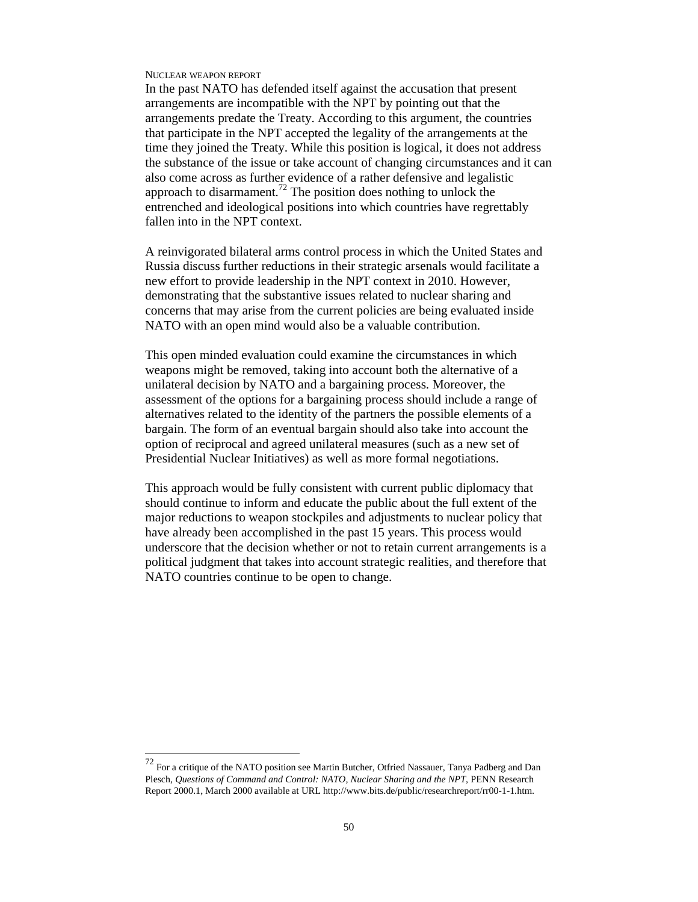In the past NATO has defended itself against the accusation that present arrangements are incompatible with the NPT by pointing out that the arrangements predate the Treaty. According to this argument, the countries that participate in the NPT accepted the legality of the arrangements at the time they joined the Treaty. While this position is logical, it does not address the substance of the issue or take account of changing circumstances and it can also come across as further evidence of a rather defensive and legalistic approach to disarmament.[72] The position does nothing to unlock the entrenched and ideological positions into which countries have regrettably fallen into in the NPT context.

A reinvigorated bilateral arms control process in which the United States and Russia discuss further reductions in their strategic arsenals would facilitate a new effort to provide leadership in the NPT context in 2010. However, demonstrating that the substantive issues related to nuclear sharing and concerns that may arise from the current policies are being evaluated inside NATO with an open mind would also be a valuable contribution.

This open minded evaluation could examine the circumstances in which weapons might be removed, taking into account both the alternative of a unilateral decision by NATO and a bargaining process. Moreover, the assessment of the options for a bargaining process should include a range of alternatives related to the identity of the partners the possible elements of a bargain. The form of an eventual bargain should also take into account the option of reciprocal and agreed unilateral measures (such as a new set of Presidential Nuclear Initiatives) as well as more formal negotiations.

This approach would be fully consistent with current public diplomacy that should continue to inform and educate the public about the full extent of the major reductions to weapon stockpiles and adjustments to nuclear policy that have already been accomplished in the past 15 years. This process would underscore that the decision whether or not to retain current arrangements is a political judgment that takes into account strategic realities, and therefore that NATO countries continue to be open to change.

---

[72] For a critique of the NATO position see Martin Butcher, Otfried Nassauer, Tanya Padberg and Dan Plesch, *Questions of Command and Control: NATO, Nuclear Sharing and the NPT*, PENN Research Report 2000.1, March 2000 available at URL http://www.bits.de/public/researchreport/rr00-1-1.htm.